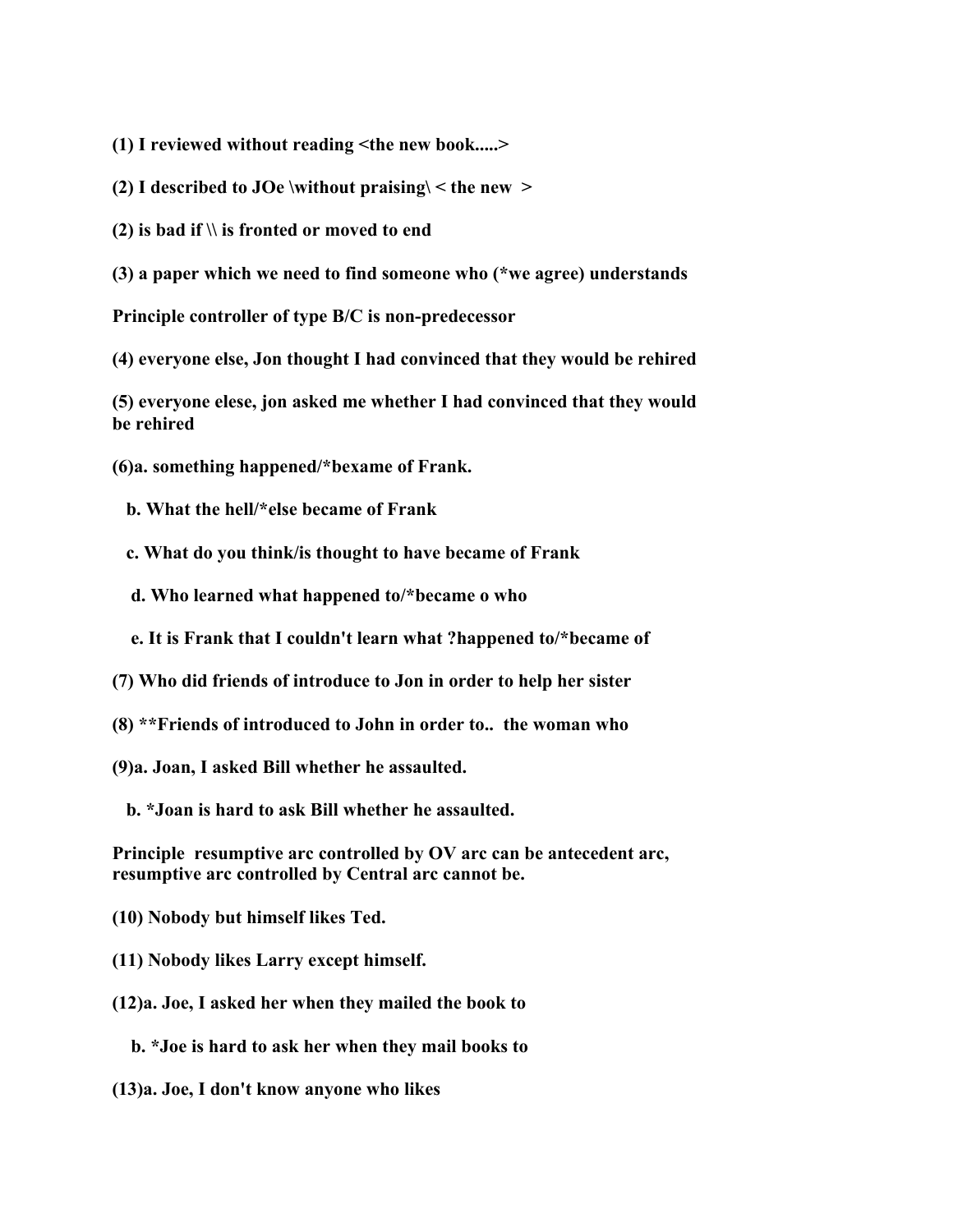**(1) I reviewed without reading <the new book.....>**

**(2) I described to JOe \without praising\ < the new >**

**(2) is bad if \\ is fronted or moved to end**

**(3) a paper which we need to find someone who (*we agree) understands**

**Principle controller of type B/C is non-predecessor**

**(4) everyone else, Jon thought I had convinced that they would be rehired**

**(5) everyone elese, jon asked me whether I had convinced that they would be rehired**

**(6)a. something happened/*bexame of Frank.**

**b. What the hell/*else became of Frank**

**c. What do you think/is thought to have became of Frank**

**d. Who learned what happened to/*became o who**

**e. It is Frank that I couldn't learn what ?happened to/*became of**

**(7) Who did friends of introduce to Jon in order to help her sister**

**(8) **Friends of introduced to John in order to.. the woman who**

**(9)a. Joan, I asked Bill whether he assaulted.**

**b. *Joan is hard to ask Bill whether he assaulted.**

**Principle resumptive arc controlled by OV arc can be antecedent arc, resumptive arc controlled by Central arc cannot be.**

**(10) Nobody but himself likes Ted.**

**(11) Nobody likes Larry except himself.**

**(12)a. Joe, I asked her when they mailed the book to**

**b. *Joe is hard to ask her when they mail books to**

**(13)a. Joe, I don't know anyone who likes**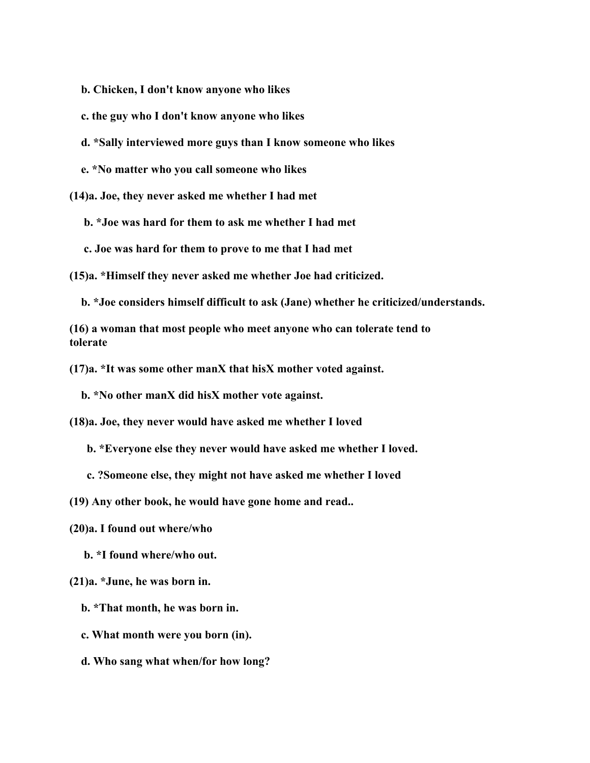**b. Chicken, I don't know anyone who likes**

**c. the guy who I don't know anyone who likes**

**d. *Sally interviewed more guys than I know someone who likes**

**e. *No matter who you call someone who likes**

**(14)a. Joe, they never asked me whether I had met**

**b. *Joe was hard for them to ask me whether I had met**

**c. Joe was hard for them to prove to me that I had met**

**(15)a. *Himself they never asked me whether Joe had criticized.**

**b. *Joe considers himself difficult to ask (Jane) whether he criticized/understands.**

**(16) a woman that most people who meet anyone who can tolerate tend to tolerate**

**(17)a. *It was some other manX that hisX mother voted against.**

**b. *No other manX did hisX mother vote against.**

**(18)a. Joe, they never would have asked me whether I loved**

**b. *Everyone else they never would have asked me whether I loved.**

**c. ?Someone else, they might not have asked me whether I loved**

**(19) Any other book, he would have gone home and read..**

**(20)a. I found out where/who**

**b. *I found where/who out.**

**(21)a. *June, he was born in.**

**b. *That month, he was born in.**

**c. What month were you born (in).**

**d. Who sang what when/for how long?**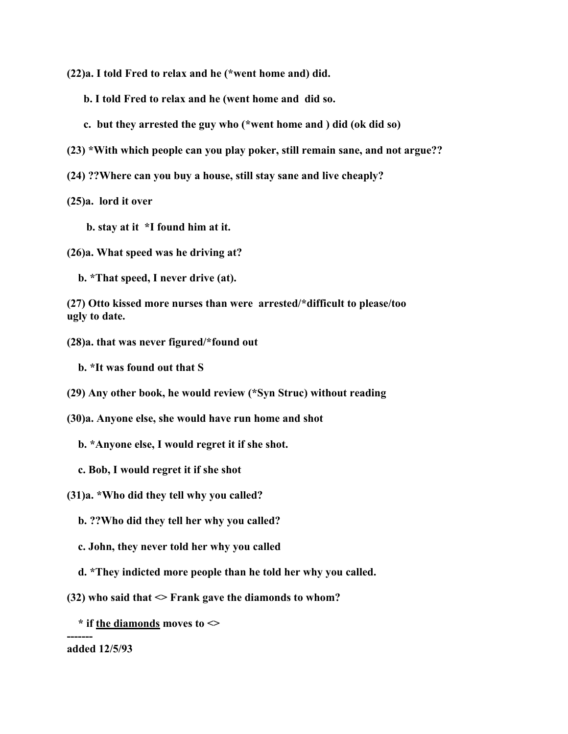**(22)a. I told Fred to relax and he (*went home and) did.**

**b. I told Fred to relax and he (went home and  did so.**

**c.  but they arrested the guy who (*went home and ) did (ok did so)**

**(23) *With which people can you play poker, still remain sane, and not argue??**

**(24) ??Where can you buy a house, still stay sane and live cheaply?**

**(25)a.  lord it over**

**b. stay at it  *I found him at it.**

**(26)a. What speed was he driving at?**

**b. *That speed, I never drive (at).**

**(27) Otto kissed more nurses than were  arrested/*difficult to please/too ugly to date.**

**(28)a. that was never figured/*found out**

**b. *It was found out that S**

**(29) Any other book, he would review (*Syn Struc) without reading**

**(30)a. Anyone else, she would have run home and shot**

**b. *Anyone else, I would regret it if she shot.**

**c. Bob, I would regret it if she shot**

**(31)a. *Who did they tell why you called?**

**b. ??Who did they tell her why you called?**

**c. John, they never told her why you called**

**d. *They indicted more people than he told her why you called.**

**(32) who said that <> Frank gave the diamonds to whom?**

**\* if <u>the diamonds</u> moves to <>**

**-------**

**added 12/5/93**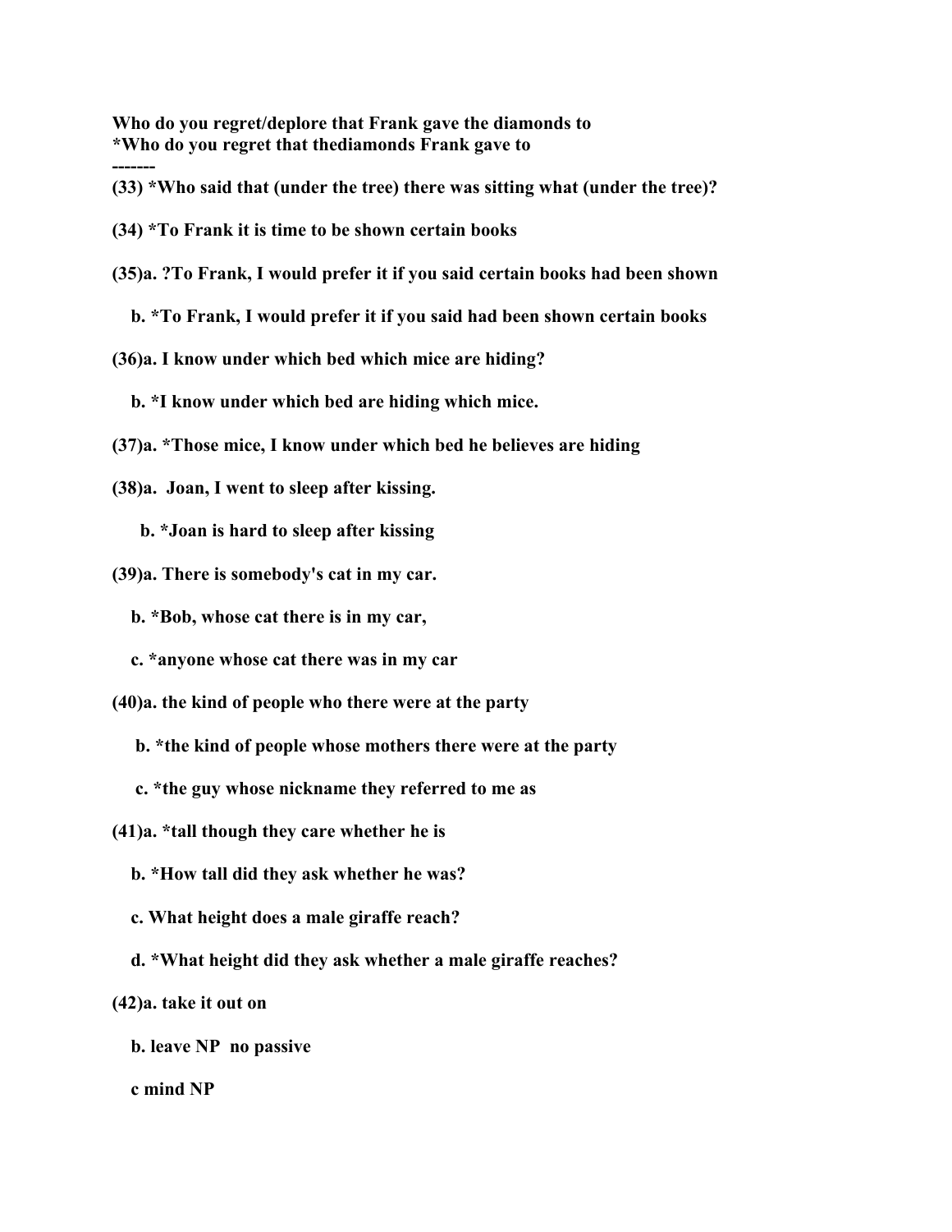**Who do you regret/deplore that Frank gave the diamonds to**
**\*Who do you regret that thediamonds Frank gave to**
**-------**

**(33) \*Who said that (under the tree) there was sitting what (under the tree)?**

**(34) \*To Frank it is time to be shown certain books**

**(35)a. ?To Frank, I would prefer it if you said certain books had been shown**

**b. \*To Frank, I would prefer it if you said had been shown certain books**

**(36)a. I know under which bed which mice are hiding?**

**b. \*I know under which bed are hiding which mice.**

**(37)a. \*Those mice, I know under which bed he believes are hiding**

**(38)a. Joan, I went to sleep after kissing.**

**b. \*Joan is hard to sleep after kissing**

**(39)a. There is somebody's cat in my car.**

**b. \*Bob, whose cat there is in my car,**

**c. \*anyone whose cat there was in my car**

**(40)a. the kind of people who there were at the party**

**b. \*the kind of people whose mothers there were at the party**

**c. \*the guy whose nickname they referred to me as**

**(41)a. \*tall though they care whether he is**

**b. \*How tall did they ask whether he was?**

**c. What height does a male giraffe reach?**

**d. \*What height did they ask whether a male giraffe reaches?**

**(42)a. take it out on**

**b. leave NP no passive**

**c mind NP**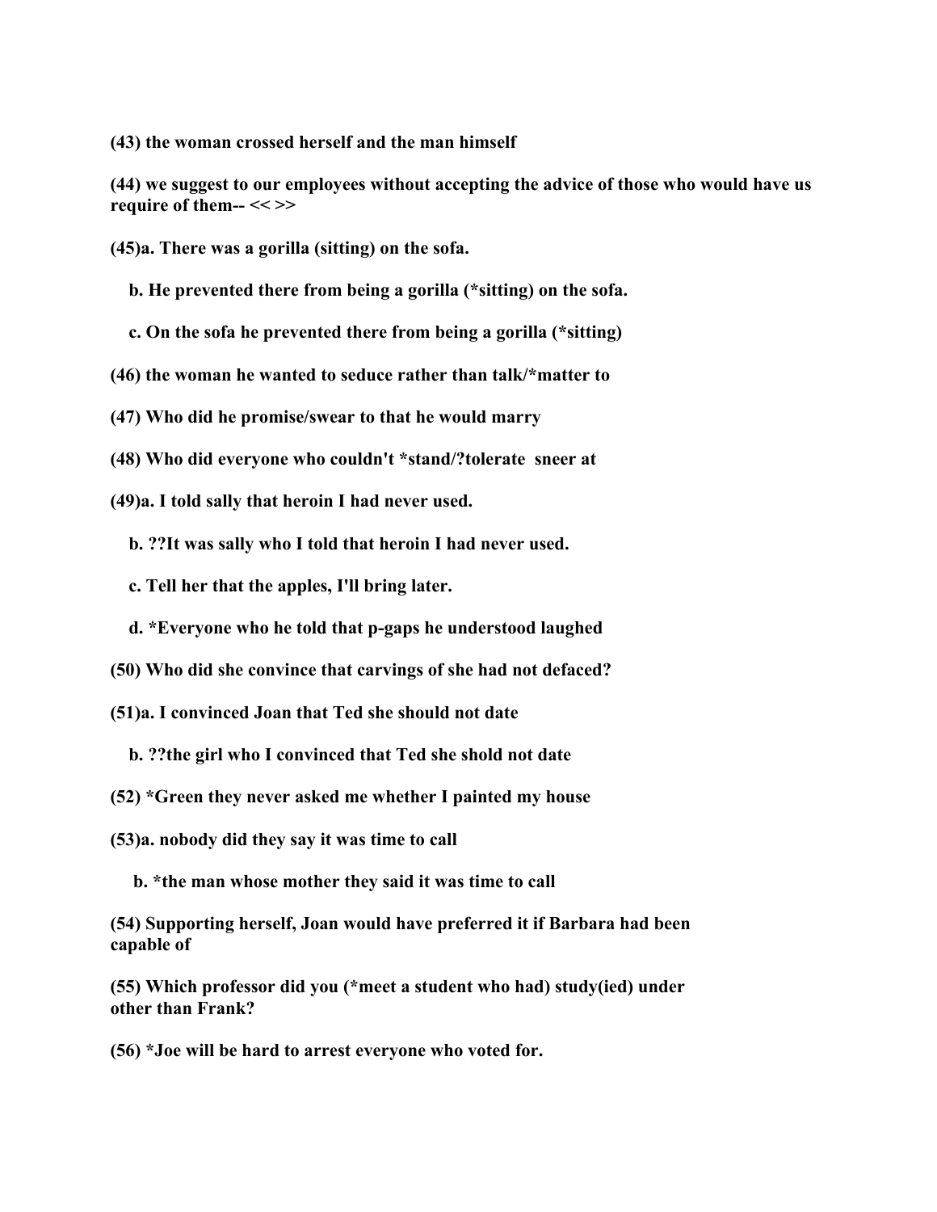**(43) the woman crossed herself and the man himself**

**(44) we suggest to our employees without accepting the advice of those who would have us require of them-- << >>**

**(45)a. There was a gorilla (sitting) on the sofa.**

**b. He prevented there from being a gorilla (*sitting) on the sofa.**

**c. On the sofa he prevented there from being a gorilla (*sitting)**

**(46) the woman he wanted to seduce rather than talk/*matter to**

**(47) Who did he promise/swear to that he would marry**

**(48) Who did everyone who couldn't *stand/?tolerate sneer at**

**(49)a. I told sally that heroin I had never used.**

**b. ??It was sally who I told that heroin I had never used.**

**c. Tell her that the apples, I'll bring later.**

**d. *Everyone who he told that p-gaps he understood laughed**

**(50) Who did she convince that carvings of she had not defaced?**

**(51)a. I convinced Joan that Ted she should not date**

**b. ??the girl who I convinced that Ted she shold not date**

**(52) *Green they never asked me whether I painted my house**

**(53)a. nobody did they say it was time to call**

**b. *the man whose mother they said it was time to call**

**(54) Supporting herself, Joan would have preferred it if Barbara had been capable of**

**(55) Which professor did you (*meet a student who had) study(ied) under other than Frank?**

**(56) *Joe will be hard to arrest everyone who voted for.**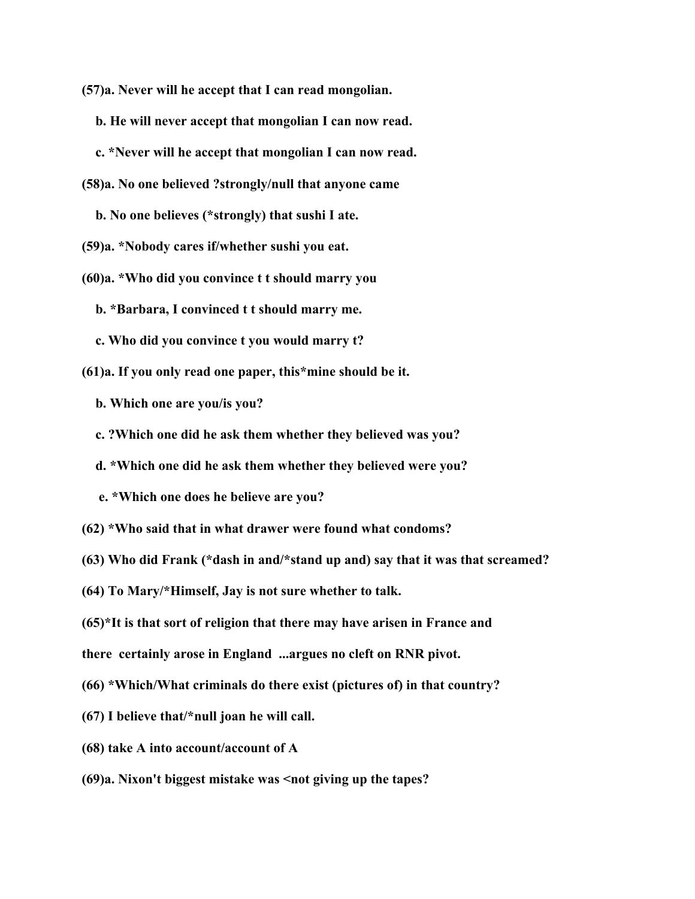**(57)a. Never will he accept that I can read mongolian.**

**b. He will never accept that mongolian I can now read.**

**c. *Never will he accept that mongolian I can now read.**

**(58)a. No one believed ?strongly/null that anyone came**

**b. No one believes (*strongly) that sushi I ate.**

**(59)a. *Nobody cares if/whether sushi you eat.**

**(60)a. *Who did you convince t t should marry you**

**b. *Barbara, I convinced t t should marry me.**

**c. Who did you convince t you would marry t?**

**(61)a. If you only read one paper, this*mine should be it.**

**b. Which one are you/is you?**

**c. ?Which one did he ask them whether they believed was you?**

**d. *Which one did he ask them whether they believed were you?**

**e. *Which one does he believe are you?**

**(62) *Who said that in what drawer were found what condoms?**

**(63) Who did Frank (*dash in and/*stand up and) say that it was that screamed?**

**(64) To Mary/*Himself, Jay is not sure whether to talk.**

**(65)*It is that sort of religion that there may have arisen in France and there certainly arose in England ...argues no cleft on RNR pivot.**

**(66) *Which/What criminals do there exist (pictures of) in that country?**

**(67) I believe that/*null joan he will call.**

**(68) take A into account/account of A**

**(69)a. Nixon't biggest mistake was <not giving up the tapes?**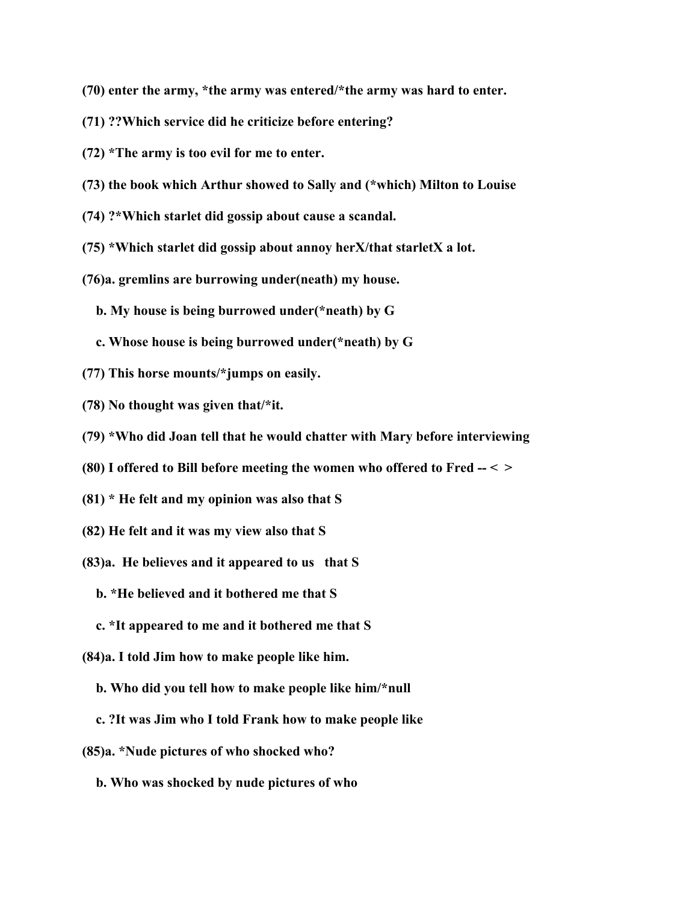**(70) enter the army, *the army was entered/*the army was hard to enter.**

**(71) ??Which service did he criticize before entering?**

**(72) *The army is too evil for me to enter.**

**(73) the book which Arthur showed to Sally and (*which) Milton to Louise**

**(74) ?*Which starlet did gossip about cause a scandal.**

**(75) *Which starlet did gossip about annoy herX/that starletX a lot.**

**(76)a. gremlins are burrowing under(neath) my house.**

**b. My house is being burrowed under(*neath) by G**

**c. Whose house is being burrowed under(*neath) by G**

**(77) This horse mounts/*jumps on easily.**

**(78) No thought was given that/*it.**

**(79) *Who did Joan tell that he would chatter with Mary before interviewing**

**(80) I offered to Bill before meeting the women who offered to Fred -- < >**

**(81) * He felt and my opinion was also that S**

**(82) He felt and it was my view also that S**

**(83)a. He believes and it appeared to us that S**

**b. *He believed and it bothered me that S**

**c. *It appeared to me and it bothered me that S**

**(84)a. I told Jim how to make people like him.**

**b. Who did you tell how to make people like him/*null**

**c. ?It was Jim who I told Frank how to make people like**

**(85)a. *Nude pictures of who shocked who?**

**b. Who was shocked by nude pictures of who**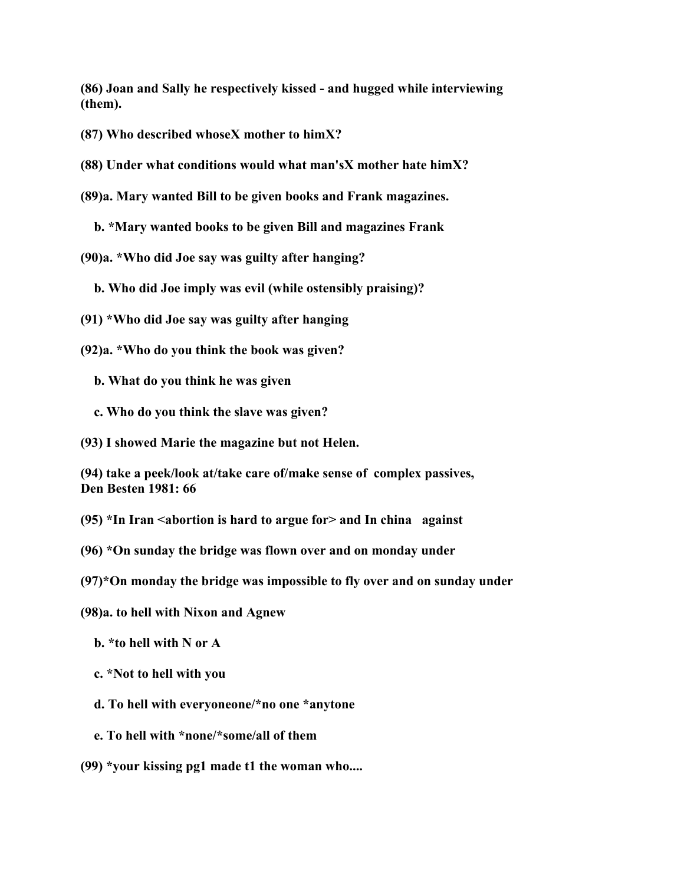**(86) Joan and Sally he respectively kissed - and hugged while interviewing (them).**

**(87) Who described whoseX mother to himX?**

**(88) Under what conditions would what man'sX mother hate himX?**

**(89)a. Mary wanted Bill to be given books and Frank magazines.**

**b. *Mary wanted books to be given Bill and magazines Frank**

**(90)a. *Who did Joe say was guilty after hanging?**

**b. Who did Joe imply was evil (while ostensibly praising)?**

**(91) *Who did Joe say was guilty after hanging**

**(92)a. *Who do you think the book was given?**

**b. What do you think he was given**

**c. Who do you think the slave was given?**

**(93) I showed Marie the magazine but not Helen.**

**(94) take a peek/look at/take care of/make sense of complex passives, Den Besten 1981: 66**

**(95) *In Iran <abortion is hard to argue for> and In china against**

**(96) *On sunday the bridge was flown over and on monday under**

**(97)*On monday the bridge was impossible to fly over and on sunday under**

**(98)a. to hell with Nixon and Agnew**

**b. *to hell with N or A**

**c. *Not to hell with you**

**d. To hell with everyoneone/*no one *anytone**

**e. To hell with *none/*some/all of them**

**(99) *your kissing pg1 made t1 the woman who....**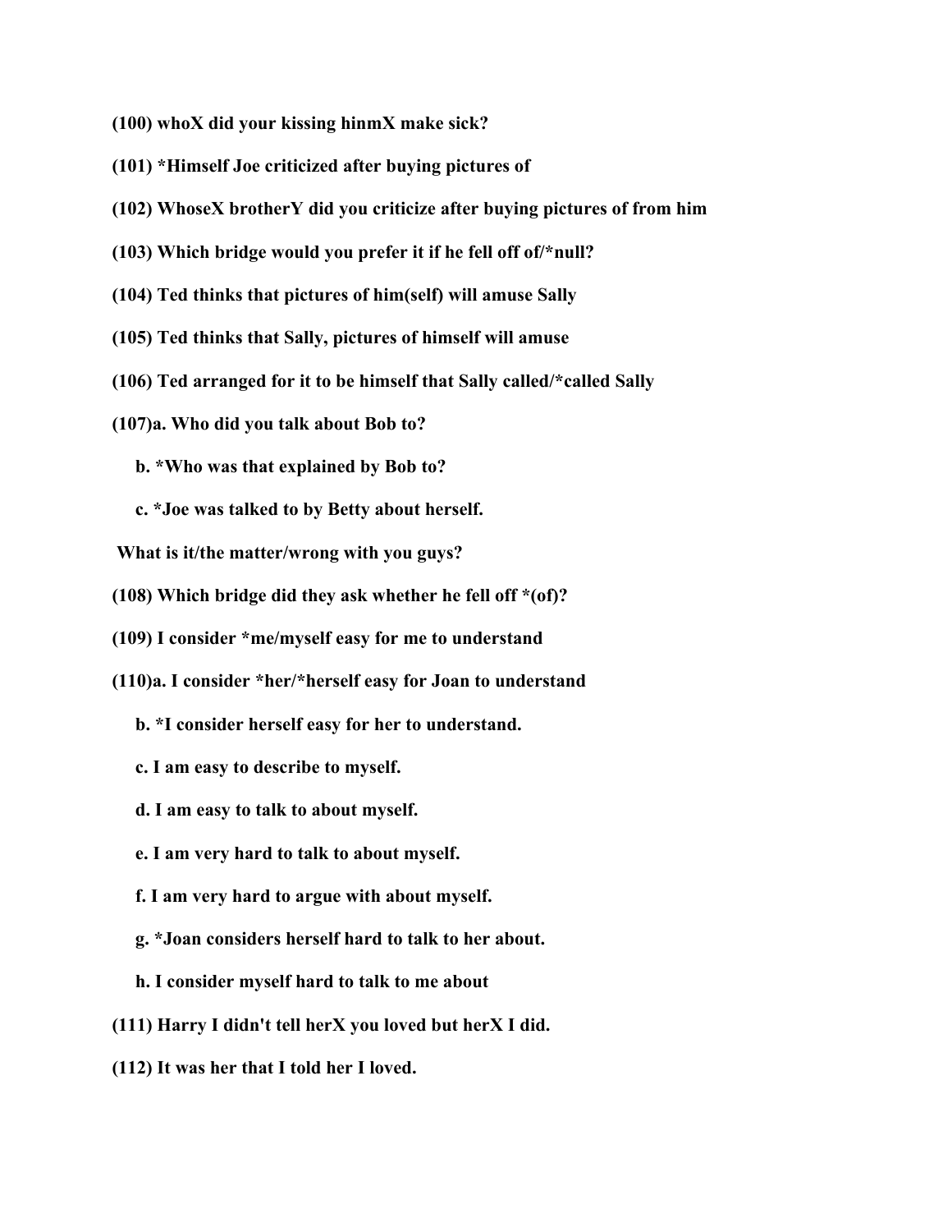**(100) whoX did your kissing hinmX make sick?**

**(101) *Himself Joe criticized after buying pictures of**

**(102) WhoseX brotherY did you criticize after buying pictures of from him**

**(103) Which bridge would you prefer it if he fell off of/*null?**

**(104) Ted thinks that pictures of him(self) will amuse Sally**

**(105) Ted thinks that Sally, pictures of himself will amuse**

**(106) Ted arranged for it to be himself that Sally called/*called Sally**

**(107)a. Who did you talk about Bob to?**

**b. *Who was that explained by Bob to?**

**c. *Joe was talked to by Betty about herself.**

**What is it/the matter/wrong with you guys?**

**(108) Which bridge did they ask whether he fell off *(of)?**

**(109) I consider *me/myself easy for me to understand**

**(110)a. I consider *her/*herself easy for Joan to understand**

**b. *I consider herself easy for her to understand.**

**c. I am easy to describe to myself.**

**d. I am easy to talk to about myself.**

**e. I am very hard to talk to about myself.**

**f. I am very hard to argue with about myself.**

**g. *Joan considers herself hard to talk to her about.**

**h. I consider myself hard to talk to me about**

**(111) Harry I didn't tell herX you loved but herX I did.**

**(112) It was her that I told her I loved.**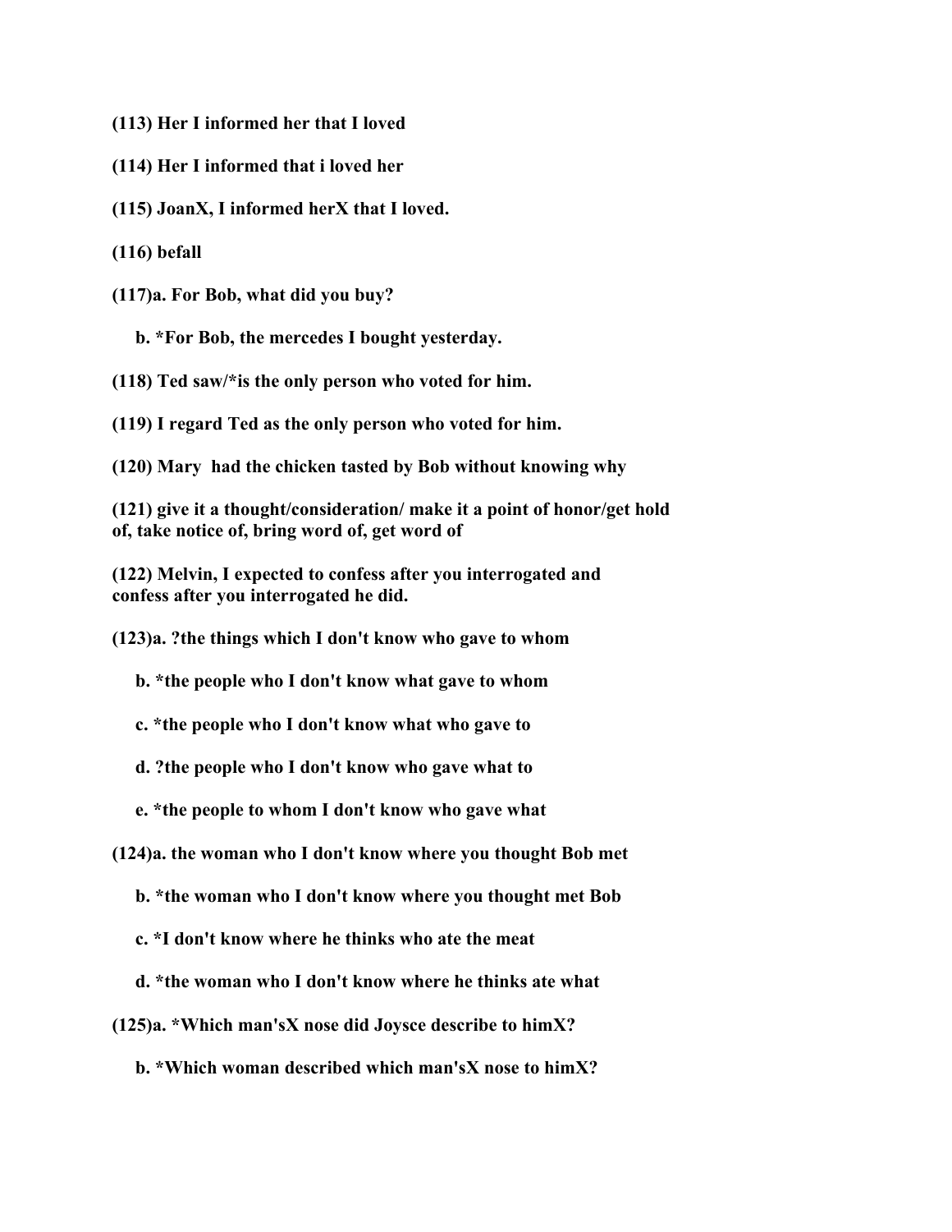**(113) Her I informed her that I loved**

**(114) Her I informed that i loved her**

**(115) JoanX, I informed herX that I loved.**

**(116) befall**

**(117)a. For Bob, what did you buy?**

**b. *For Bob, the mercedes I bought yesterday.**

**(118) Ted saw/*is the only person who voted for him.**

**(119) I regard Ted as the only person who voted for him.**

**(120) Mary had the chicken tasted by Bob without knowing why**

**(121) give it a thought/consideration/ make it a point of honor/get hold of, take notice of, bring word of, get word of**

**(122) Melvin, I expected to confess after you interrogated and confess after you interrogated he did.**

**(123)a. ?the things which I don't know who gave to whom**

**b. *the people who I don't know what gave to whom**

**c. *the people who I don't know what who gave to**

**d. ?the people who I don't know who gave what to**

**e. *the people to whom I don't know who gave what**

**(124)a. the woman who I don't know where you thought Bob met**

**b. *the woman who I don't know where you thought met Bob**

**c. *I don't know where he thinks who ate the meat**

**d. *the woman who I don't know where he thinks ate what**

**(125)a. *Which man'sX nose did Joysce describe to himX?**

**b. *Which woman described which man'sX nose to himX?**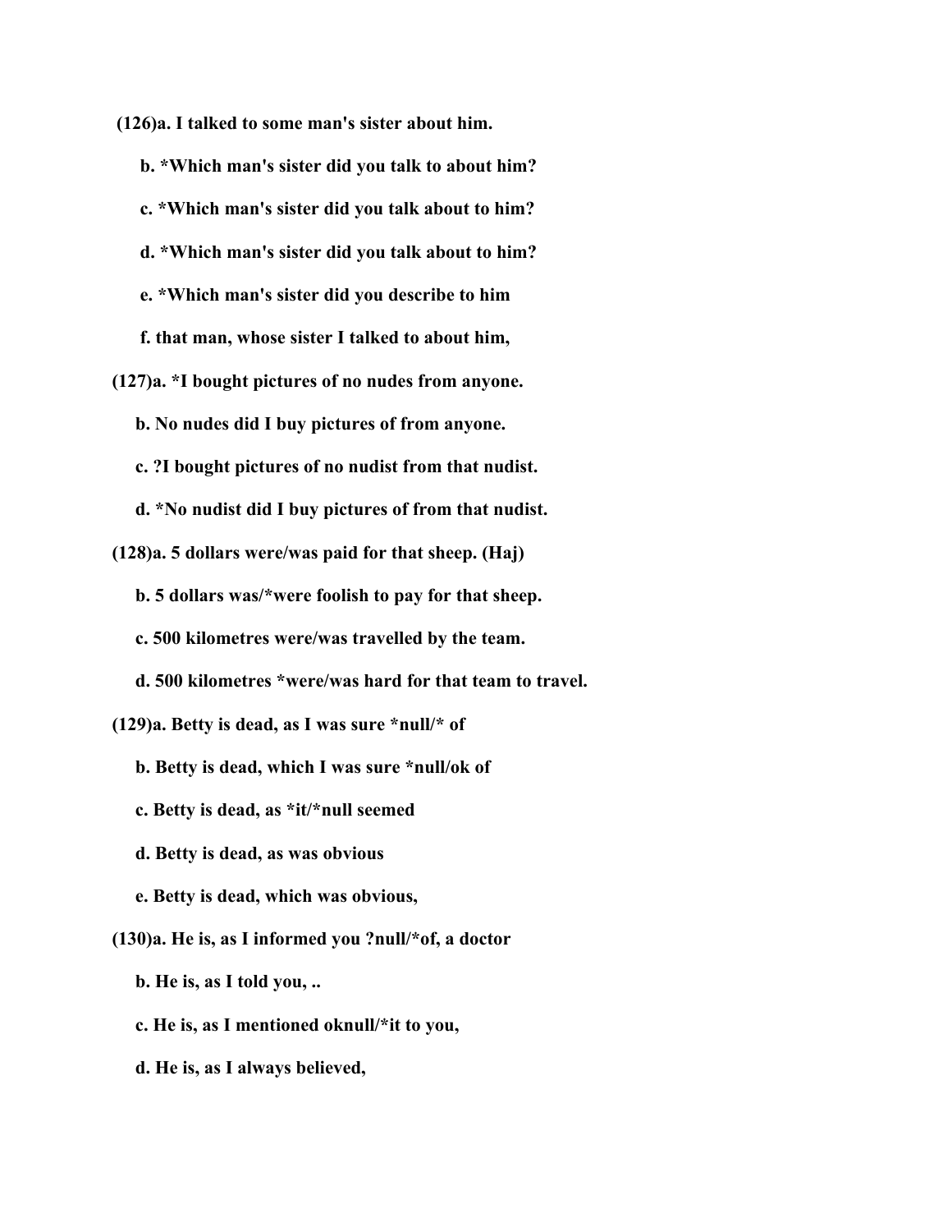(126)a. I talked to some man's sister about him.

b. *Which man's sister did you talk to about him?

c. *Which man's sister did you talk about to him?

d. *Which man's sister did you talk about to him?

e. *Which man's sister did you describe to him

f. that man, whose sister I talked to about him,

(127)a. *I bought pictures of no nudes from anyone.

b. No nudes did I buy pictures of from anyone.

c. ?I bought pictures of no nudist from that nudist.

d. *No nudist did I buy pictures of from that nudist.

(128)a. 5 dollars were/was paid for that sheep. (Haj)

b. 5 dollars was/*were foolish to pay for that sheep.

c. 500 kilometres were/was travelled by the team.

d. 500 kilometres *were/was hard for that team to travel.

(129)a. Betty is dead, as I was sure *null/* of

b. Betty is dead, which I was sure *null/ok of

c. Betty is dead, as *it/*null seemed

d. Betty is dead, as was obvious

e. Betty is dead, which was obvious,

(130)a. He is, as I informed you ?null/*of, a doctor

b. He is, as I told you, ..

c. He is, as I mentioned oknull/*it to you,

d. He is, as I always believed,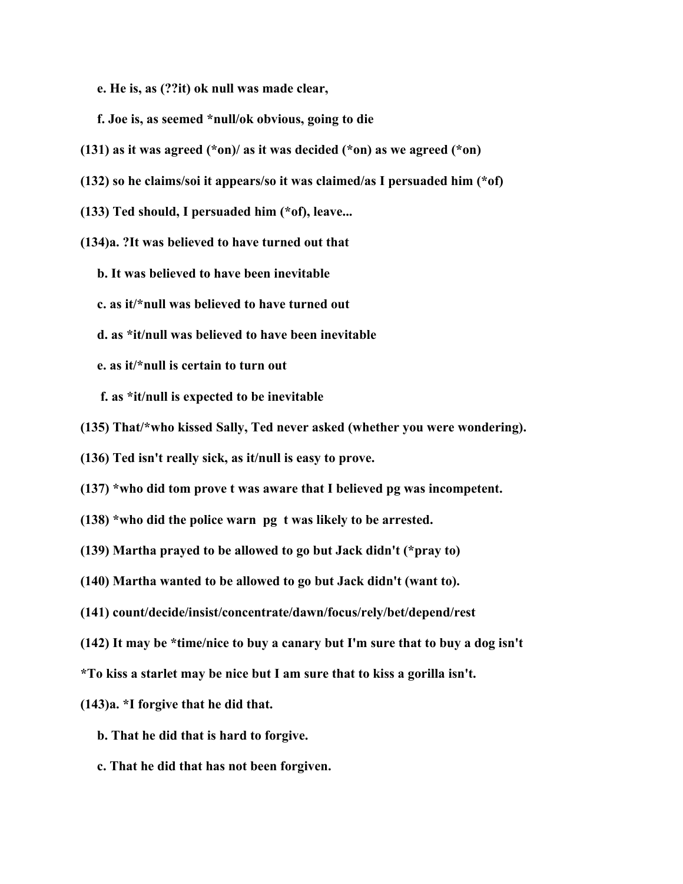**e. He is, as (??it) ok null was made clear,**

**f. Joe is, as seemed *null/ok obvious, going to die**

**(131) as it was agreed (*on)/ as it was decided (*on) as we agreed (*on)**

**(132) so he claims/soi it appears/so it was claimed/as I persuaded him (*of)**

**(133) Ted should, I persuaded him (*of), leave...**

**(134)a. ?It was believed to have turned out that**

**b. It was believed to have been inevitable**

**c. as it/*null was believed to have turned out**

**d. as *it/null was believed to have been inevitable**

**e. as it/*null is certain to turn out**

**f. as *it/null is expected to be inevitable**

**(135) That/*who kissed Sally, Ted never asked (whether you were wondering).**

**(136) Ted isn't really sick, as it/null is easy to prove.**

**(137) *who did tom prove t was aware that I believed pg was incompetent.**

**(138) *who did the police warn pg t was likely to be arrested.**

**(139) Martha prayed to be allowed to go but Jack didn't (*pray to)**

**(140) Martha wanted to be allowed to go but Jack didn't (want to).**

**(141) count/decide/insist/concentrate/dawn/focus/rely/bet/depend/rest**

**(142) It may be *time/nice to buy a canary but I'm sure that to buy a dog isn't**

***To kiss a starlet may be nice but I am sure that to kiss a gorilla isn't.**

**(143)a. *I forgive that he did that.**

**b. That he did that is hard to forgive.**

**c. That he did that has not been forgiven.**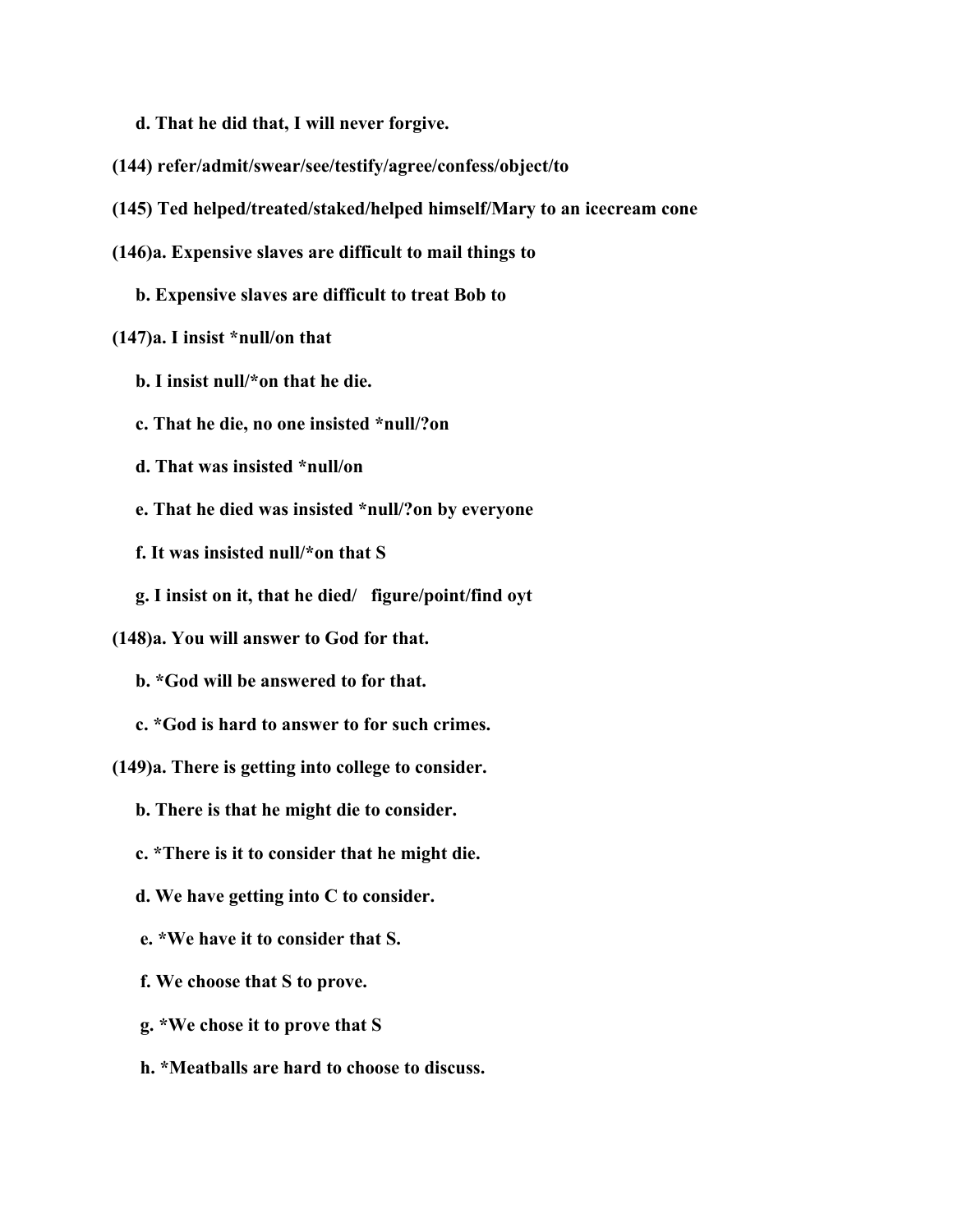**d. That he did that, I will never forgive.**

**(144) refer/admit/swear/see/testify/agree/confess/object/to**

**(145) Ted helped/treated/staked/helped himself/Mary to an icecream cone**

**(146)a. Expensive slaves are difficult to mail things to**

**b. Expensive slaves are difficult to treat Bob to**

**(147)a. I insist *null/on that**

**b. I insist null/*on that he die.**

**c. That he die, no one insisted *null/?on**

**d. That was insisted *null/on**

**e. That he died was insisted *null/?on by everyone**

**f. It was insisted null/*on that S**

**g. I insist on it, that he died/ figure/point/find oyt**

**(148)a. You will answer to God for that.**

**b. *God will be answered to for that.**

**c. *God is hard to answer to for such crimes.**

**(149)a. There is getting into college to consider.**

**b. There is that he might die to consider.**

**c. *There is it to consider that he might die.**

**d. We have getting into C to consider.**

**e. *We have it to consider that S.**

**f. We choose that S to prove.**

**g. *We chose it to prove that S**

**h. *Meatballs are hard to choose to discuss.**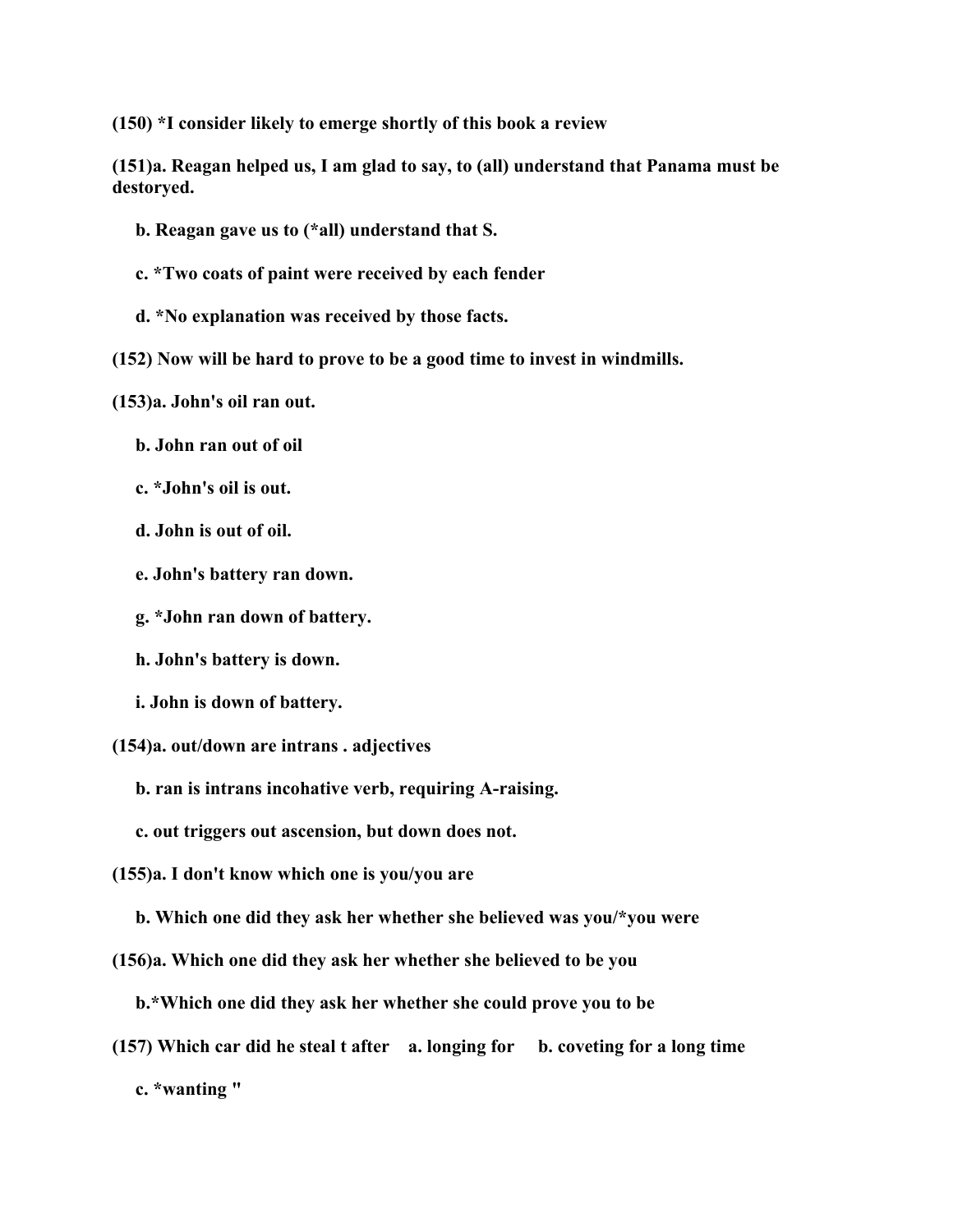**(150) *I consider likely to emerge shortly of this book a review**

**(151)a. Reagan helped us, I am glad to say, to (all) understand that Panama must be destoryed.**

**b. Reagan gave us to (*all) understand that S.**

**c. *Two coats of paint were received by each fender**

**d. *No explanation was received by those facts.**

**(152) Now will be hard to prove to be a good time to invest in windmills.**

**(153)a. John's oil ran out.**

**b. John ran out of oil**

**c. *John's oil is out.**

**d. John is out of oil.**

**e. John's battery ran down.**

**g. *John ran down of battery.**

**h. John's battery is down.**

**i. John is down of battery.**

**(154)a. out/down are intrans . adjectives**

**b. ran is intrans incohative verb, requiring A-raising.**

**c. out triggers out ascension, but down does not.**

**(155)a. I don't know which one is you/you are**

**b. Which one did they ask her whether she believed was you/*you were**

**(156)a. Which one did they ask her whether she believed to be you**

**b.*Which one did they ask her whether she could prove you to be**

**(157) Which car did he steal t after a. longing for b. coveting for a long time**

**c. *wanting "**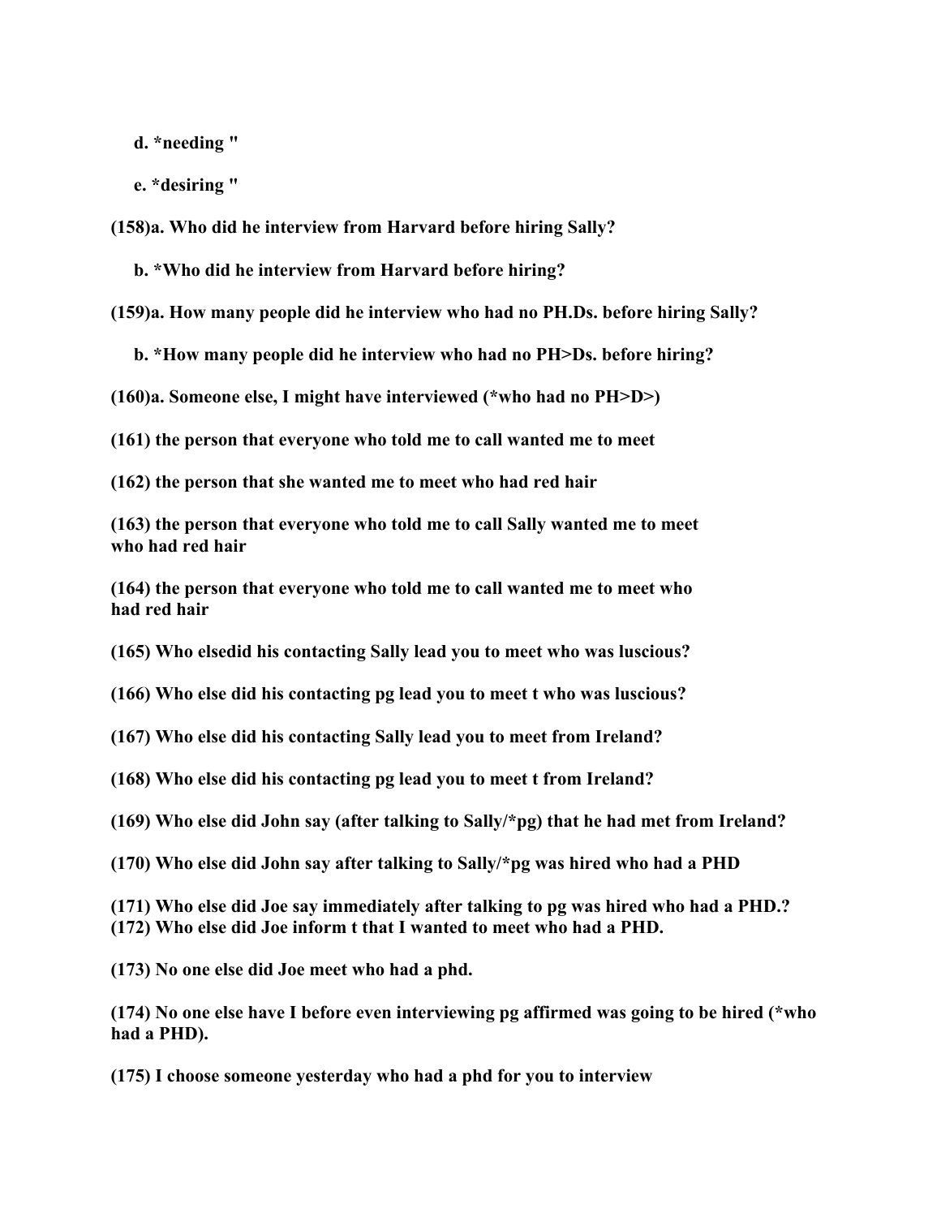d. *needing "

e. *desiring "

(158)a. Who did he interview from Harvard before hiring Sally?

b. *Who did he interview from Harvard before hiring?

(159)a. How many people did he interview who had no PH.Ds. before hiring Sally?

b. *How many people did he interview who had no PH>Ds. before hiring?

(160)a. Someone else, I might have interviewed (*who had no PH>D>)

(161) the person that everyone who told me to call wanted me to meet

(162) the person that she wanted me to meet who had red hair

(163) the person that everyone who told me to call Sally wanted me to meet who had red hair

(164) the person that everyone who told me to call wanted me to meet who had red hair

(165) Who elsedid his contacting Sally lead you to meet who was luscious?

(166) Who else did his contacting pg lead you to meet t who was luscious?

(167) Who else did his contacting Sally lead you to meet from Ireland?

(168) Who else did his contacting pg lead you to meet t from Ireland?

(169) Who else did John say (after talking to Sally/*pg) that he had met from Ireland?

(170) Who else did John say after talking to Sally/*pg was hired who had a PHD

(171) Who else did Joe say immediately after talking to pg was hired who had a PHD.?

(172) Who else did Joe inform t that I wanted to meet who had a PHD.

(173) No one else did Joe meet who had a phd.

(174) No one else have I before even interviewing pg affirmed was going to be hired (*who had a PHD).

(175) I choose someone yesterday who had a phd for you to interview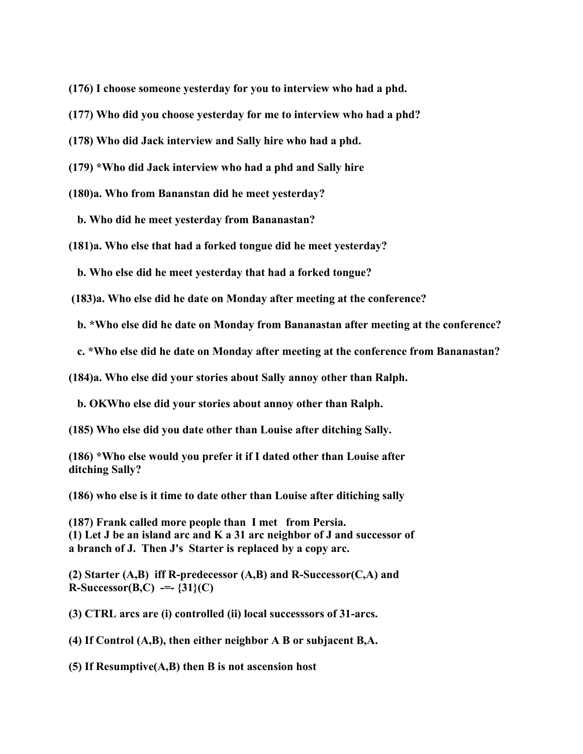**(176) I choose someone yesterday for you to interview who had a phd.**

**(177) Who did you choose yesterday for me to interview who had a phd?**

**(178) Who did Jack interview and Sally hire who had a phd.**

**(179) *Who did Jack interview who had a phd and Sally hire**

**(180)a. Who from Bananstan did he meet yesterday?**

**b. Who did he meet yesterday from Bananastan?**

**(181)a. Who else that had a forked tongue did he meet yesterday?**

**b. Who else did he meet yesterday that had a forked tongue?**

**(183)a. Who else did he date on Monday after meeting at the conference?**

**b. *Who else did he date on Monday from Bananastan after meeting at the conference?**

**c. *Who else did he date on Monday after meeting at the conference from Bananastan?**

**(184)a. Who else did your stories about Sally annoy other than Ralph.**

**b. OKWho else did your stories about annoy other than Ralph.**

**(185) Who else did you date other than Louise after ditching Sally.**

**(186) *Who else would you prefer it if I dated other than Louise after ditching Sally?**

**(186) who else is it time to date other than Louise after ditiching sally**

**(187) Frank called more people than I met from Persia.**
**(1) Let J be an island arc and K a 31 arc neighbor of J and successor of a branch of J. Then J's Starter is replaced by a copy arc.**

**(2) Starter (A,B) iff R-predecessor (A,B) and R-Successor(C,A) and R-Successor(B,C) -=- {31}(C)**

**(3) CTRL arcs are (i) controlled (ii) local successsors of 31-arcs.**

**(4) If Control (A,B), then either neighbor A B or subjacent B,A.**

**(5) If Resumptive(A,B) then B is not ascension host**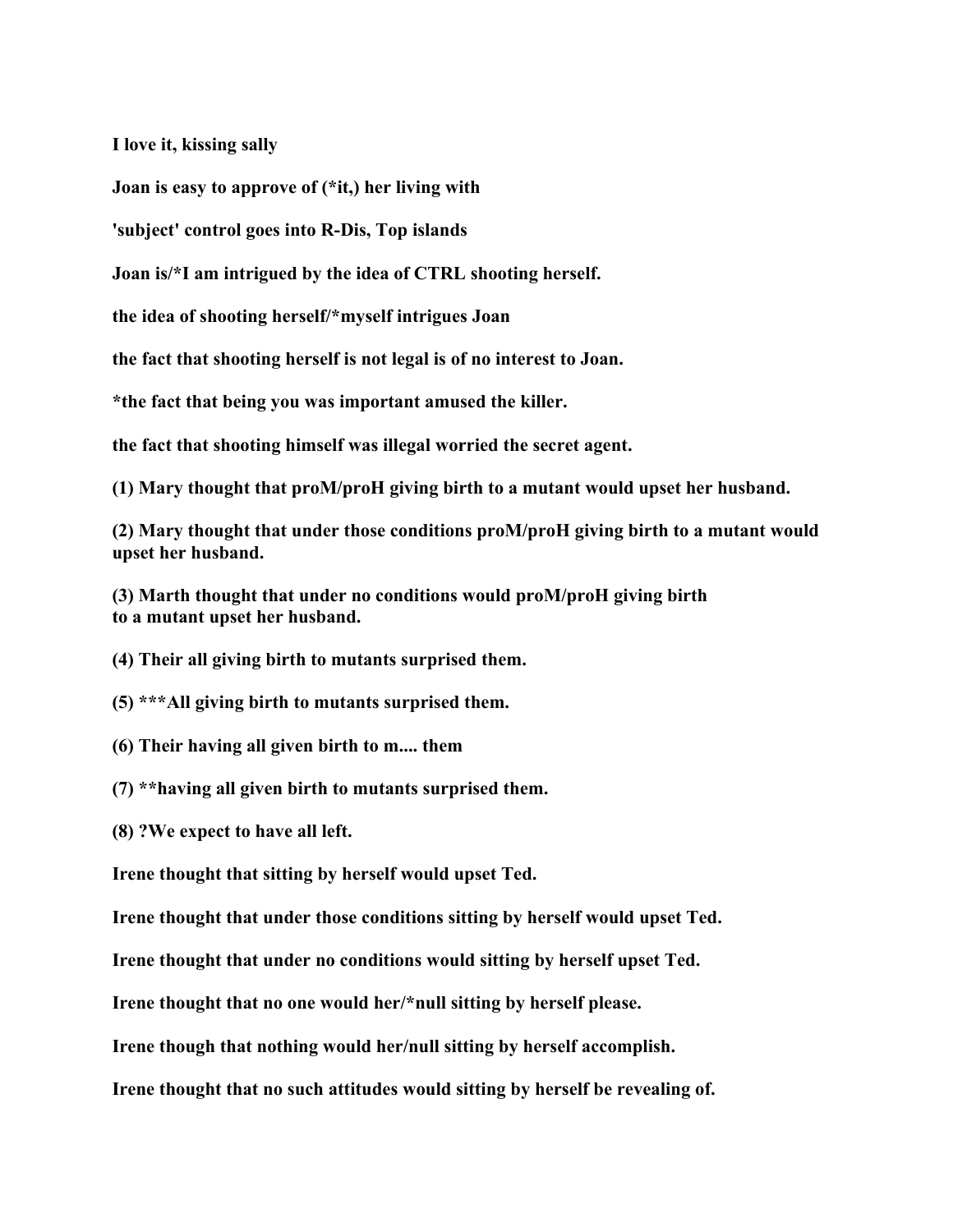**I love it, kissing sally**

**Joan is easy to approve of (*it,) her living with**

**'subject' control goes into R-Dis, Top islands**

**Joan is/*I am intrigued by the idea of CTRL shooting herself.**

**the idea of shooting herself/*myself intrigues Joan**

**the fact that shooting herself is not legal is of no interest to Joan.**

***the fact that being you was important amused the killer.**

**the fact that shooting himself was illegal worried the secret agent.**

**(1) Mary thought that proM/proH giving birth to a mutant would upset her husband.**

**(2) Mary thought that under those conditions proM/proH giving birth to a mutant would upset her husband.**

**(3) Marth thought that under no conditions would proM/proH giving birth to a mutant upset her husband.**

**(4) Their all giving birth to mutants surprised them.**

**(5) ***All giving birth to mutants surprised them.**

**(6) Their having all given birth to m.... them**

**(7) **having all given birth to mutants surprised them.**

**(8) ?We expect to have all left.**

**Irene thought that sitting by herself would upset Ted.**

**Irene thought that under those conditions sitting by herself would upset Ted.**

**Irene thought that under no conditions would sitting by herself upset Ted.**

**Irene thought that no one would her/*null sitting by herself please.**

**Irene though that nothing would her/null sitting by herself accomplish.**

**Irene thought that no such attitudes would sitting by herself be revealing of.**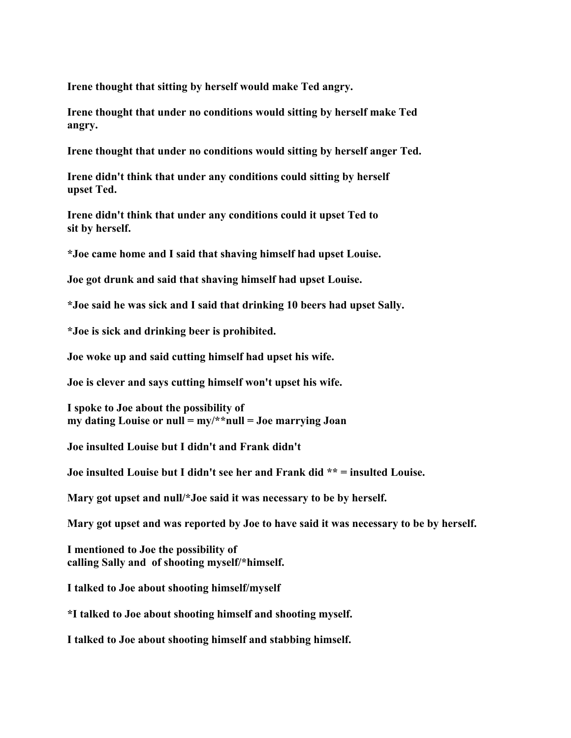**Irene thought that sitting by herself would make Ted angry.**

**Irene thought that under no conditions would sitting by herself make Ted angry.**

**Irene thought that under no conditions would sitting by herself anger Ted.**

**Irene didn't think that under any conditions could sitting by herself upset Ted.**

**Irene didn't think that under any conditions could it upset Ted to sit by herself.**

**\*Joe came home and I said that shaving himself had upset Louise.**

**Joe got drunk and said that shaving himself had upset Louise.**

**\*Joe said he was sick and I said that drinking 10 beers had upset Sally.**

**\*Joe is sick and drinking beer is prohibited.**

**Joe woke up and said cutting himself had upset his wife.**

**Joe is clever and says cutting himself won't upset his wife.**

**I spoke to Joe about the possibility of**
**my dating Louise or null = my/\*\*null = Joe marrying Joan**

**Joe insulted Louise but I didn't and Frank didn't**

**Joe insulted Louise but I didn't see her and Frank did \*\* = insulted Louise.**

**Mary got upset and null/\*Joe said it was necessary to be by herself.**

**Mary got upset and was reported by Joe to have said it was necessary to be by herself.**

**I mentioned to Joe the possibility of**
**calling Sally and of shooting myself/\*himself.**

**I talked to Joe about shooting himself/myself**

**\*I talked to Joe about shooting himself and shooting myself.**

**I talked to Joe about shooting himself and stabbing himself.**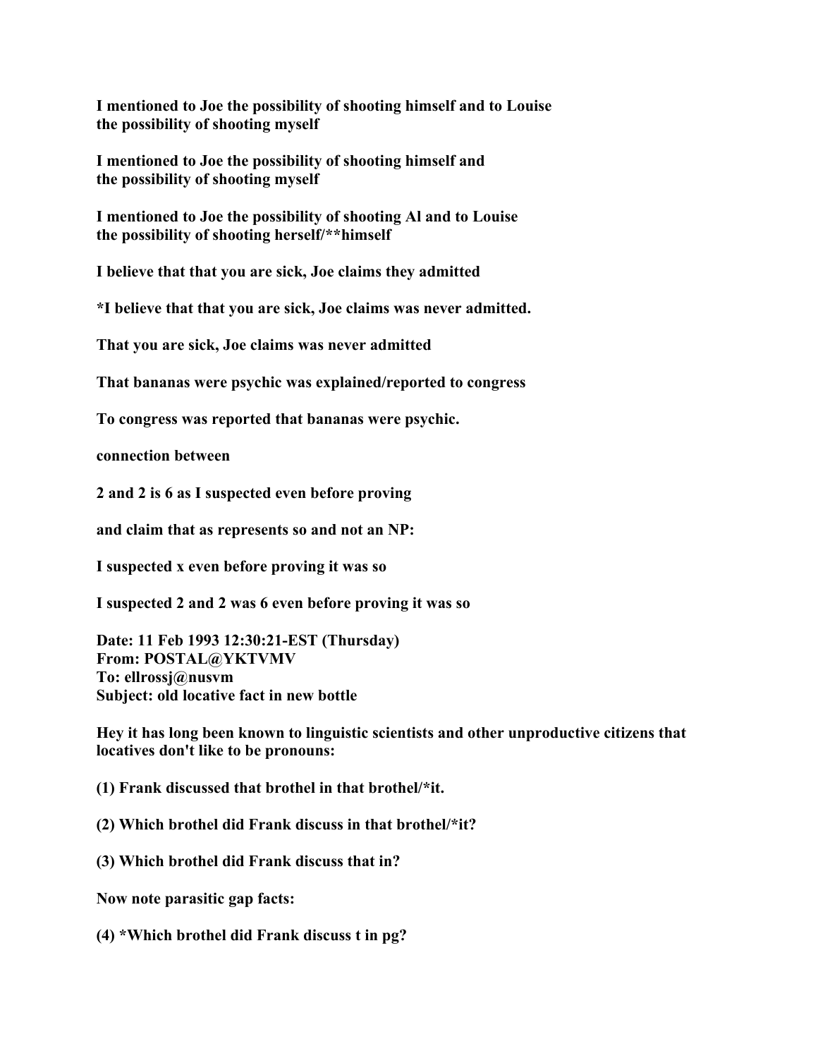**I mentioned to Joe the possibility of shooting himself and to Louise the possibility of shooting myself**

**I mentioned to Joe the possibility of shooting himself and the possibility of shooting myself**

**I mentioned to Joe the possibility of shooting Al and to Louise the possibility of shooting herself/**himself**

**I believe that that you are sick, Joe claims they admitted**

***I believe that that you are sick, Joe claims was never admitted.**

**That you are sick, Joe claims was never admitted**

**That bananas were psychic was explained/reported to congress**

**To congress was reported that bananas were psychic.**

**connection between**

**2 and 2 is 6 as I suspected even before proving**

**and claim that as represents so and not an NP:**

**I suspected x even before proving it was so**

**I suspected 2 and 2 was 6 even before proving it was so**

**Date: 11 Feb 1993 12:30:21-EST (Thursday)**
**From: POSTAL@YKTVMV**
**To: ellrossj@nusvm**
**Subject: old locative fact in new bottle**

**Hey it has long been known to linguistic scientists and other unproductive citizens that locatives don't like to be pronouns:**

**(1) Frank discussed that brothel in that brothel/*it.**

**(2) Which brothel did Frank discuss in that brothel/*it?**

**(3) Which brothel did Frank discuss that in?**

**Now note parasitic gap facts:**

**(4) *Which brothel did Frank discuss t in pg?**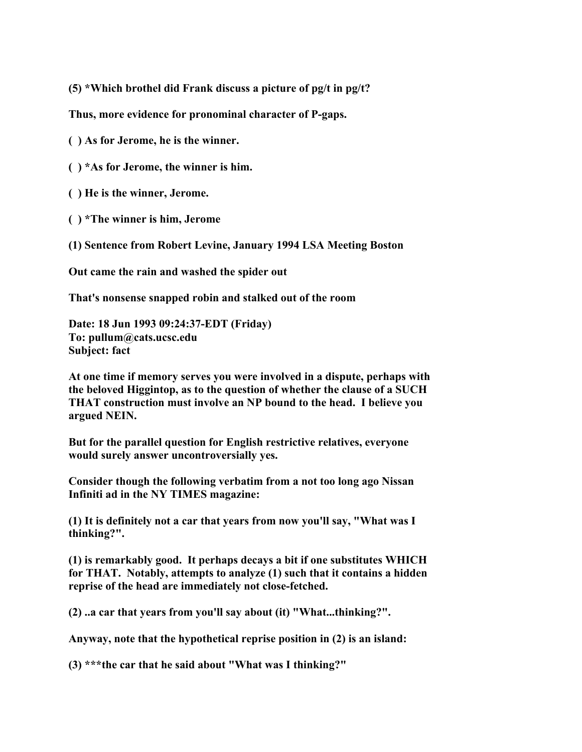**(5) *Which brothel did Frank discuss a picture of pg/t in pg/t?**

**Thus, more evidence for pronominal character of P-gaps.**

**( ) As for Jerome, he is the winner.**

**( ) *As for Jerome, the winner is him.**

**( ) He is the winner, Jerome.**

**( ) *The winner is him, Jerome**

**(1) Sentence from Robert Levine, January 1994 LSA Meeting Boston**

**Out came the rain and washed the spider out**

**That's nonsense snapped robin and stalked out of the room**

**Date: 18 Jun 1993 09:24:37-EDT (Friday)**
**To: pullum@cats.ucsc.edu**
**Subject: fact**

**At one time if memory serves you were involved in a dispute, perhaps with the beloved Higgintop, as to the question of whether the clause of a SUCH THAT construction must involve an NP bound to the head. I believe you argued NEIN.**

**But for the parallel question for English restrictive relatives, everyone would surely answer uncontroversially yes.**

**Consider though the following verbatim from a not too long ago Nissan Infiniti ad in the NY TIMES magazine:**

**(1) It is definitely not a car that years from now you'll say, "What was I thinking?".**

**(1) is remarkably good. It perhaps decays a bit if one substitutes WHICH for THAT. Notably, attempts to analyze (1) such that it contains a hidden reprise of the head are immediately not close-fetched.**

**(2) ..a car that years from you'll say about (it) "What...thinking?".**

**Anyway, note that the hypothetical reprise position in (2) is an island:**

**(3) ***the car that he said about "What was I thinking?"**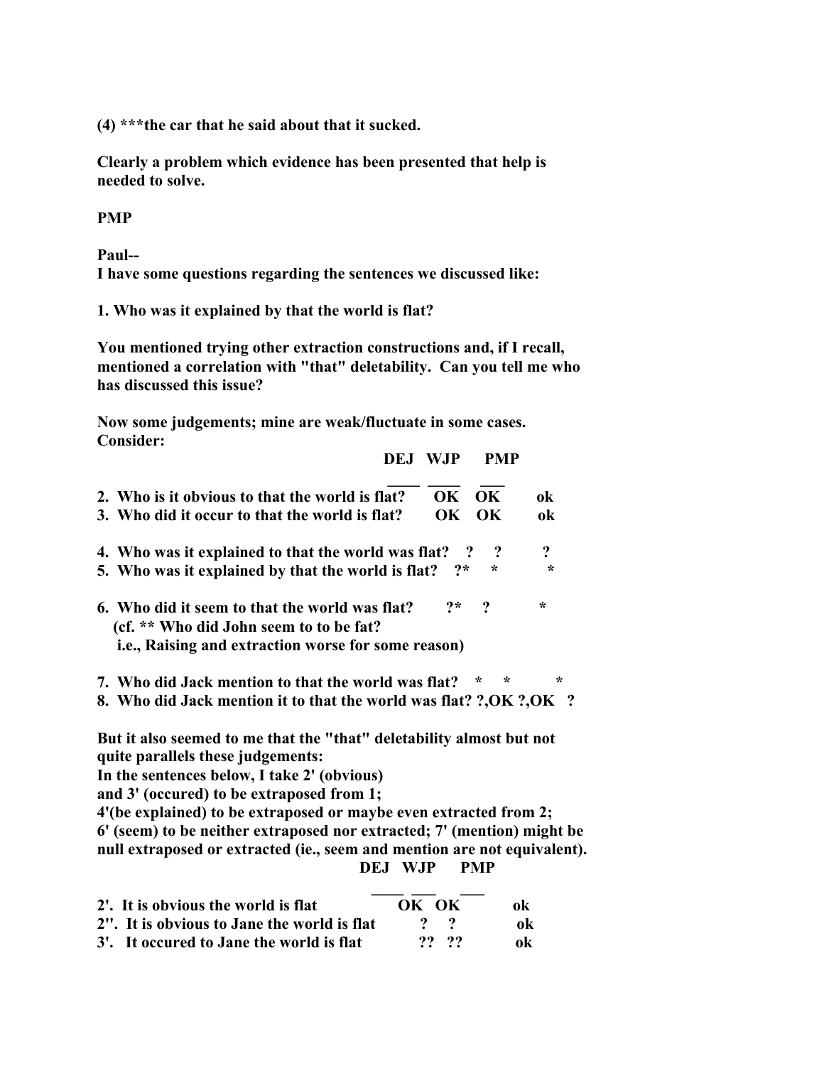**(4) ***the car that he said about that it sucked.**

**Clearly a problem which evidence has been presented that help is needed to solve.**

**PMP**

**Paul--**
**I have some questions regarding the sentences we discussed like:**

**1. Who was it explained by that the world is flat?**

**You mentioned trying other extraction constructions and, if I recall, mentioned a correlation with "that" deletability. Can you tell me who has discussed this issue?**

**Now some judgements; mine are weak/fluctuate in some cases. Consider:**

| | DEJ | WJP | PMP |
|---|---|---|---|
| **2. Who is it obvious to that the world is flat?** | **OK** | **OK** | **ok** |
| **3. Who did it occur to that the world is flat?** | **OK** | **OK** | **ok** |
| **4. Who was it explained to that the world was flat?** | **?** | **?** | **?** |
| **5. Who was it explained by that the world is flat?** | **?*** | * | * |
| **6. Who did it seem to that the world was flat?** | **?*** | **?** | * |

**(cf. ** Who did John seem to to be fat?**
**i.e., Raising and extraction worse for some reason)**

| | DEJ | WJP | PMP |
|---|---|---|---|
| **7. Who did Jack mention to that the world was flat?** | * | * | * |
| **8. Who did Jack mention it to that the world was flat?** | **?,OK** | **?,OK** | **?** |

**But it also seemed to me that the "that" deletability almost but not quite parallels these judgements:**
**In the sentences below, I take 2' (obvious) and 3' (occured) to be extraposed from 1;**
**4'(be explained) to be extraposed or maybe even extracted from 2;**
**6' (seem) to be neither extraposed nor extracted; 7' (mention) might be null extraposed or extracted (ie., seem and mention are not equivalent).**

| | DEJ | WJP | PMP |
|---|---|---|---|
| **2'. It is obvious the world is flat** | **OK** | **OK** | **ok** |
| **2''. It is obvious to Jane the world is flat** | **?** | **?** | **ok** |
| **3'. It occured to Jane the world is flat** | **??** | **??** | **ok** |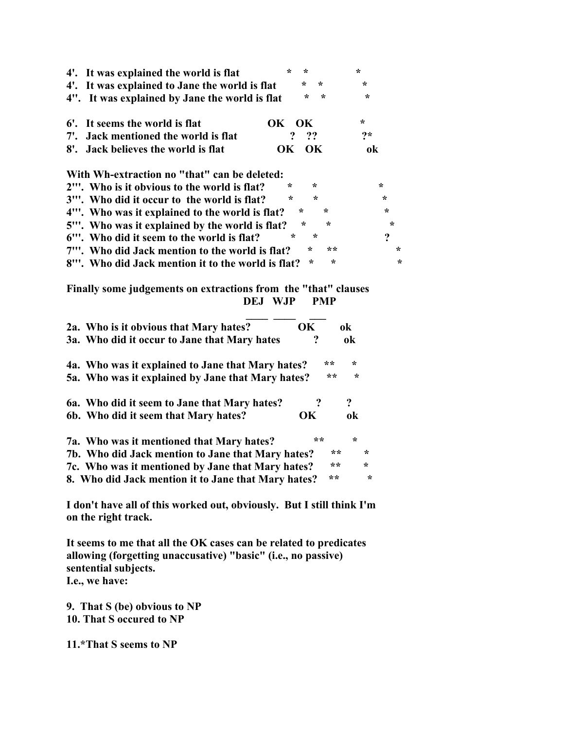**4'. It was explained the world is flat * * ***

**4'. It was explained to Jane the world is flat * * ***

**4''. It was explained by Jane the world is flat * * ***

**6'. It seems the world is flat OK OK ***

**7'. Jack mentioned the world is flat ? ?? ?***

**8'. Jack believes the world is flat OK OK ok**

**With Wh-extraction no "that" can be deleted:**

**2'''. Who is it obvious to the world is flat? * * ***

**3'''. Who did it occur to the world is flat? * * ***

**4'''. Who was it explained to the world is flat? * * ***

**5'''. Who was it explained by the world is flat? * * ***

**6'''. Who did it seem to the world is flat? * * ?**

**7'''. Who did Jack mention to the world is flat? * ** ***

**8'''. Who did Jack mention it to the world is flat? * * ***

**Finally some judgements on extractions from the "that" clauses**

| | DEJ | WJP | PMP |
|---|---|---|---|
| **2a. Who is it obvious that Mary hates?** | | **OK** | **ok** |
| **3a. Who did it occur to Jane that Mary hates** | | **?** | **ok** |
| **4a. Who was it explained to Jane that Mary hates?** | | ** | * |
| **5a. Who was it explained by Jane that Mary hates?** | | ** | * |
| **6a. Who did it seem to Jane that Mary hates?** | | **?** | **?** |
| **6b. Who did it seem that Mary hates?** | | **OK** | **ok** |
| **7a. Who was it mentioned that Mary hates?** | | ** | * |
| **7b. Who did Jack mention to Jane that Mary hates?** | | ** | * |
| **7c. Who was it mentioned by Jane that Mary hates?** | | ** | * |
| **8. Who did Jack mention it to Jane that Mary hates?** | | ** | * |

**I don't have all of this worked out, obviously. But I still think I'm on the right track.**

**It seems to me that all the OK cases can be related to predicates allowing (forgetting unaccusative) "basic" (i.e., no passive) sentential subjects.**
**I.e., we have:**

**9. That S (be) obvious to NP**
**10. That S occured to NP**

**11.*That S seems to NP**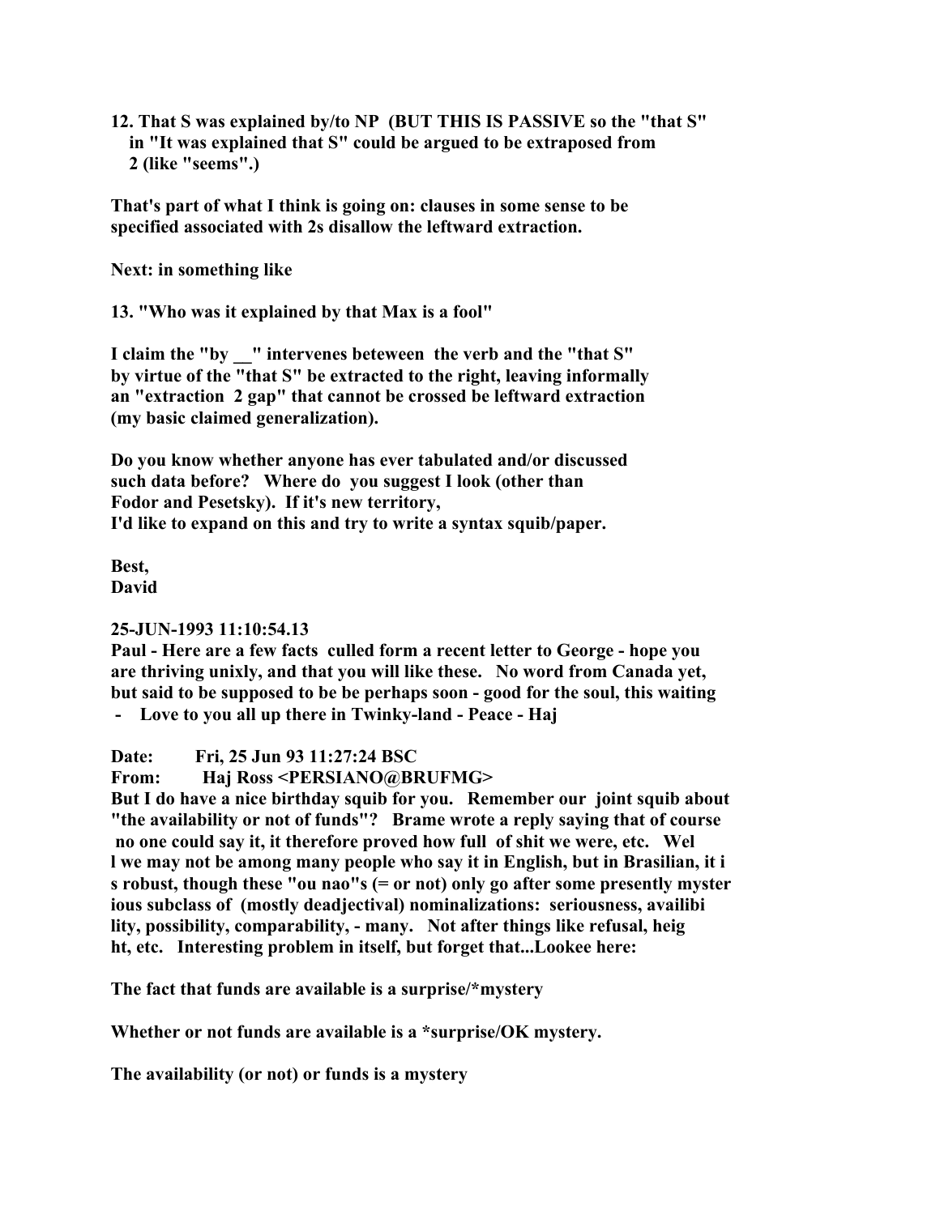**12. That S was explained by/to NP (BUT THIS IS PASSIVE so the "that S" in "It was explained that S" could be argued to be extraposed from 2 (like "seems".)**

**That's part of what I think is going on: clauses in some sense to be specified associated with 2s disallow the leftward extraction.**

**Next: in something like**

**13. "Who was it explained by that Max is a fool"**

**I claim the "by __" intervenes beteween the verb and the "that S" by virtue of the "that S" be extracted to the right, leaving informally an "extraction 2 gap" that cannot be crossed be leftward extraction (my basic claimed generalization).**

**Do you know whether anyone has ever tabulated and/or discussed such data before? Where do you suggest I look (other than Fodor and Pesetsky). If it's new territory, I'd like to expand on this and try to write a syntax squib/paper.**

**Best,**
**David**

**25-JUN-1993 11:10:54.13**
**Paul - Here are a few facts culled form a recent letter to George - hope you are thriving unixly, and that you will like these. No word from Canada yet, but said to be supposed to be be perhaps soon - good for the soul, this waiting - Love to you all up there in Twinky-land - Peace - Haj**

**Date: Fri, 25 Jun 93 11:27:24 BSC**
**From: Haj Ross <PERSIANO@BRUFMG>**
**But I do have a nice birthday squib for you. Remember our joint squib about "the availability or not of funds"? Brame wrote a reply saying that of course no one could say it, it therefore proved how full of shit we were, etc. Wel l we may not be among many people who say it in English, but in Brasilian, it i s robust, though these "ou nao"s (= or not) only go after some presently myster ious subclass of (mostly deadjectival) nominalizations: seriousness, availibi lity, possibility, comparability, - many. Not after things like refusal, heig ht, etc. Interesting problem in itself, but forget that...Lookee here:**

**The fact that funds are available is a surprise/*mystery**

**Whether or not funds are available is a *surprise/OK mystery.**

**The availability (or not) or funds is a mystery**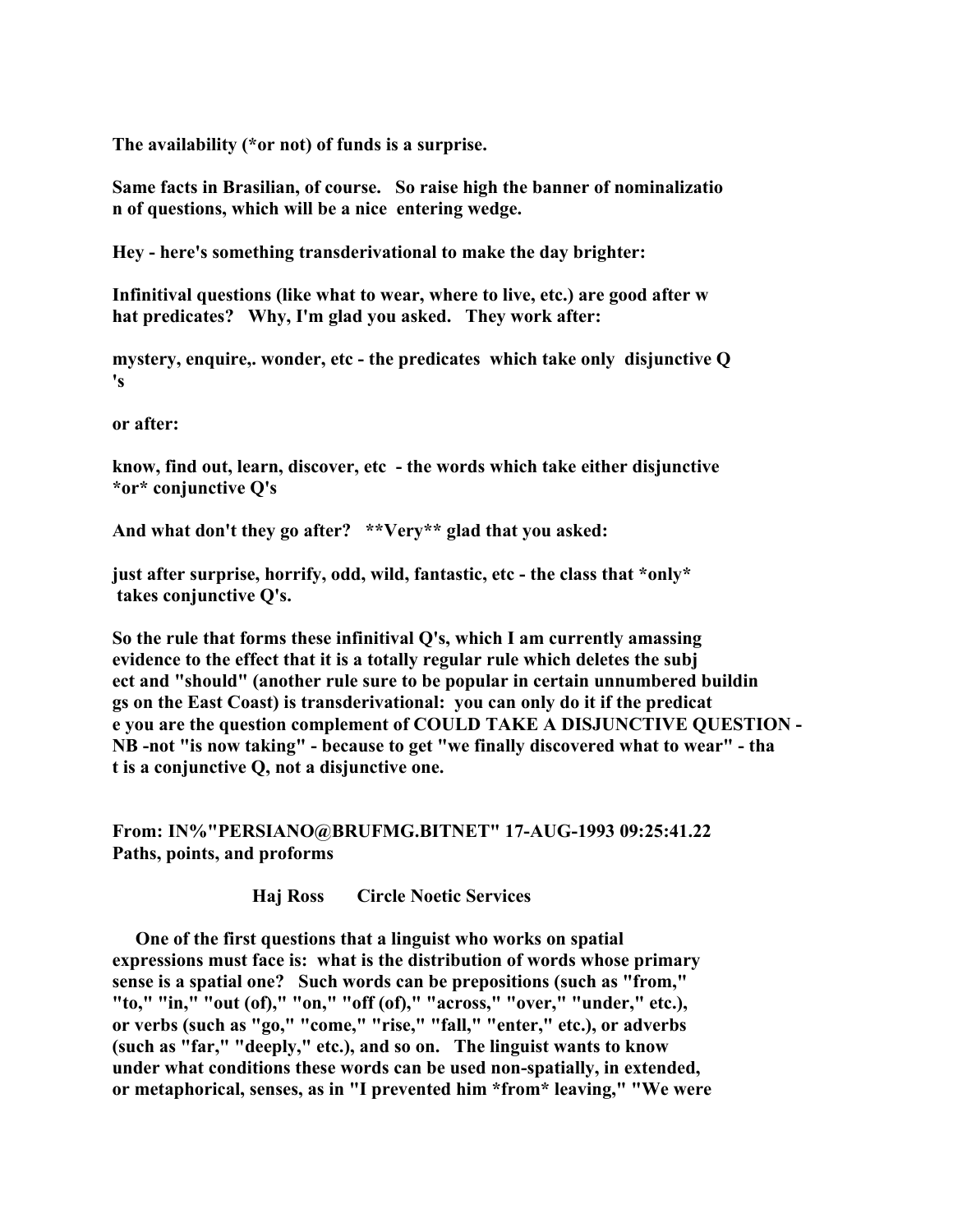The availability (*or not) of funds is a surprise.

Same facts in Brasilian, of course. So raise high the banner of nominalizatio
n of questions, which will be a nice entering wedge.

Hey - here's something transderivational to make the day brighter:

Infinitival questions (like what to wear, where to live, etc.) are good after w
hat predicates? Why, I'm glad you asked. They work after:

mystery, enquire,. wonder, etc - the predicates which take only disjunctive Q
's

or after:

know, find out, learn, discover, etc - the words which take either disjunctive
*or* conjunctive Q's

And what don't they go after? **Very** glad that you asked:

just after surprise, horrify, odd, wild, fantastic, etc - the class that *only*
takes conjunctive Q's.

So the rule that forms these infinitival Q's, which I am currently amassing
evidence to the effect that it is a totally regular rule which deletes the subj
ect and "should" (another rule sure to be popular in certain unnumbered buildin
gs on the East Coast) is transderivational: you can only do it if the predicat
e you are the question complement of COULD TAKE A DISJUNCTIVE QUESTION -
NB -not "is now taking" - because to get "we finally discovered what to wear" - tha
t is a conjunctive Q, not a disjunctive one.

From: IN%"PERSIANO@BRUFMG.BITNET" 17-AUG-1993 09:25:41.22
Paths, points, and proforms

Haj Ross Circle Noetic Services

One of the first questions that a linguist who works on spatial
expressions must face is: what is the distribution of words whose primary
sense is a spatial one? Such words can be prepositions (such as "from,"
"to," "in," "out (of)," "on," "off (of)," "across," "over," "under," etc.),
or verbs (such as "go," "come," "rise," "fall," "enter," etc.), or adverbs
(such as "far," "deeply," etc.), and so on. The linguist wants to know
under what conditions these words can be used non-spatially, in extended,
or metaphorical, senses, as in "I prevented him *from* leaving," "We were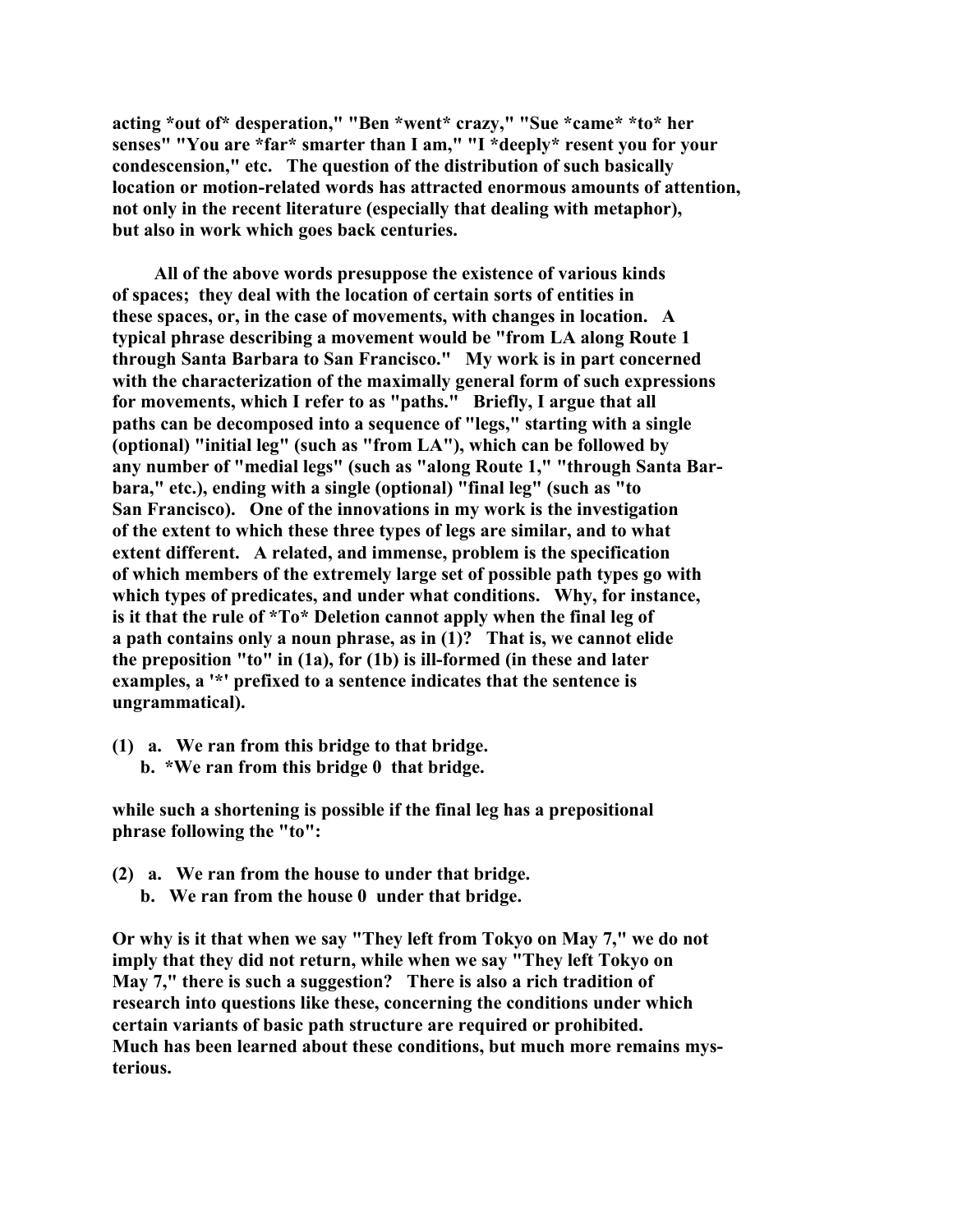acting *out of* desperation," "Ben *went* crazy," "Sue *came* *to* her senses" "You are *far* smarter than I am," "I *deeply* resent you for your condescension," etc. The question of the distribution of such basically location or motion-related words has attracted enormous amounts of attention, not only in the recent literature (especially that dealing with metaphor), but also in work which goes back centuries.

All of the above words presuppose the existence of various kinds of spaces; they deal with the location of certain sorts of entities in these spaces, or, in the case of movements, with changes in location. A typical phrase describing a movement would be "from LA along Route 1 through Santa Barbara to San Francisco." My work is in part concerned with the characterization of the maximally general form of such expressions for movements, which I refer to as "paths." Briefly, I argue that all paths can be decomposed into a sequence of "legs," starting with a single (optional) "initial leg" (such as "from LA"), which can be followed by any number of "medial legs" (such as "along Route 1," "through Santa Barbara," etc.), ending with a single (optional) "final leg" (such as "to San Francisco). One of the innovations in my work is the investigation of the extent to which these three types of legs are similar, and to what extent different. A related, and immense, problem is the specification of which members of the extremely large set of possible path types go with which types of predicates, and under what conditions. Why, for instance, is it that the rule of *To* Deletion cannot apply when the final leg of a path contains only a noun phrase, as in (1)? That is, we cannot elide the preposition "to" in (1a), for (1b) is ill-formed (in these and later examples, a '*' prefixed to a sentence indicates that the sentence is ungrammatical).

(1) a. We ran from this bridge to that bridge.
    b. *We ran from this bridge 0 that bridge.

while such a shortening is possible if the final leg has a prepositional phrase following the "to":

(2) a. We ran from the house to under that bridge.
    b. We ran from the house 0 under that bridge.

Or why is it that when we say "They left from Tokyo on May 7," we do not imply that they did not return, while when we say "They left Tokyo on May 7," there is such a suggestion? There is also a rich tradition of research into questions like these, concerning the conditions under which certain variants of basic path structure are required or prohibited. Much has been learned about these conditions, but much more remains mysterious.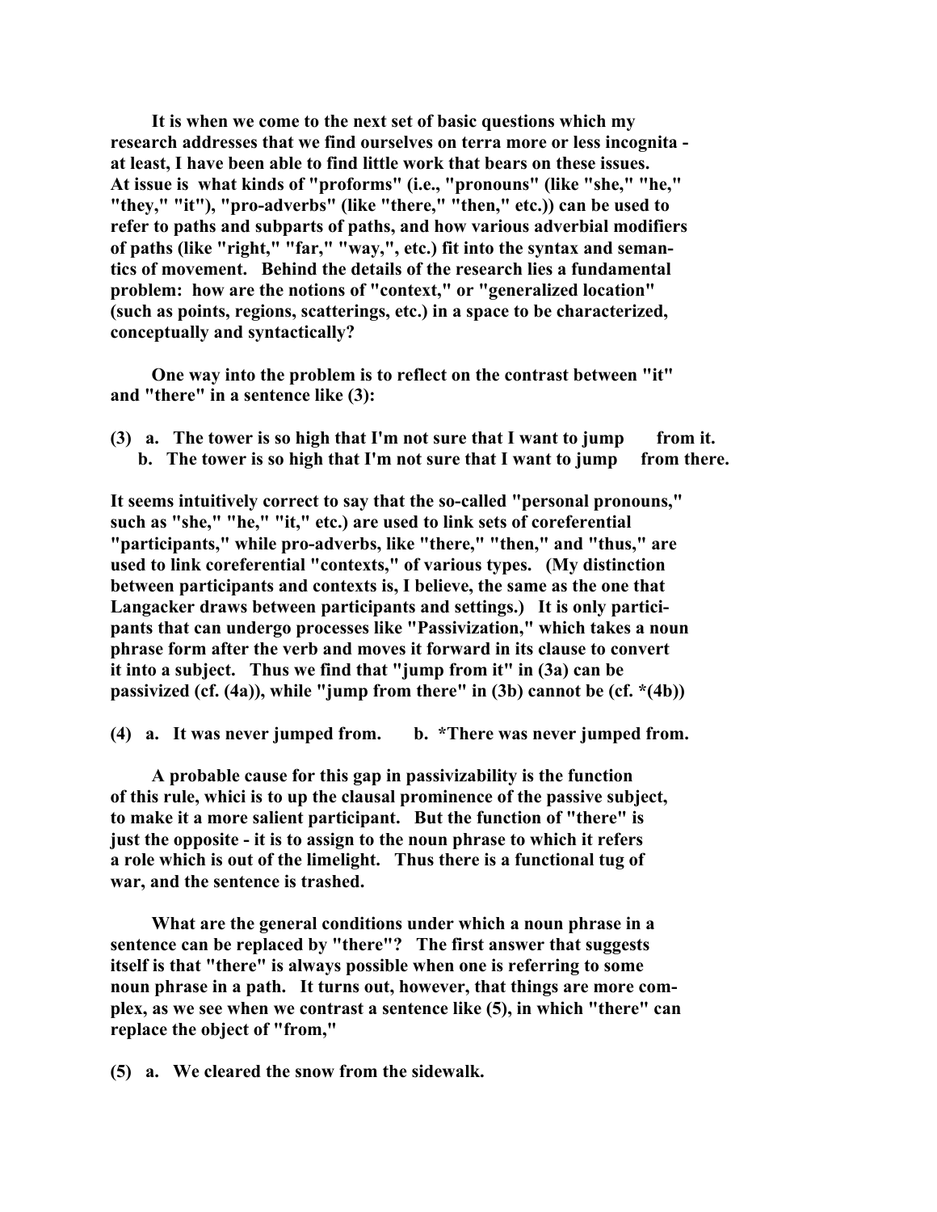It is when we come to the next set of basic questions which my research addresses that we find ourselves on terra more or less incognita - at least, I have been able to find little work that bears on these issues. At issue is what kinds of "proforms" (i.e., "pronouns" (like "she," "he," "they," "it"), "pro-adverbs" (like "there," "then," etc.)) can be used to refer to paths and subparts of paths, and how various adverbial modifiers of paths (like "right," "far," "way,", etc.) fit into the syntax and semantics of movement. Behind the details of the research lies a fundamental problem: how are the notions of "context," or "generalized location" (such as points, regions, scatterings, etc.) in a space to be characterized, conceptually and syntactically?

One way into the problem is to reflect on the contrast between "it" and "there" in a sentence like (3):

(3) a. The tower is so high that I'm not sure that I want to jump from it.
b. The tower is so high that I'm not sure that I want to jump from there.

It seems intuitively correct to say that the so-called "personal pronouns," such as "she," "he," "it," etc.) are used to link sets of coreferential "participants," while pro-adverbs, like "there," "then," and "thus," are used to link coreferential "contexts," of various types. (My distinction between participants and contexts is, I believe, the same as the one that Langacker draws between participants and settings.) It is only participants that can undergo processes like "Passivization," which takes a noun phrase form after the verb and moves it forward in its clause to convert it into a subject. Thus we find that "jump from it" in (3a) can be passivized (cf. (4a)), while "jump from there" in (3b) cannot be (cf. *(4b))

(4) a. It was never jumped from. b. *There was never jumped from.

A probable cause for this gap in passivizability is the function of this rule, whici is to up the clausal prominence of the passive subject, to make it a more salient participant. But the function of "there" is just the opposite - it is to assign to the noun phrase to which it refers a role which is out of the limelight. Thus there is a functional tug of war, and the sentence is trashed.

What are the general conditions under which a noun phrase in a sentence can be replaced by "there"? The first answer that suggests itself is that "there" is always possible when one is referring to some noun phrase in a path. It turns out, however, that things are more complex, as we see when we contrast a sentence like (5), in which "there" can replace the object of "from,"

(5) a. We cleared the snow from the sidewalk.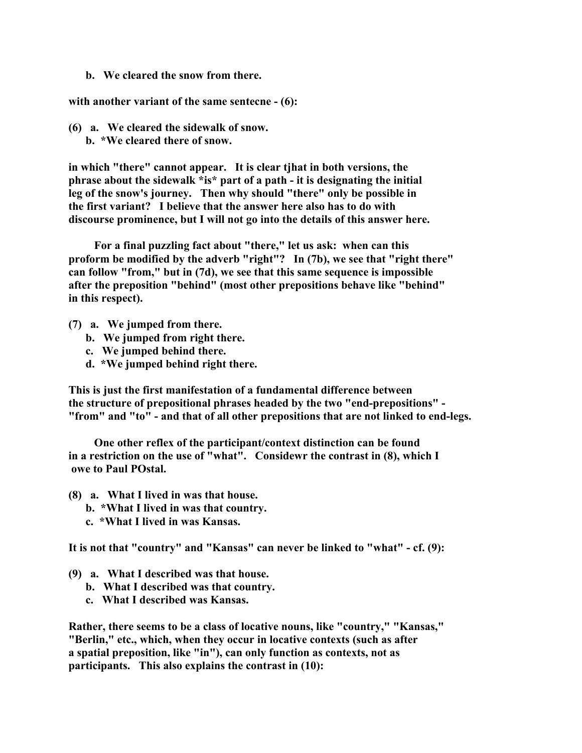b. We cleared the snow from there.

with another variant of the same sentecne - (6):

(6) a. We cleared the sidewalk of snow.
    b. *We cleared there of snow.

in which "there" cannot appear. It is clear tjhat in both versions, the phrase about the sidewalk *is* part of a path - it is designating the initial leg of the snow's journey. Then why should "there" only be possible in the first variant? I believe that the answer here also has to do with discourse prominence, but I will not go into the details of this answer here.

For a final puzzling fact about "there," let us ask: when can this proform be modified by the adverb "right"? In (7b), we see that "right there" can follow "from," but in (7d), we see that this same sequence is impossible after the preposition "behind" (most other prepositions behave like "behind" in this respect).

(7) a. We jumped from there.
    b. We jumped from right there.
    c. We jumped behind there.
    d. *We jumped behind right there.

This is just the first manifestation of a fundamental difference between the structure of prepositional phrases headed by the two "end-prepositions" - "from" and "to" - and that of all other prepositions that are not linked to end-legs.

One other reflex of the participant/context distinction can be found in a restriction on the use of "what". Considewr the contrast in (8), which I owe to Paul POstal.

(8) a. What I lived in was that house.
    b. *What I lived in was that country.
    c. *What I lived in was Kansas.

It is not that "country" and "Kansas" can never be linked to "what" - cf. (9):

(9) a. What I described was that house.
    b. What I described was that country.
    c. What I described was Kansas.

Rather, there seems to be a class of locative nouns, like "country," "Kansas," "Berlin," etc., which, when they occur in locative contexts (such as after a spatial preposition, like "in"), can only function as contexts, not as participants. This also explains the contrast in (10):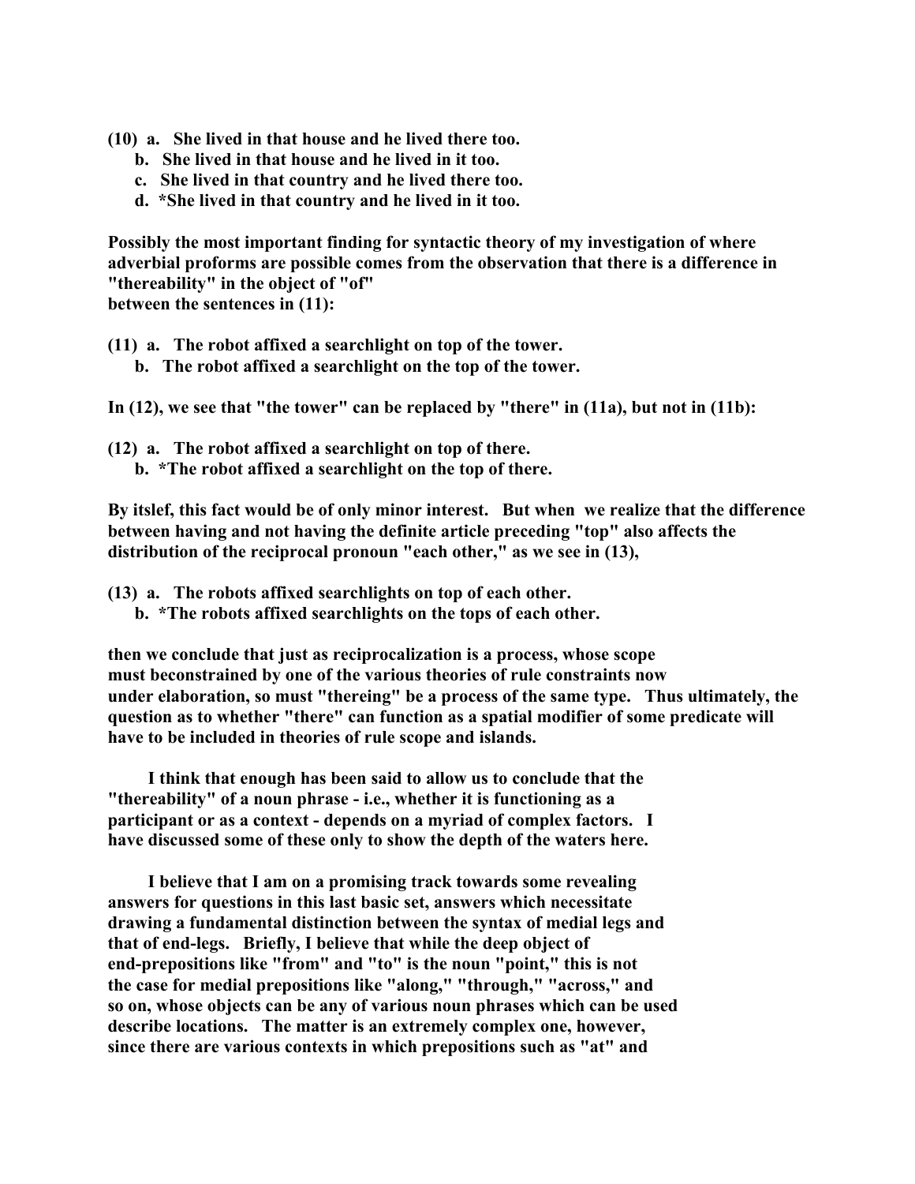(10) a. She lived in that house and he lived there too.
b. She lived in that house and he lived in it too.
c. She lived in that country and he lived there too.
d. *She lived in that country and he lived in it too.

Possibly the most important finding for syntactic theory of my investigation of where adverbial proforms are possible comes from the observation that there is a difference in "thereability" in the object of "of" between the sentences in (11):

(11) a. The robot affixed a searchlight on top of the tower.
b. The robot affixed a searchlight on the top of the tower.

In (12), we see that "the tower" can be replaced by "there" in (11a), but not in (11b):

(12) a. The robot affixed a searchlight on top of there.
b. *The robot affixed a searchlight on the top of there.

By itslef, this fact would be of only minor interest. But when we realize that the difference between having and not having the definite article preceding "top" also affects the distribution of the reciprocal pronoun "each other," as we see in (13),

(13) a. The robots affixed searchlights on top of each other.
b. *The robots affixed searchlights on the tops of each other.

then we conclude that just as reciprocalization is a process, whose scope must beconstrained by one of the various theories of rule constraints now under elaboration, so must "thereing" be a process of the same type. Thus ultimately, the question as to whether "there" can function as a spatial modifier of some predicate will have to be included in theories of rule scope and islands.

I think that enough has been said to allow us to conclude that the "thereability" of a noun phrase - i.e., whether it is functioning as a participant or as a context - depends on a myriad of complex factors. I have discussed some of these only to show the depth of the waters here.

I believe that I am on a promising track towards some revealing answers for questions in this last basic set, answers which necessitate drawing a fundamental distinction between the syntax of medial legs and that of end-legs. Briefly, I believe that while the deep object of end-prepositions like "from" and "to" is the noun "point," this is not the case for medial prepositions like "along," "through," "across," and so on, whose objects can be any of various noun phrases which can be used describe locations. The matter is an extremely complex one, however, since there are various contexts in which prepositions such as "at" and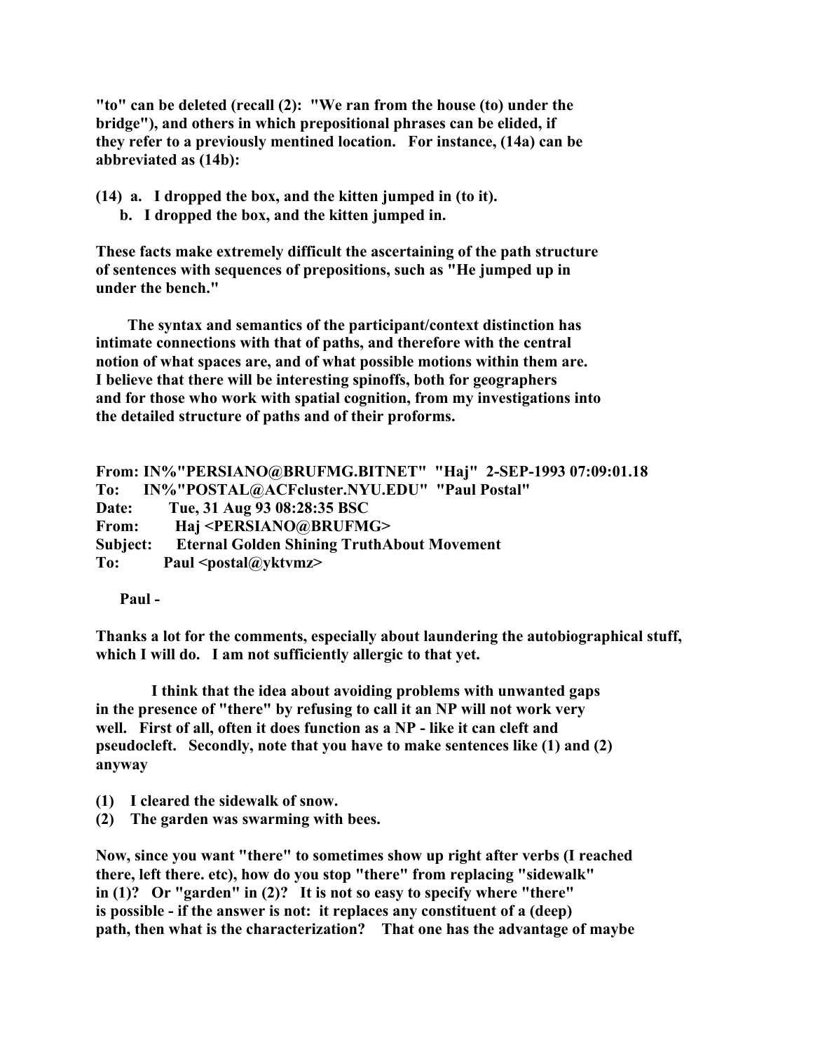**"to" can be deleted (recall (2): "We ran from the house (to) under the bridge"), and others in which prepositional phrases can be elided, if they refer to a previously mentined location. For instance, (14a) can be abbreviated as (14b):**

**(14) a. I dropped the box, and the kitten jumped in (to it).**
**b. I dropped the box, and the kitten jumped in.**

**These facts make extremely difficult the ascertaining of the path structure of sentences with sequences of prepositions, such as "He jumped up in under the bench."**

**The syntax and semantics of the participant/context distinction has intimate connections with that of paths, and therefore with the central notion of what spaces are, and of what possible motions within them are. I believe that there will be interesting spinoffs, both for geographers and for those who work with spatial cognition, from my investigations into the detailed structure of paths and of their proforms.**

**From: IN%"PERSIANO@BRUFMG.BITNET" "Haj" 2-SEP-1993 07:09:01.18**
**To: IN%"POSTAL@ACFcluster.NYU.EDU" "Paul Postal"**
**Date: Tue, 31 Aug 93 08:28:35 BSC**
**From: Haj <PERSIANO@BRUFMG>**
**Subject: Eternal Golden Shining TruthAbout Movement**
**To: Paul <postal@yktvmz>**

**Paul -**

**Thanks a lot for the comments, especially about laundering the autobiographical stuff, which I will do. I am not sufficiently allergic to that yet.**

**I think that the idea about avoiding problems with unwanted gaps in the presence of "there" by refusing to call it an NP will not work very well. First of all, often it does function as a NP - like it can cleft and pseudocleft. Secondly, note that you have to make sentences like (1) and (2) anyway**

**(1) I cleared the sidewalk of snow.**
**(2) The garden was swarming with bees.**

**Now, since you want "there" to sometimes show up right after verbs (I reached there, left there. etc), how do you stop "there" from replacing "sidewalk" in (1)? Or "garden" in (2)? It is not so easy to specify where "there" is possible - if the answer is not: it replaces any constituent of a (deep) path, then what is the characterization? That one has the advantage of maybe**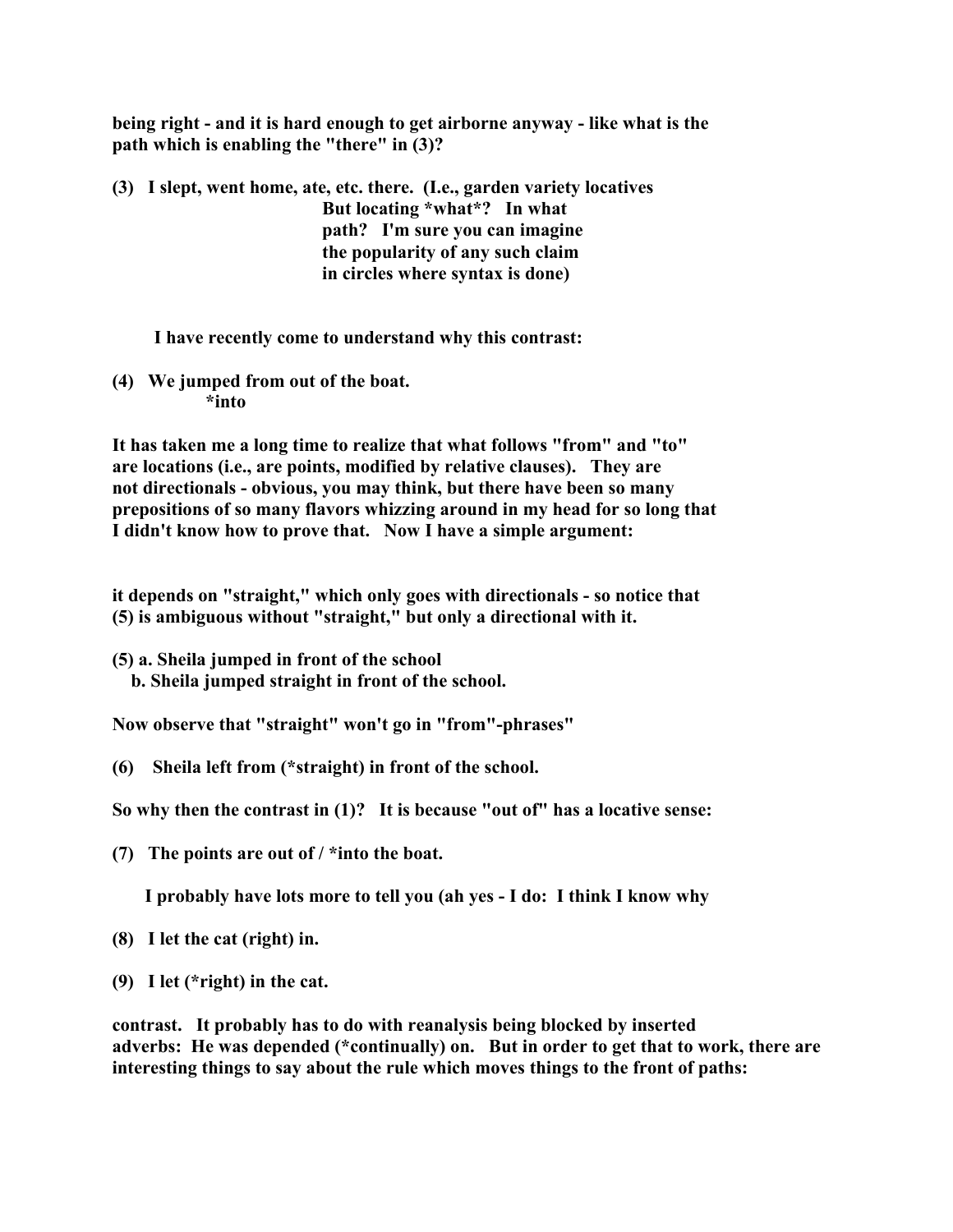**being right - and it is hard enough to get airborne anyway - like what is the path which is enabling the "there" in (3)?**

**(3) I slept, went home, ate, etc. there. (I.e., garden variety locatives**
**But locating *what*? In what**
**path? I'm sure you can imagine**
**the popularity of any such claim**
**in circles where syntax is done)**

**I have recently come to understand why this contrast:**

**(4) We jumped from out of the boat.**
**&nbsp;&nbsp;&nbsp;&nbsp;&nbsp;&nbsp;&nbsp;&nbsp;&nbsp;&nbsp;&nbsp;&nbsp;&nbsp;&nbsp;&nbsp;&nbsp;&nbsp;&nbsp;&nbsp;&nbsp;*into**

**It has taken me a long time to realize that what follows "from" and "to" are locations (i.e., are points, modified by relative clauses). They are not directionals - obvious, you may think, but there have been so many prepositions of so many flavors whizzing around in my head for so long that I didn't know how to prove that. Now I have a simple argument:**

**it depends on "straight," which only goes with directionals - so notice that (5) is ambiguous without "straight," but only a directional with it.**

**(5) a. Sheila jumped in front of the school**
**&nbsp;&nbsp;&nbsp;&nbsp;&nbsp;&nbsp;b. Sheila jumped straight in front of the school.**

**Now observe that "straight" won't go in "from"-phrases"**

**(6) Sheila left from (*straight) in front of the school.**

**So why then the contrast in (1)? It is because "out of" has a locative sense:**

**(7) The points are out of / *into the boat.**

**I probably have lots more to tell you (ah yes - I do: I think I know why**

**(8) I let the cat (right) in.**

**(9) I let (*right) in the cat.**

**contrast. It probably has to do with reanalysis being blocked by inserted adverbs: He was depended (*continually) on. But in order to get that to work, there are interesting things to say about the rule which moves things to the front of paths:**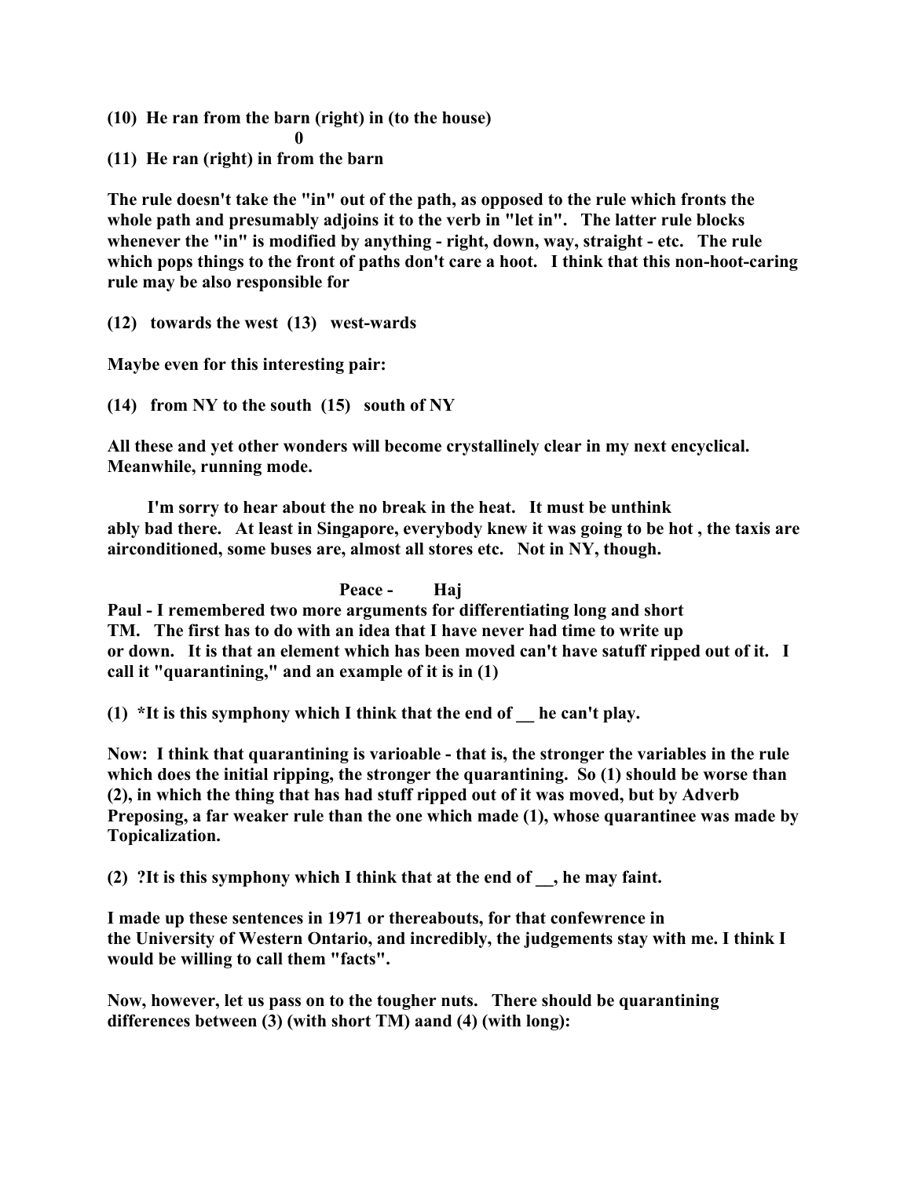**(10) He ran from the barn (right) in (to the house)**

**0**

**(11) He ran (right) in from the barn**

**The rule doesn't take the "in" out of the path, as opposed to the rule which fronts the whole path and presumably adjoins it to the verb in "let in". The latter rule blocks whenever the "in" is modified by anything - right, down, way, straight - etc. The rule which pops things to the front of paths don't care a hoot. I think that this non-hoot-caring rule may be also responsible for**

**(12) towards the west (13) west-wards**

**Maybe even for this interesting pair:**

**(14) from NY to the south (15) south of NY**

**All these and yet other wonders will become crystallinely clear in my next encyclical. Meanwhile, running mode.**

**I'm sorry to hear about the no break in the heat. It must be unthink ably bad there. At least in Singapore, everybody knew it was going to be hot , the taxis are airconditioned, some buses are, almost all stores etc. Not in NY, though.**

**Peace - Haj**

**Paul - I remembered two more arguments for differentiating long and short TM. The first has to do with an idea that I have never had time to write up or down. It is that an element which has been moved can't have satuff ripped out of it. I call it "quarantining," and an example of it is in (1)**

**(1) *It is this symphony which I think that the end of __ he can't play.**

**Now: I think that quarantining is varioable - that is, the stronger the variables in the rule which does the initial ripping, the stronger the quarantining. So (1) should be worse than (2), in which the thing that has had stuff ripped out of it was moved, but by Adverb Preposing, a far weaker rule than the one which made (1), whose quarantinee was made by Topicalization.**

**(2) ?It is this symphony which I think that at the end of __, he may faint.**

**I made up these sentences in 1971 or thereabouts, for that confewrence in the University of Western Ontario, and incredibly, the judgements stay with me. I think I would be willing to call them "facts".**

**Now, however, let us pass on to the tougher nuts. There should be quarantining differences between (3) (with short TM) aand (4) (with long):**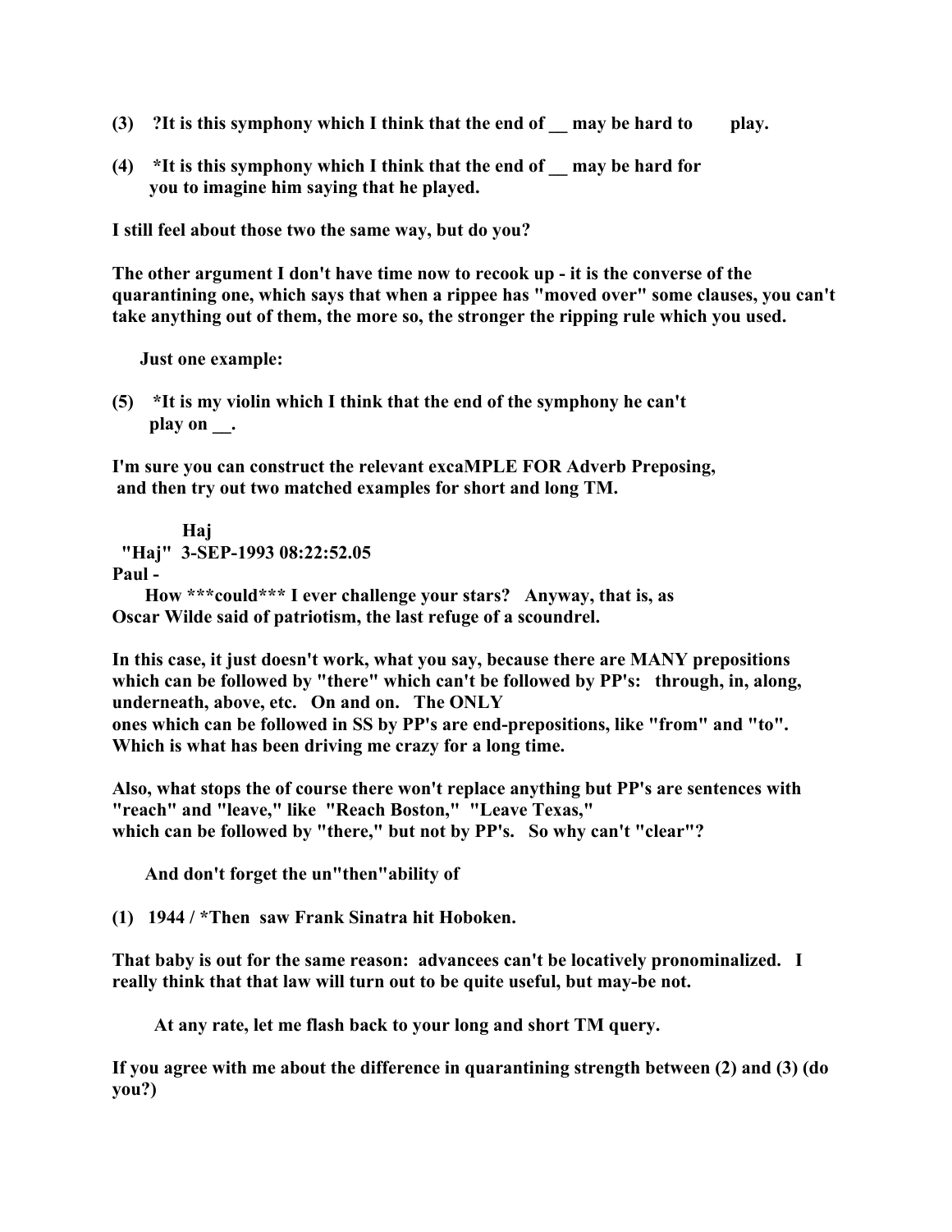(3) ?It is this symphony which I think that the end of __ may be hard to play.

(4) *It is this symphony which I think that the end of __ may be hard for you to imagine him saying that he played.

I still feel about those two the same way, but do you?

The other argument I don't have time now to recook up - it is the converse of the quarantining one, which says that when a rippee has "moved over" some clauses, you can't take anything out of them, the more so, the stronger the ripping rule which you used.

Just one example:

(5) *It is my violin which I think that the end of the symphony he can't play on __.

I'm sure you can construct the relevant excaMPLE FOR Adverb Preposing, and then try out two matched examples for short and long TM.

Haj

"Haj" 3-SEP-1993 08:22:52.05

Paul -

How ***could*** I ever challenge your stars? Anyway, that is, as Oscar Wilde said of patriotism, the last refuge of a scoundrel.

In this case, it just doesn't work, what you say, because there are MANY prepositions which can be followed by "there" which can't be followed by PP's: through, in, along, underneath, above, etc. On and on. The ONLY ones which can be followed in SS by PP's are end-prepositions, like "from" and "to". Which is what has been driving me crazy for a long time.

Also, what stops the of course there won't replace anything but PP's are sentences with "reach" and "leave," like "Reach Boston," "Leave Texas," which can be followed by "there," but not by PP's. So why can't "clear"?

And don't forget the un"then"ability of

(1) 1944 / *Then saw Frank Sinatra hit Hoboken.

That baby is out for the same reason: advancees can't be locatively pronominalized. I really think that that law will turn out to be quite useful, but may-be not.

At any rate, let me flash back to your long and short TM query.

If you agree with me about the difference in quarantining strength between (2) and (3) (do you?)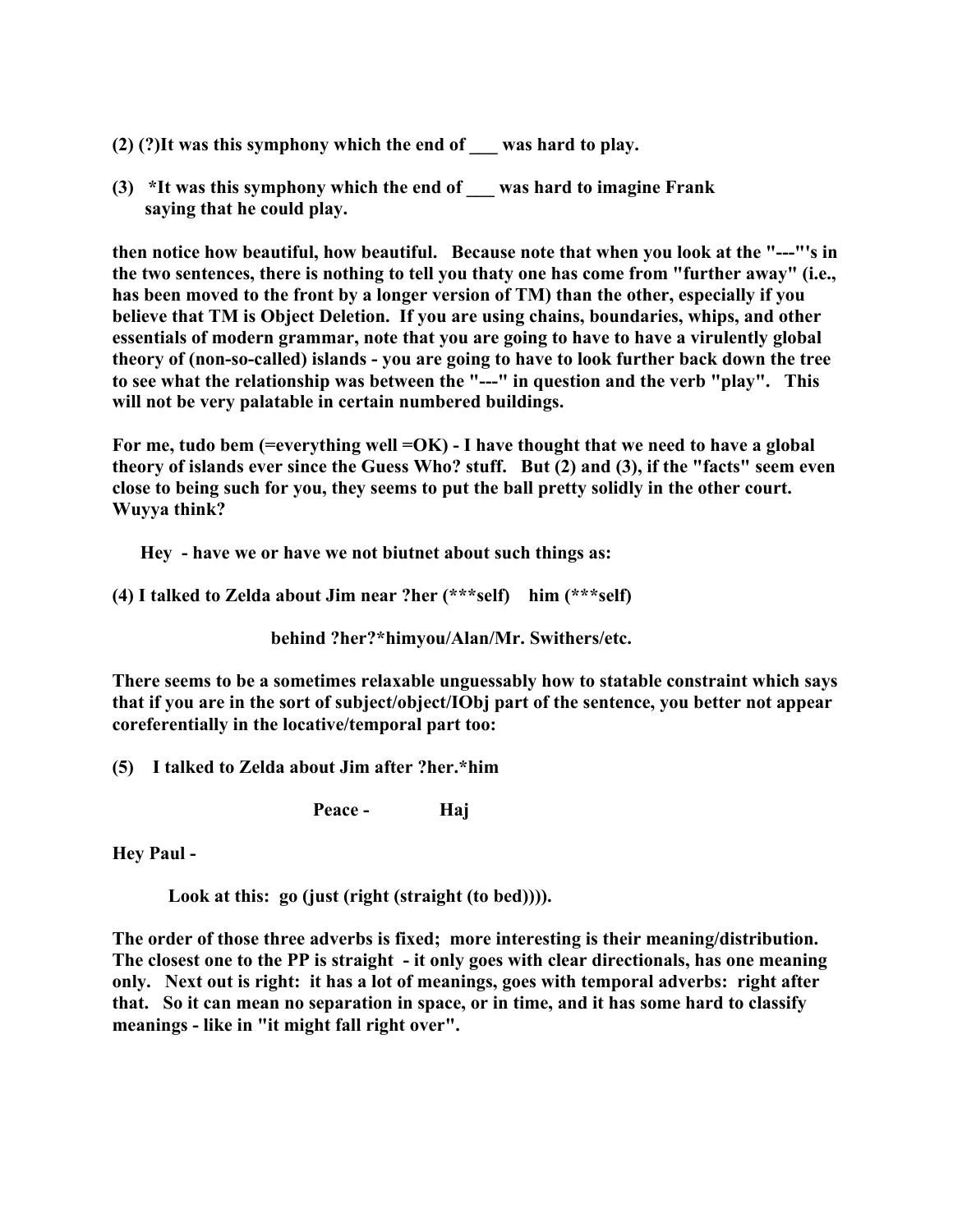**(2) (?)It was this symphony which the end of ___ was hard to play.**

**(3) *It was this symphony which the end of ___ was hard to imagine Frank saying that he could play.**

**then notice how beautiful, how beautiful. Because note that when you look at the "---"'s in the two sentences, there is nothing to tell you thaty one has come from "further away" (i.e., has been moved to the front by a longer version of TM) than the other, especially if you believe that TM is Object Deletion. If you are using chains, boundaries, whips, and other essentials of modern grammar, note that you are going to have to have a virulently global theory of (non-so-called) islands - you are going to have to look further back down the tree to see what the relationship was between the "---" in question and the verb "play". This will not be very palatable in certain numbered buildings.**

**For me, tudo bem (=everything well =OK) - I have thought that we need to have a global theory of islands ever since the Guess Who? stuff. But (2) and (3), if the "facts" seem even close to being such for you, they seems to put the ball pretty solidly in the other court. Wuyya think?**

**Hey - have we or have we not biutnet about such things as:**

**(4) I talked to Zelda about Jim near ?her (***self) him (***self)**

**behind ?her?*himyou/Alan/Mr. Swithers/etc.**

**There seems to be a sometimes relaxable unguessably how to statable constraint which says that if you are in the sort of subject/object/IObj part of the sentence, you better not appear coreferentially in the locative/temporal part too:**

**(5) I talked to Zelda about Jim after ?her.*him**

**Peace - Haj**

**Hey Paul -**

**Look at this: go (just (right (straight (to bed)))).**

**The order of those three adverbs is fixed; more interesting is their meaning/distribution. The closest one to the PP is straight - it only goes with clear directionals, has one meaning only. Next out is right: it has a lot of meanings, goes with temporal adverbs: right after that. So it can mean no separation in space, or in time, and it has some hard to classify meanings - like in "it might fall right over".**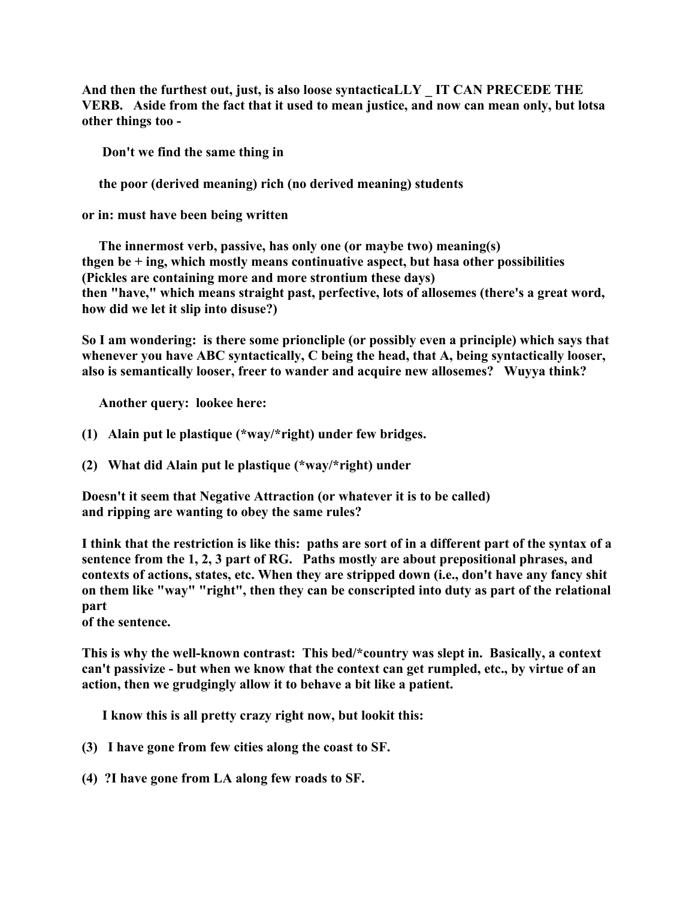And then the furthest out, just, is also loose syntacticaLLY _ IT CAN PRECEDE THE VERB. Aside from the fact that it used to mean justice, and now can mean only, but lotsa other things too -

Don't we find the same thing in

the poor (derived meaning) rich (no derived meaning) students

or in: must have been being written

The innermost verb, passive, has only one (or maybe two) meaning(s)
thgen be + ing, which mostly means continuative aspect, but hasa other possibilities
(Pickles are containing more and more strontium these days)
then "have," which means straight past, perfective, lots of allosemes (there's a great word, how did we let it slip into disuse?)

So I am wondering: is there some prioncliple (or possibly even a principle) which says that whenever you have ABC syntactically, C being the head, that A, being syntactically looser, also is semantically looser, freer to wander and acquire new allosemes? Wuyya think?

Another query: lookee here:

(1) Alain put le plastique (*way/*right) under few bridges.

(2) What did Alain put le plastique (*way/*right) under

Doesn't it seem that Negative Attraction (or whatever it is to be called)
and ripping are wanting to obey the same rules?

I think that the restriction is like this: paths are sort of in a different part of the syntax of a sentence from the 1, 2, 3 part of RG. Paths mostly are about prepositional phrases, and contexts of actions, states, etc. When they are stripped down (i.e., don't have any fancy shit on them like "way" "right", then they can be conscripted into duty as part of the relational part
of the sentence.

This is why the well-known contrast: This bed/*country was slept in. Basically, a context can't passivize - but when we know that the context can get rumpled, etc., by virtue of an action, then we grudgingly allow it to behave a bit like a patient.

I know this is all pretty crazy right now, but lookit this:

(3) I have gone from few cities along the coast to SF.

(4) ?I have gone from LA along few roads to SF.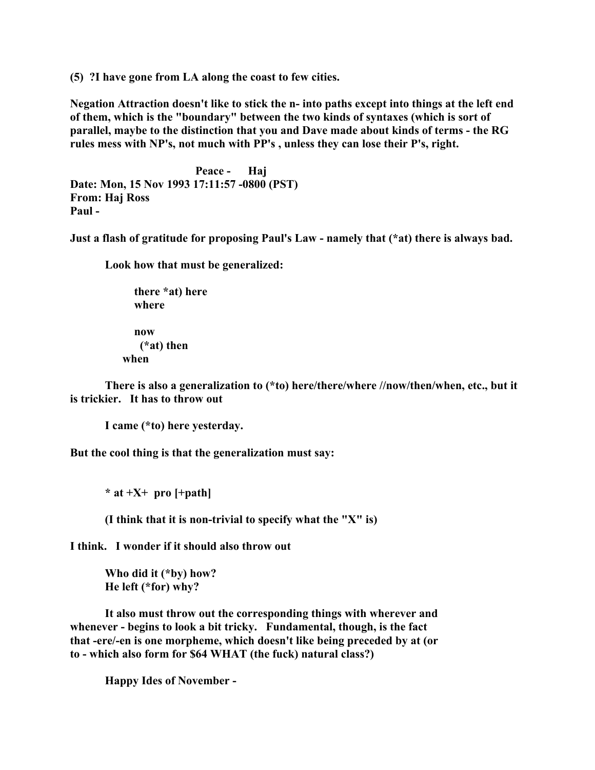**(5)  ?I have gone from LA along the coast to few cities.**

**Negation Attraction doesn't like to stick the n- into paths except into things at the left end of them, which is the "boundary" between the two kinds of syntaxes (which is sort of parallel, maybe to the distinction that you and Dave made about kinds of terms - the RG rules mess with NP's, not much with PP's , unless they can lose their P's, right.**

**Peace -      Haj**

**Date: Mon, 15 Nov 1993 17:11:57 -0800 (PST)**
**From: Haj Ross**
**Paul -**

**Just a flash of gratitude for proposing Paul's Law - namely that (*at) there is always bad.**

**Look how that must be generalized:**

```
        there *at) here
        where

        now
          (*at) then
      when
```

**There is also a generalization to (*to) here/there/where //now/then/when, etc., but it is trickier.   It has to throw out**

**I came (*to) here yesterday.**

**But the cool thing is that the generalization must say:**

**\* at +X+  pro [+path]**

**(I think that it is non-trivial to specify what the "X" is)**

**I think.   I wonder if it should also throw out**

**Who did it (*by) how?**
**He left (*for) why?**

**It also must throw out the corresponding things with wherever and whenever - begins to look a bit tricky.   Fundamental, though, is the fact that -ere/-en is one morpheme, which doesn't like being preceded by at (or to - which also form for $64 WHAT (the fuck) natural class?)**

**Happy Ides of November -**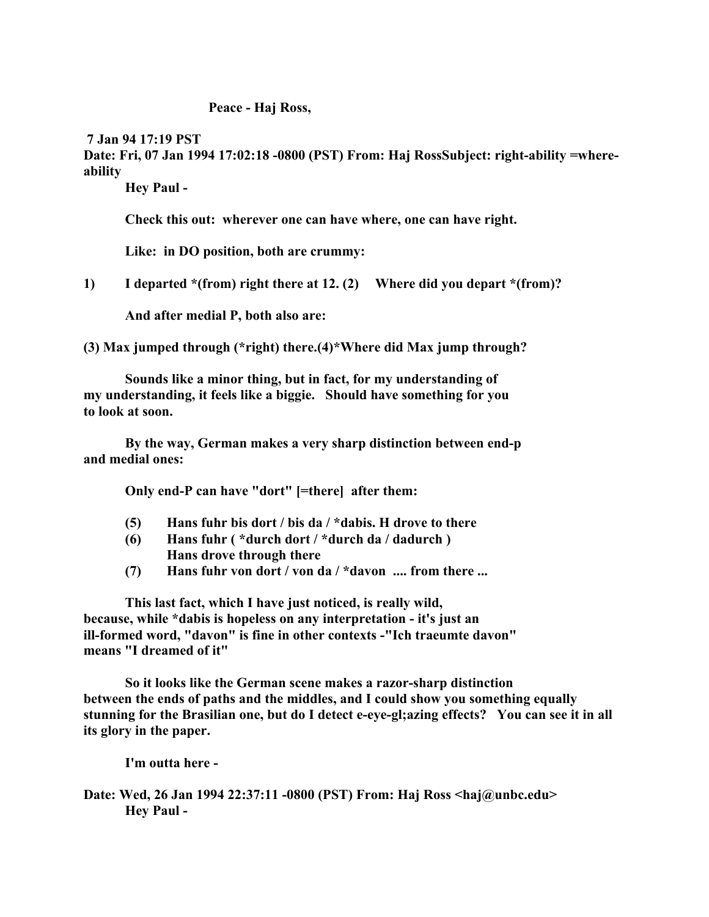**Peace - Haj Ross,**

**7 Jan 94 17:19 PST**
**Date: Fri, 07 Jan 1994 17:02:18 -0800 (PST) From: Haj RossSubject: right-ability =where-ability**

**Hey Paul -**

**Check this out: wherever one can have where, one can have right.**

**Like: in DO position, both are crummy:**

**1) I departed *(from) right there at 12. (2) Where did you depart *(from)?**

**And after medial P, both also are:**

**(3) Max jumped through (*right) there.(4)*Where did Max jump through?**

**Sounds like a minor thing, but in fact, for my understanding of my understanding, it feels like a biggie. Should have something for you to look at soon.**

**By the way, German makes a very sharp distinction between end-p and medial ones:**

**Only end-P can have "dort" [=there] after them:**

**(5) Hans fuhr bis dort / bis da / *dabis. H drove to there**
**(6) Hans fuhr ( *durch dort / *durch da / dadurch )**
**Hans drove through there**
**(7) Hans fuhr von dort / von da / *davon .... from there ...**

**This last fact, which I have just noticed, is really wild, because, while *dabis is hopeless on any interpretation - it's just an ill-formed word, "davon" is fine in other contexts -"Ich traeumte davon" means "I dreamed of it"**

**So it looks like the German scene makes a razor-sharp distinction between the ends of paths and the middles, and I could show you something equally stunning for the Brasilian one, but do I detect e-eye-gl;azing effects? You can see it in all its glory in the paper.**

**I'm outta here -**

**Date: Wed, 26 Jan 1994 22:37:11 -0800 (PST) From: Haj Ross <haj@unbc.edu>**
**Hey Paul -**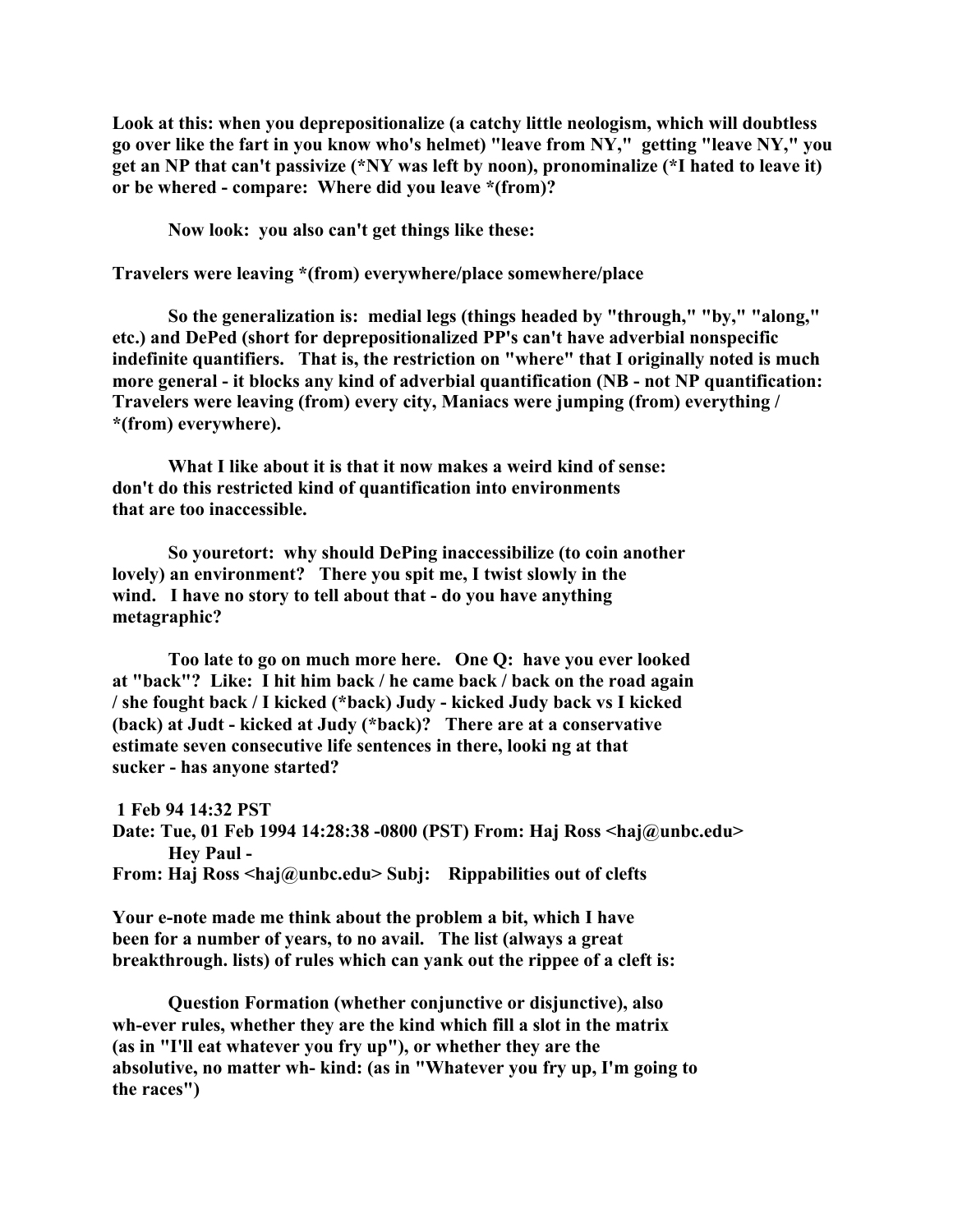**Look at this: when you deprepositionalize (a catchy little neologism, which will doubtless go over like the fart in you know who's helmet) "leave from NY," getting "leave NY," you get an NP that can't passivize (*NY was left by noon), pronominalize (*I hated to leave it) or be whered - compare: Where did you leave *(from)?**

**Now look: you also can't get things like these:**

**Travelers were leaving *(from) everywhere/place somewhere/place**

**So the generalization is: medial legs (things headed by "through," "by," "along," etc.) and DePed (short for deprepositionalized PP's can't have adverbial nonspecific indefinite quantifiers. That is, the restriction on "where" that I originally noted is much more general - it blocks any kind of adverbial quantification (NB - not NP quantification: Travelers were leaving (from) every city, Maniacs were jumping (from) everything / *(from) everywhere).**

**What I like about it is that it now makes a weird kind of sense: don't do this restricted kind of quantification into environments that are too inaccessible.**

**So youretort: why should DePing inaccessibilize (to coin another lovely) an environment? There you spit me, I twist slowly in the wind. I have no story to tell about that - do you have anything metagraphic?**

**Too late to go on much more here. One Q: have you ever looked at "back"? Like: I hit him back / he came back / back on the road again / she fought back / I kicked (*back) Judy - kicked Judy back vs I kicked (back) at Judt - kicked at Judy (*back)? There are at a conservative estimate seven consecutive life sentences in there, looki ng at that sucker - has anyone started?**

**1 Feb 94 14:32 PST**
**Date: Tue, 01 Feb 1994 14:28:38 -0800 (PST) From: Haj Ross <haj@unbc.edu>**
**Hey Paul -**
**From: Haj Ross <haj@unbc.edu> Subj: Rippabilities out of clefts**

**Your e-note made me think about the problem a bit, which I have been for a number of years, to no avail. The list (always a great breakthrough. lists) of rules which can yank out the rippee of a cleft is:**

**Question Formation (whether conjunctive or disjunctive), also wh-ever rules, whether they are the kind which fill a slot in the matrix (as in "I'll eat whatever you fry up"), or whether they are the absolutive, no matter wh- kind: (as in "Whatever you fry up, I'm going to the races")**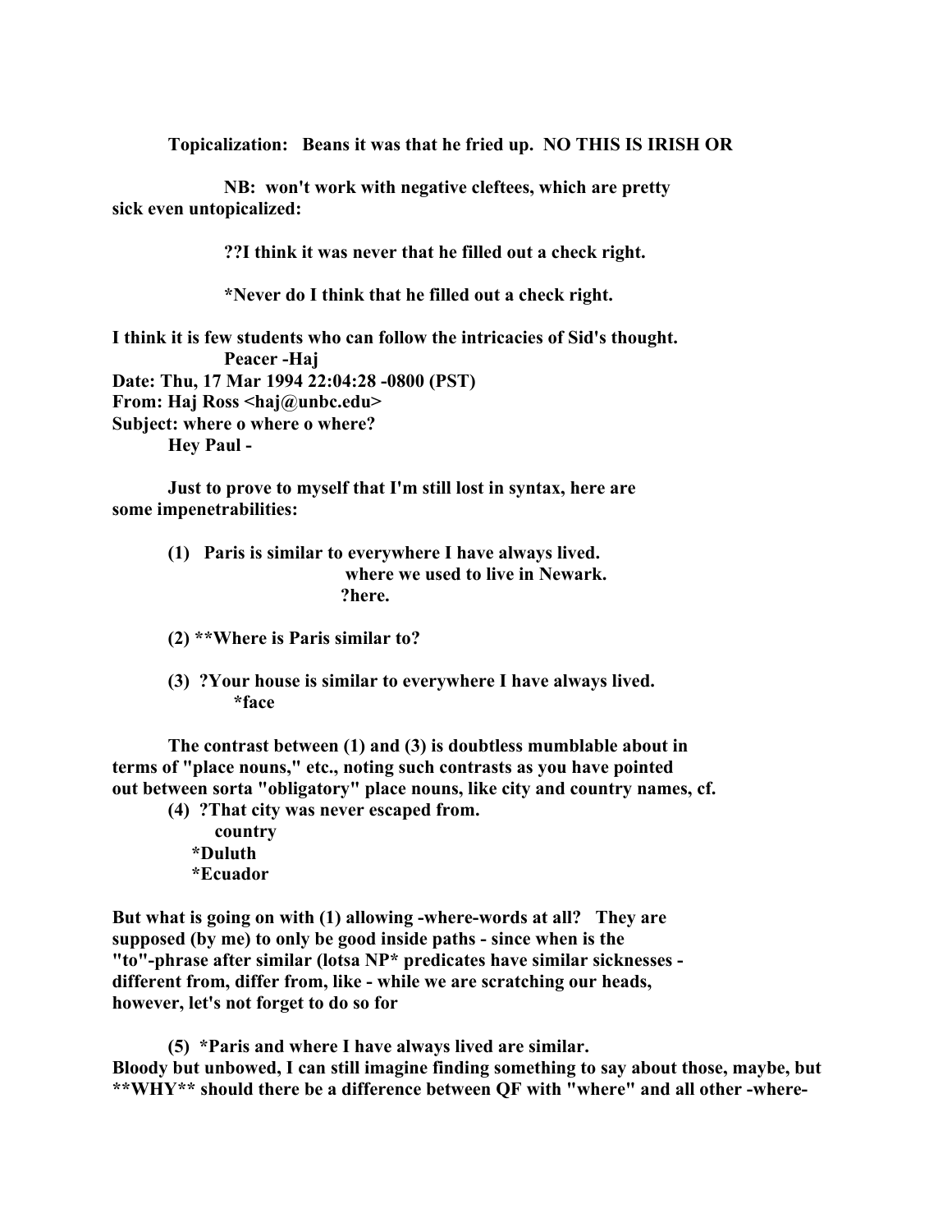**Topicalization: Beans it was that he fried up. NO THIS IS IRISH OR**

**NB: won't work with negative cleftees, which are pretty sick even untopicalized:**

**??I think it was never that he filled out a check right.**

**\*Never do I think that he filled out a check right.**

**I think it is few students who can follow the intricacies of Sid's thought.**
**Peacer -Haj**
**Date: Thu, 17 Mar 1994 22:04:28 -0800 (PST)**
**From: Haj Ross <haj@unbc.edu>**
**Subject: where o where o where?**
**Hey Paul -**

**Just to prove to myself that I'm still lost in syntax, here are some impenetrabilities:**

**(1) Paris is similar to everywhere I have always lived.**
**where we used to live in Newark.**
**?here.**

**(2) \*\*Where is Paris similar to?**

**(3) ?Your house is similar to everywhere I have always lived.**
**\*face**

**The contrast between (1) and (3) is doubtless mumblable about in terms of "place nouns," etc., noting such contrasts as you have pointed out between sorta "obligatory" place nouns, like city and country names, cf.**

**(4) ?That city was never escaped from.**
**country**
**\*Duluth**
**\*Ecuador**

**But what is going on with (1) allowing -where-words at all? They are supposed (by me) to only be good inside paths - since when is the "to"-phrase after similar (lotsa NP\* predicates have similar sicknesses - different from, differ from, like - while we are scratching our heads, however, let's not forget to do so for**

**(5) \*Paris and where I have always lived are similar.**
**Bloody but unbowed, I can still imagine finding something to say about those, maybe, but \*\*WHY\*\* should there be a difference between QF with "where" and all other -where-**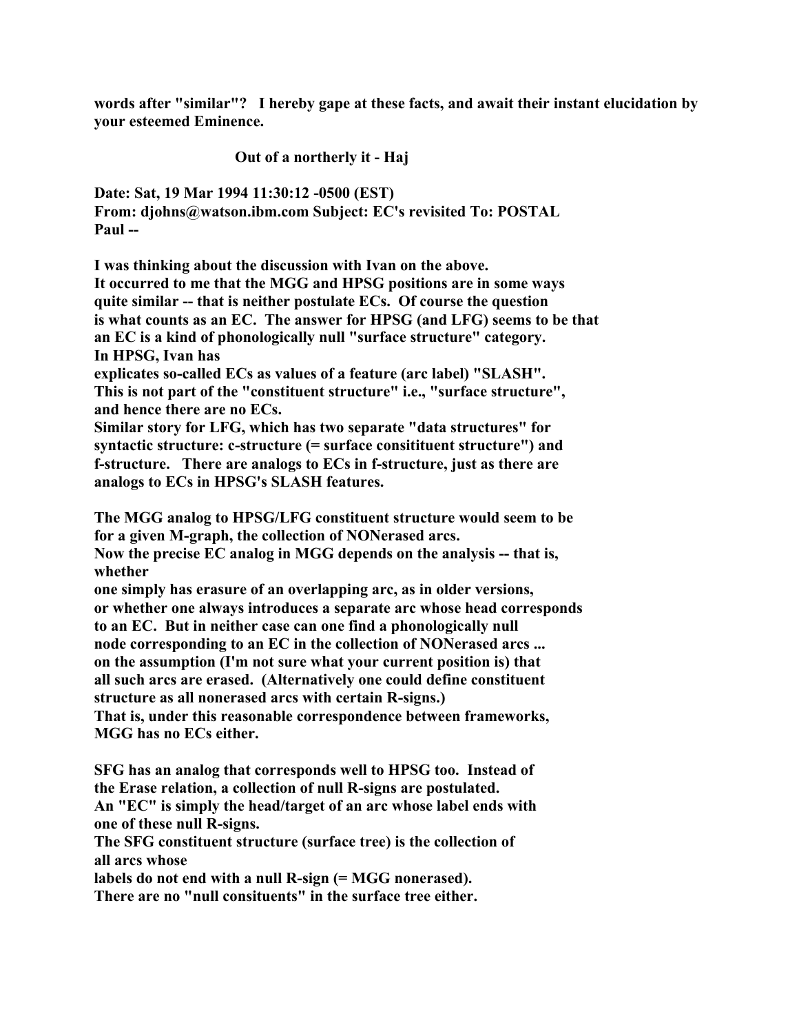**words after "similar"? I hereby gape at these facts, and await their instant elucidation by your esteemed Eminence.**

**Out of a northerly it - Haj**

**Date: Sat, 19 Mar 1994 11:30:12 -0500 (EST)**
**From: djohns@watson.ibm.com Subject: EC's revisited To: POSTAL**
**Paul --**

**I was thinking about the discussion with Ivan on the above.**
**It occurred to me that the MGG and HPSG positions are in some ways**
**quite similar -- that is neither postulate ECs. Of course the question**
**is what counts as an EC. The answer for HPSG (and LFG) seems to be that**
**an EC is a kind of phonologically null "surface structure" category.**
**In HPSG, Ivan has**
**explicates so-called ECs as values of a feature (arc label) "SLASH".**
**This is not part of the "constituent structure" i.e., "surface structure",**
**and hence there are no ECs.**
**Similar story for LFG, which has two separate "data structures" for**
**syntactic structure: c-structure (= surface consitituent structure") and**
**f-structure. There are analogs to ECs in f-structure, just as there are**
**analogs to ECs in HPSG's SLASH features.**

**The MGG analog to HPSG/LFG constituent structure would seem to be**
**for a given M-graph, the collection of NONerased arcs.**
**Now the precise EC analog in MGG depends on the analysis -- that is,**
**whether**
**one simply has erasure of an overlapping arc, as in older versions,**
**or whether one always introduces a separate arc whose head corresponds**
**to an EC. But in neither case can one find a phonologically null**
**node corresponding to an EC in the collection of NONerased arcs ...**
**on the assumption (I'm not sure what your current position is) that**
**all such arcs are erased. (Alternatively one could define constituent**
**structure as all nonerased arcs with certain R-signs.)**
**That is, under this reasonable correspondence between frameworks,**
**MGG has no ECs either.**

**SFG has an analog that corresponds well to HPSG too. Instead of**
**the Erase relation, a collection of null R-signs are postulated.**
**An "EC" is simply the head/target of an arc whose label ends with**
**one of these null R-signs.**
**The SFG constituent structure (surface tree) is the collection of**
**all arcs whose**
**labels do not end with a null R-sign (= MGG nonerased).**
**There are no "null consituents" in the surface tree either.**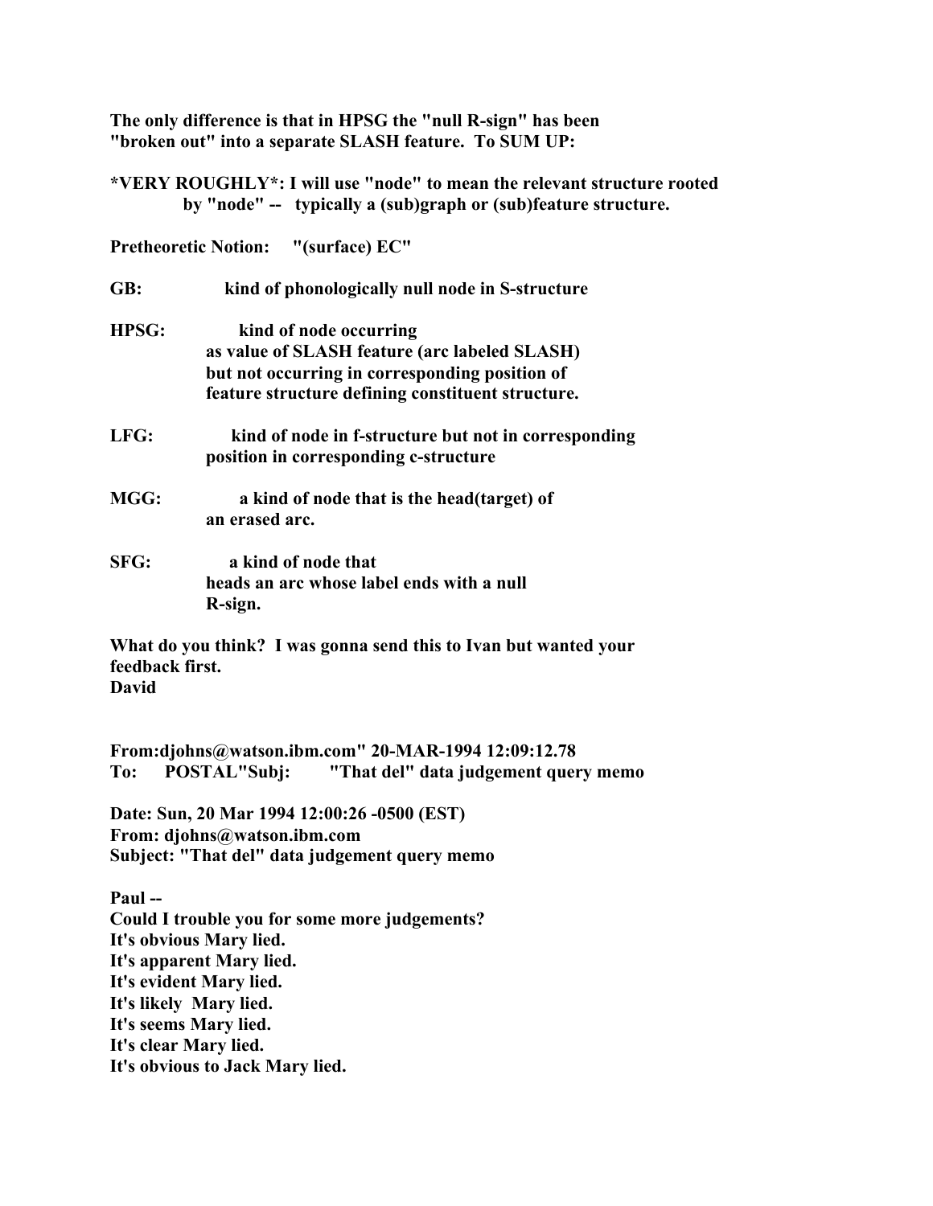**The only difference is that in HPSG the "null R-sign" has been "broken out" into a separate SLASH feature. To SUM UP:**

***VERY ROUGHLY*: I will use "node" to mean the relevant structure rooted by "node" -- typically a (sub)graph or (sub)feature structure.**

**Pretheoretic Notion: "(surface) EC"**

**GB:** **kind of phonologically null node in S-structure**

**HPSG:** **kind of node occurring as value of SLASH feature (arc labeled SLASH) but not occurring in corresponding position of feature structure defining constituent structure.**

**LFG:** **kind of node in f-structure but not in corresponding position in corresponding c-structure**

**MGG:** **a kind of node that is the head(target) of an erased arc.**

**SFG:** **a kind of node that heads an arc whose label ends with a null R-sign.**

**What do you think? I was gonna send this to Ivan but wanted your feedback first.**
**David**

**From:djohns@watson.ibm.com" 20-MAR-1994 12:09:12.78**
**To: POSTAL"Subj: "That del" data judgement query memo**

**Date: Sun, 20 Mar 1994 12:00:26 -0500 (EST)**
**From: djohns@watson.ibm.com**
**Subject: "That del" data judgement query memo**

**Paul --**
**Could I trouble you for some more judgements?**
**It's obvious Mary lied.**
**It's apparent Mary lied.**
**It's evident Mary lied.**
**It's likely Mary lied.**
**It's seems Mary lied.**
**It's clear Mary lied.**
**It's obvious to Jack Mary lied.**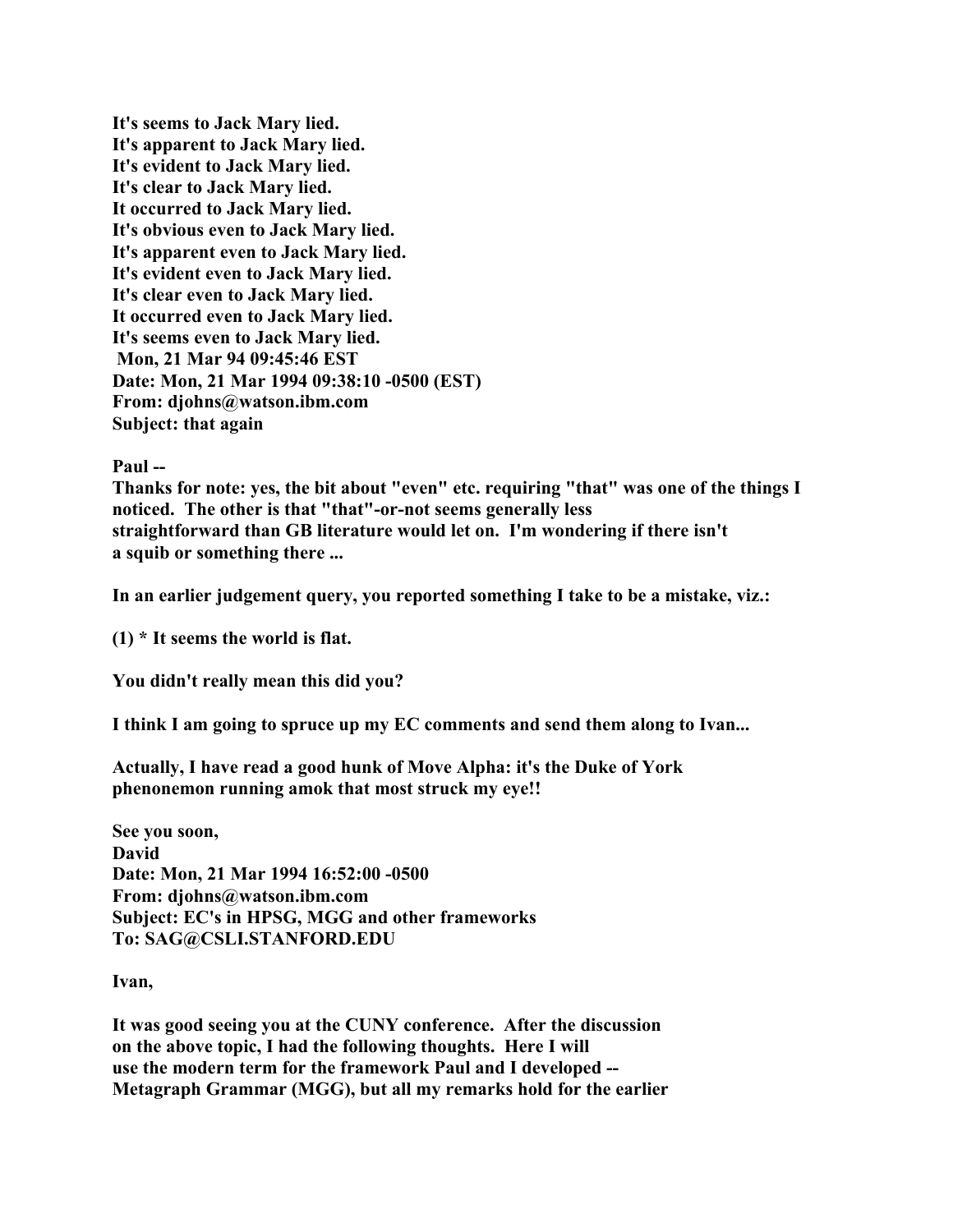It's seems to Jack Mary lied.  
It's apparent to Jack Mary lied.  
It's evident to Jack Mary lied.  
It's clear to Jack Mary lied.  
It occurred to Jack Mary lied.  
It's obvious even to Jack Mary lied.  
It's apparent even to Jack Mary lied.  
It's evident even to Jack Mary lied.  
It's clear even to Jack Mary lied.  
It occurred even to Jack Mary lied.  
It's seems even to Jack Mary lied.  
Mon, 21 Mar 94 09:45:46 EST  
Date: Mon, 21 Mar 1994 09:38:10 -0500 (EST)  
From: djohns@watson.ibm.com  
Subject: that again

Paul --  
Thanks for note: yes, the bit about "even" etc. requiring "that" was one of the things I noticed. The other is that "that"-or-not seems generally less straightforward than GB literature would let on. I'm wondering if there isn't a squib or something there ...

In an earlier judgement query, you reported something I take to be a mistake, viz.:

(1) * It seems the world is flat.

You didn't really mean this did you?

I think I am going to spruce up my EC comments and send them along to Ivan...

Actually, I have read a good hunk of Move Alpha: it's the Duke of York phenonemon running amok that most struck my eye!!

See you soon,  
David  
Date: Mon, 21 Mar 1994 16:52:00 -0500  
From: djohns@watson.ibm.com  
Subject: EC's in HPSG, MGG and other frameworks  
To: SAG@CSLI.STANFORD.EDU

Ivan,

It was good seeing you at the CUNY conference. After the discussion on the above topic, I had the following thoughts. Here I will use the modern term for the framework Paul and I developed -- Metagraph Grammar (MGG), but all my remarks hold for the earlier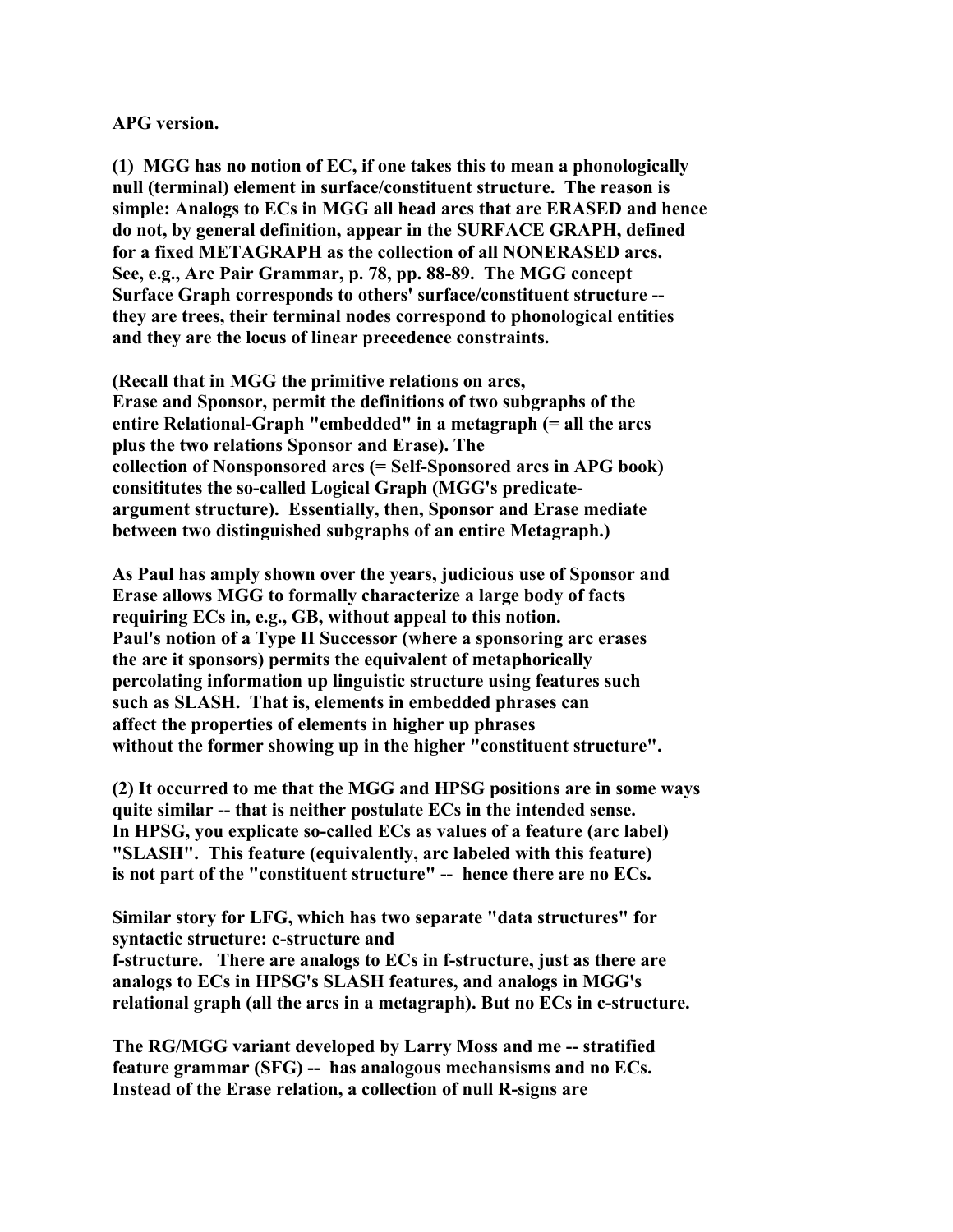**APG version.**

**(1) MGG has no notion of EC, if one takes this to mean a phonologically null (terminal) element in surface/constituent structure. The reason is simple: Analogs to ECs in MGG all head arcs that are ERASED and hence do not, by general definition, appear in the SURFACE GRAPH, defined for a fixed METAGRAPH as the collection of all NONERASED arcs. See, e.g., Arc Pair Grammar, p. 78, pp. 88-89. The MGG concept Surface Graph corresponds to others' surface/constituent structure -- they are trees, their terminal nodes correspond to phonological entities and they are the locus of linear precedence constraints.**

**(Recall that in MGG the primitive relations on arcs, Erase and Sponsor, permit the definitions of two subgraphs of the entire Relational-Graph "embedded" in a metagraph (= all the arcs plus the two relations Sponsor and Erase). The collection of Nonsponsored arcs (= Self-Sponsored arcs in APG book) consititutes the so-called Logical Graph (MGG's predicate-argument structure). Essentially, then, Sponsor and Erase mediate between two distinguished subgraphs of an entire Metagraph.)**

**As Paul has amply shown over the years, judicious use of Sponsor and Erase allows MGG to formally characterize a large body of facts requiring ECs in, e.g., GB, without appeal to this notion. Paul's notion of a Type II Successor (where a sponsoring arc erases the arc it sponsors) permits the equivalent of metaphorically percolating information up linguistic structure using features such such as SLASH. That is, elements in embedded phrases can affect the properties of elements in higher up phrases without the former showing up in the higher "constituent structure".**

**(2) It occurred to me that the MGG and HPSG positions are in some ways quite similar -- that is neither postulate ECs in the intended sense. In HPSG, you explicate so-called ECs as values of a feature (arc label) "SLASH". This feature (equivalently, arc labeled with this feature) is not part of the "constituent structure" -- hence there are no ECs.**

**Similar story for LFG, which has two separate "data structures" for syntactic structure: c-structure and f-structure. There are analogs to ECs in f-structure, just as there are analogs to ECs in HPSG's SLASH features, and analogs in MGG's relational graph (all the arcs in a metagraph). But no ECs in c-structure.**

**The RG/MGG variant developed by Larry Moss and me -- stratified feature grammar (SFG) -- has analogous mechansisms and no ECs. Instead of the Erase relation, a collection of null R-signs are**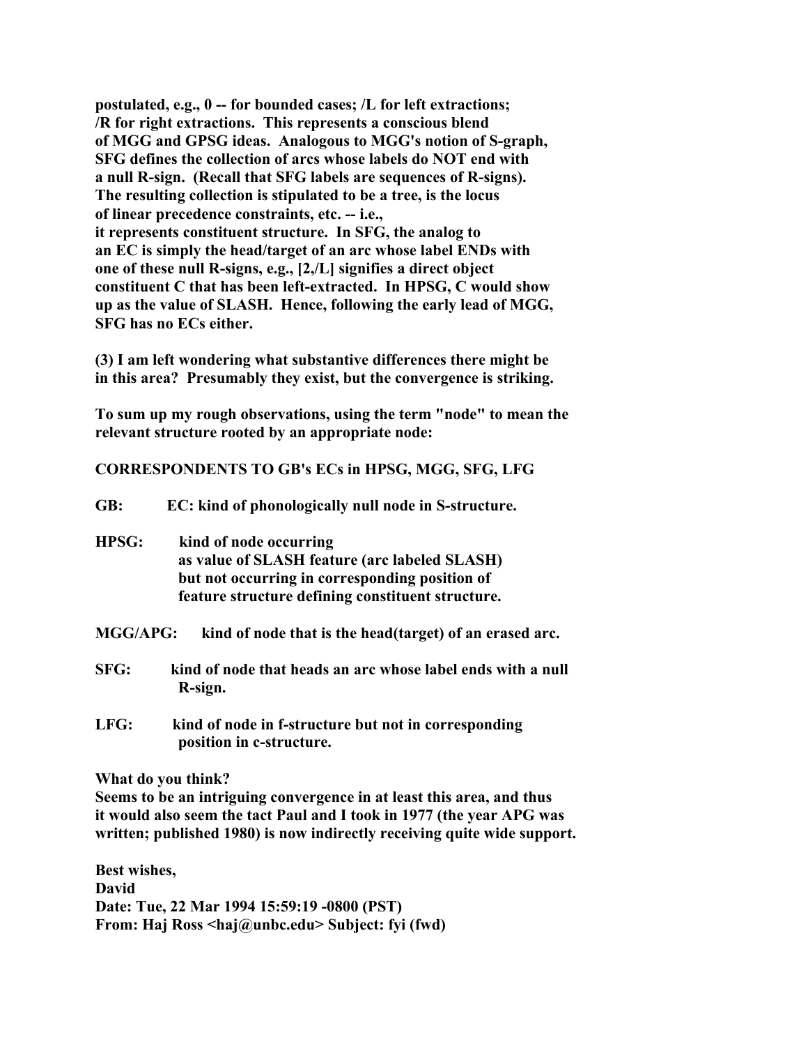**postulated, e.g., 0 -- for bounded cases; /L for left extractions; /R for right extractions. This represents a conscious blend of MGG and GPSG ideas. Analogous to MGG's notion of S-graph, SFG defines the collection of arcs whose labels do NOT end with a null R-sign. (Recall that SFG labels are sequences of R-signs). The resulting collection is stipulated to be a tree, is the locus of linear precedence constraints, etc. -- i.e., it represents constituent structure. In SFG, the analog to an EC is simply the head/target of an arc whose label ENDs with one of these null R-signs, e.g., [2,/L] signifies a direct object constituent C that has been left-extracted. In HPSG, C would show up as the value of SLASH. Hence, following the early lead of MGG, SFG has no ECs either.**

**(3) I am left wondering what substantive differences there might be in this area? Presumably they exist, but the convergence is striking.**

**To sum up my rough observations, using the term "node" to mean the relevant structure rooted by an appropriate node:**

**CORRESPONDENTS TO GB's ECs in HPSG, MGG, SFG, LFG**

**GB:** **EC: kind of phonologically null node in S-structure.**

**HPSG:** **kind of node occurring as value of SLASH feature (arc labeled SLASH) but not occurring in corresponding position of feature structure defining constituent structure.**

**MGG/APG:** **kind of node that is the head(target) of an erased arc.**

**SFG:** **kind of node that heads an arc whose label ends with a null R-sign.**

**LFG:** **kind of node in f-structure but not in corresponding position in c-structure.**

**What do you think?**
**Seems to be an intriguing convergence in at least this area, and thus it would also seem the tact Paul and I took in 1977 (the year APG was written; published 1980) is now indirectly receiving quite wide support.**

**Best wishes,**
**David**
**Date: Tue, 22 Mar 1994 15:59:19 -0800 (PST)**
**From: Haj Ross <haj@unbc.edu> Subject: fyi (fwd)**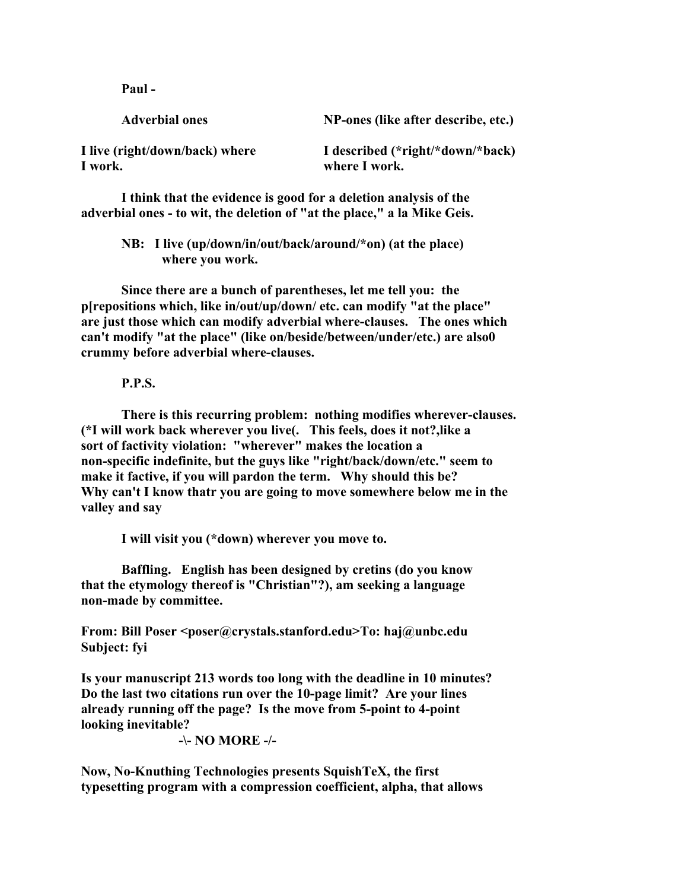**Paul -**

| **Adverbial ones** | **NP-ones (like after describe, etc.)** |
|---|---|
| **I live (right/down/back) where I work.** | **I described (*right/*down/*back) where I work.** |

**I think that the evidence is good for a deletion analysis of the adverbial ones - to wit, the deletion of "at the place," a la Mike Geis.**

**NB: I live (up/down/in/out/back/around/*on) (at the place) where you work.**

**Since there are a bunch of parentheses, let me tell you: the p[repositions which, like in/out/up/down/ etc. can modify "at the place" are just those which can modify adverbial where-clauses. The ones which can't modify "at the place" (like on/beside/between/under/etc.) are also0 crummy before adverbial where-clauses.**

**P.P.S.**

**There is this recurring problem: nothing modifies wherever-clauses. (*I will work back wherever you live(. This feels, does it not?,like a sort of factivity violation: "wherever" makes the location a non-specific indefinite, but the guys like "right/back/down/etc." seem to make it factive, if you will pardon the term. Why should this be? Why can't I know thatr you are going to move somewhere below me in the valley and say**

**I will visit you (*down) wherever you move to.**

**Baffling. English has been designed by cretins (do you know that the etymology thereof is "Christian"?), am seeking a language non-made by committee.**

**From: Bill Poser <poser@crystals.stanford.edu>To: haj@unbc.edu**
**Subject: fyi**

**Is your manuscript 213 words too long with the deadline in 10 minutes? Do the last two citations run over the 10-page limit? Are your lines already running off the page? Is the move from 5-point to 4-point looking inevitable?**

**-\- NO MORE -/-**

**Now, No-Knuthing Technologies presents SquishTeX, the first typesetting program with a compression coefficient, alpha, that allows**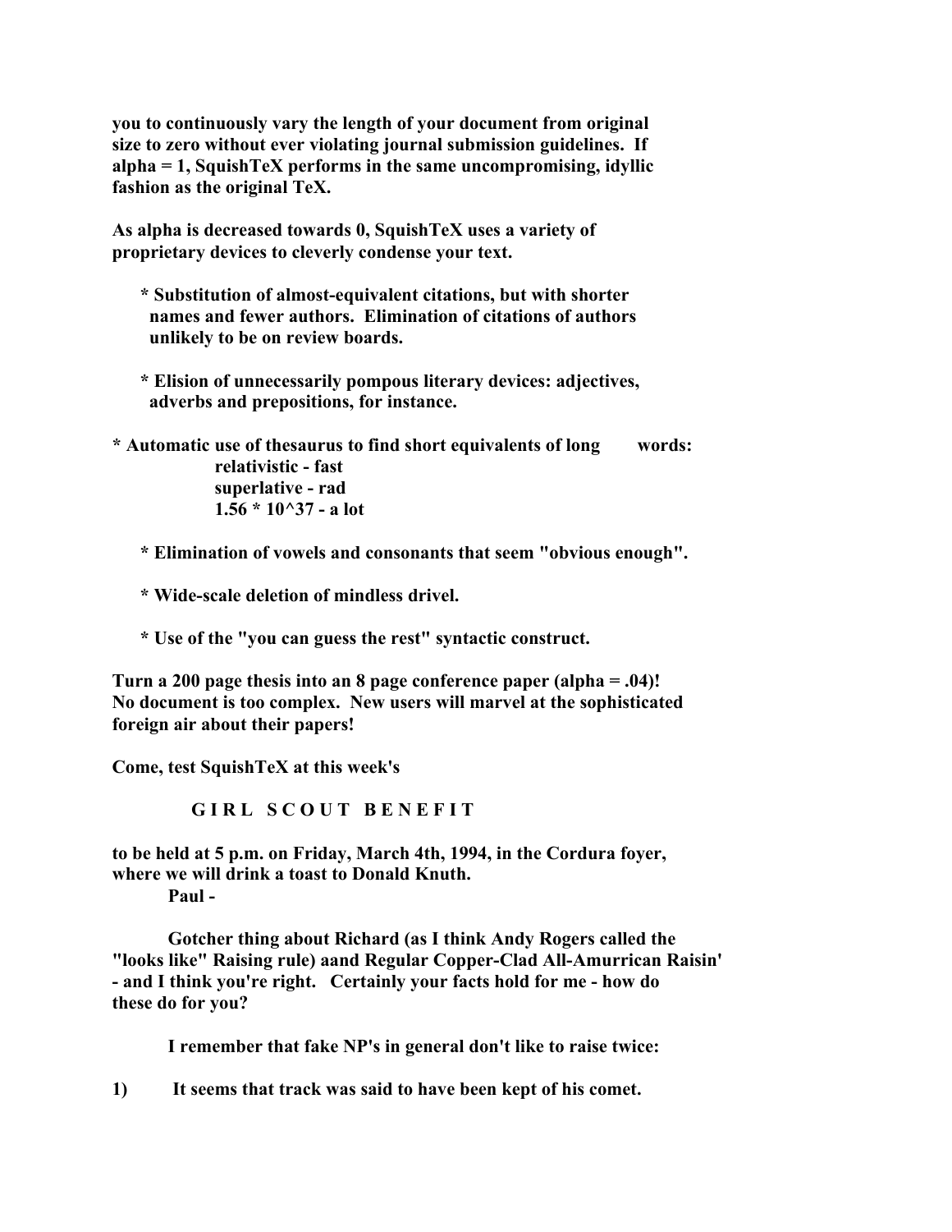**you to continuously vary the length of your document from original size to zero without ever violating journal submission guidelines. If alpha = 1, SquishTeX performs in the same uncompromising, idyllic fashion as the original TeX.**

**As alpha is decreased towards 0, SquishTeX uses a variety of proprietary devices to cleverly condense your text.**

- **Substitution of almost-equivalent citations, but with shorter names and fewer authors. Elimination of citations of authors unlikely to be on review boards.**

- **Elision of unnecessarily pompous literary devices: adjectives, adverbs and prepositions, for instance.**

- **Automatic use of thesaurus to find short equivalents of long words:**
  **relativistic - fast**
  **superlative - rad**
  **1.56 * 10^37 - a lot**

- **Elimination of vowels and consonants that seem "obvious enough".**

- **Wide-scale deletion of mindless drivel.**

- **Use of the "you can guess the rest" syntactic construct.**

**Turn a 200 page thesis into an 8 page conference paper (alpha = .04)! No document is too complex. New users will marvel at the sophisticated foreign air about their papers!**

**Come, test SquishTeX at this week's**

**G I R L   S C O U T   B E N E F I T**

**to be held at 5 p.m. on Friday, March 4th, 1994, in the Cordura foyer, where we will drink a toast to Donald Knuth.**

**Paul -**

**Gotcher thing about Richard (as I think Andy Rogers called the "looks like" Raising rule) aand Regular Copper-Clad All-Amurrican Raisin' - and I think you're right. Certainly your facts hold for me - how do these do for you?**

**I remember that fake NP's in general don't like to raise twice:**

**1) It seems that track was said to have been kept of his comet.**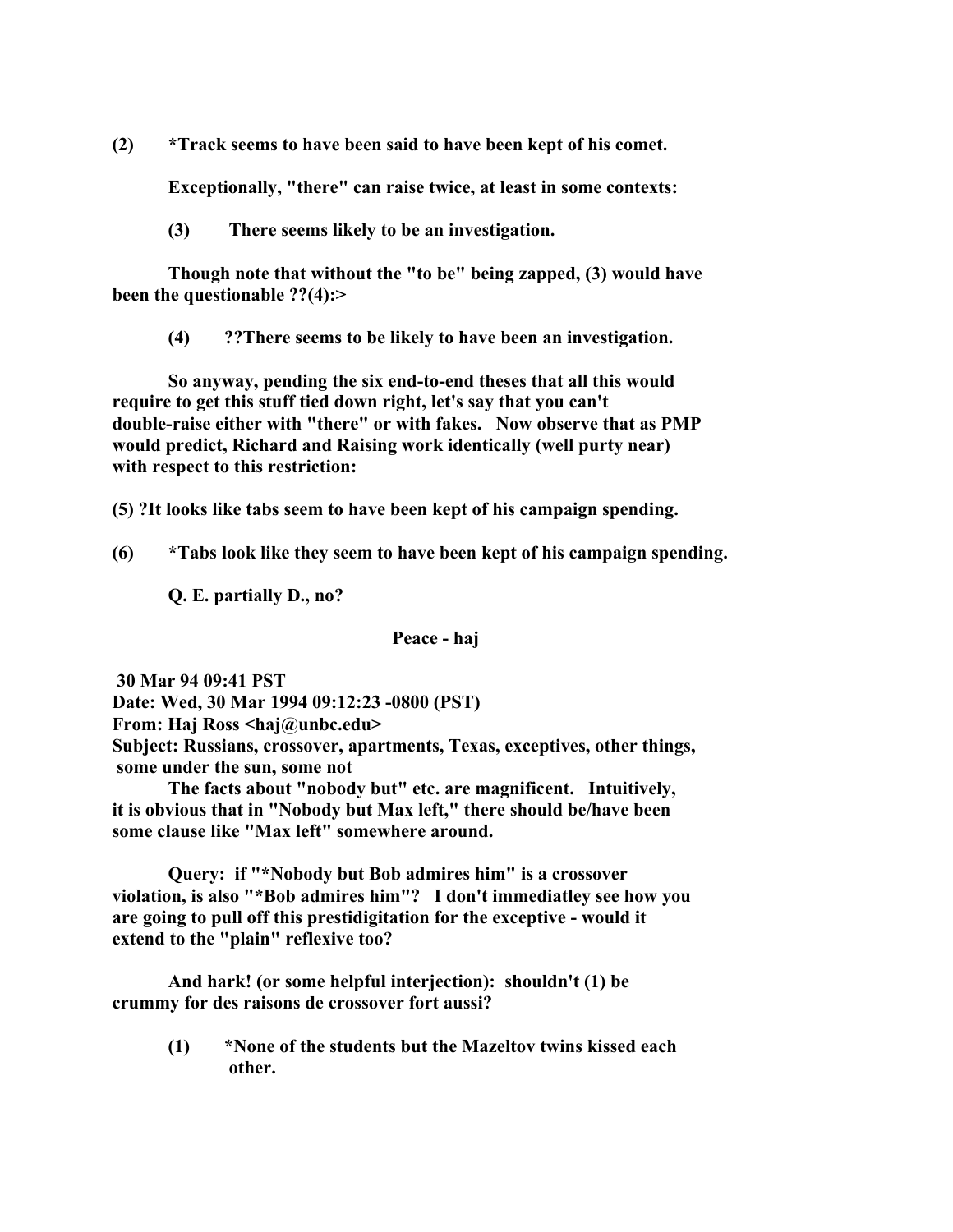(2) *Track seems to have been said to have been kept of his comet.

Exceptionally, "there" can raise twice, at least in some contexts:

(3) There seems likely to be an investigation.

Though note that without the "to be" being zapped, (3) would have been the questionable ??(4):>

(4) ??There seems to be likely to have been an investigation.

So anyway, pending the six end-to-end theses that all this would require to get this stuff tied down right, let's say that you can't double-raise either with "there" or with fakes. Now observe that as PMP would predict, Richard and Raising work identically (well purty near) with respect to this restriction:

(5) ?It looks like tabs seem to have been kept of his campaign spending.

(6) *Tabs look like they seem to have been kept of his campaign spending.

Q. E. partially D., no?

Peace - haj

30 Mar 94 09:41 PST
Date: Wed, 30 Mar 1994 09:12:23 -0800 (PST)
From: Haj Ross <haj@unbc.edu>
Subject: Russians, crossover, apartments, Texas, exceptives, other things, some under the sun, some not

The facts about "nobody but" etc. are magnificent. Intuitively, it is obvious that in "Nobody but Max left," there should be/have been some clause like "Max left" somewhere around.

Query: if "*Nobody but Bob admires him" is a crossover violation, is also "*Bob admires him"? I don't immediatley see how you are going to pull off this prestidigitation for the exceptive - would it extend to the "plain" reflexive too?

And hark! (or some helpful interjection): shouldn't (1) be crummy for des raisons de crossover fort aussi?

(1) *None of the students but the Mazeltov twins kissed each other.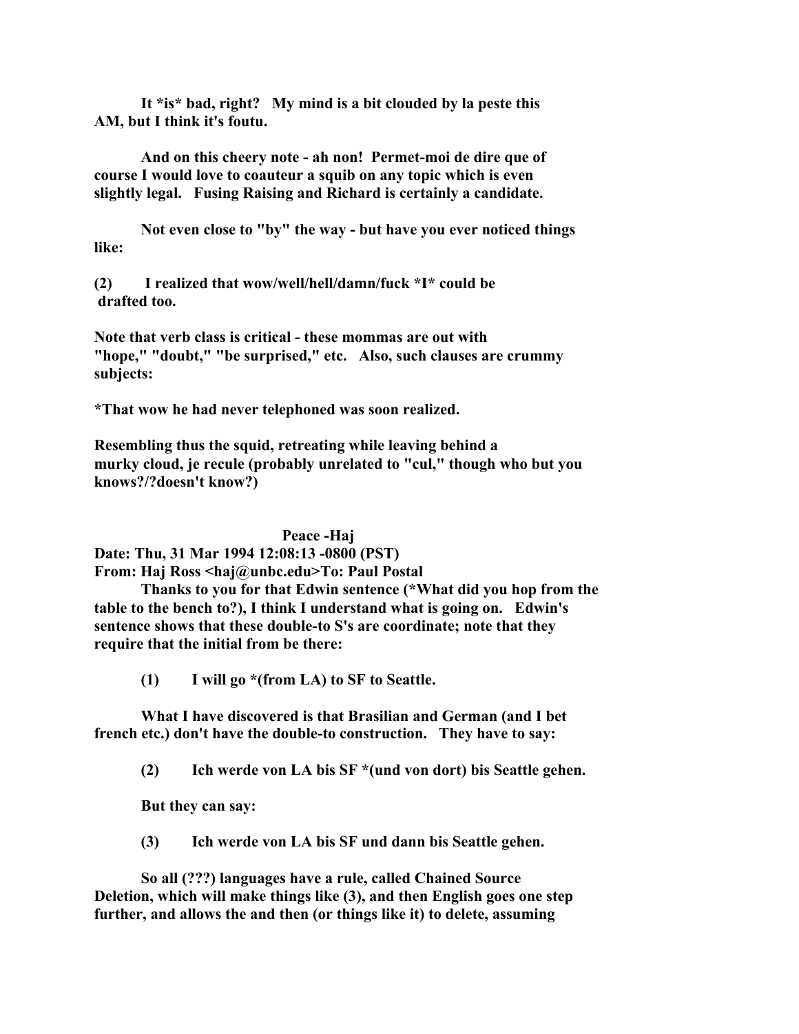It *is* bad, right? My mind is a bit clouded by la peste this AM, but I think it's foutu.

And on this cheery note - ah non! Permet-moi de dire que of course I would love to coauteur a squib on any topic which is even slightly legal. Fusing Raising and Richard is certainly a candidate.

Not even close to "by" the way - but have you ever noticed things like:

(2) I realized that wow/well/hell/damn/fuck *I* could be drafted too.

Note that verb class is critical - these mommas are out with "hope," "doubt," "be surprised," etc. Also, such clauses are crummy subjects:

*That wow he had never telephoned was soon realized.

Resembling thus the squid, retreating while leaving behind a murky cloud, je recule (probably unrelated to "cul," though who but you knows?/?doesn't know?)

Peace -Haj

Date: Thu, 31 Mar 1994 12:08:13 -0800 (PST)
From: Haj Ross <haj@unbc.edu>To: Paul Postal

Thanks to you for that Edwin sentence (*What did you hop from the table to the bench to?), I think I understand what is going on. Edwin's sentence shows that these double-to S's are coordinate; note that they require that the initial from be there:

(1) I will go *(from LA) to SF to Seattle.

What I have discovered is that Brasilian and German (and I bet french etc.) don't have the double-to construction. They have to say:

(2) Ich werde von LA bis SF *(und von dort) bis Seattle gehen.

But they can say:

(3) Ich werde von LA bis SF und dann bis Seattle gehen.

So all (???) languages have a rule, called Chained Source Deletion, which will make things like (3), and then English goes one step further, and allows the and then (or things like it) to delete, assuming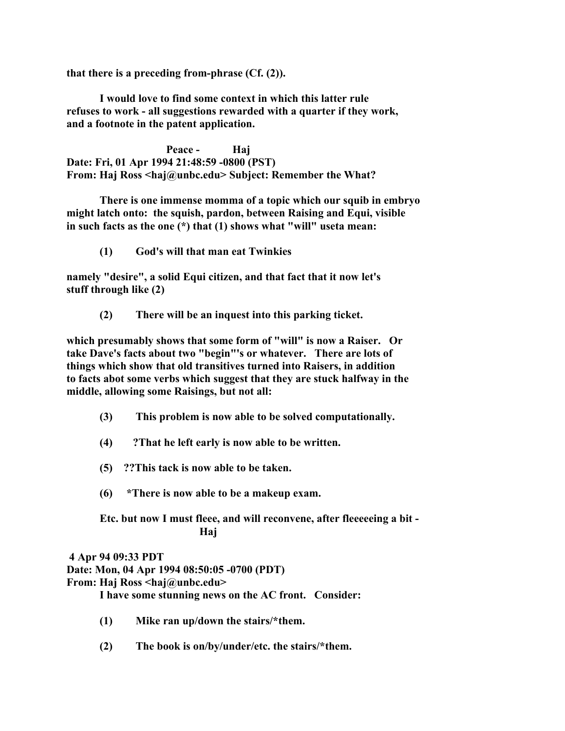**that there is a preceding from-phrase (Cf. (2)).**

**I would love to find some context in which this latter rule refuses to work - all suggestions rewarded with a quarter if they work, and a footnote in the patent application.**

**Peace - Haj**

**Date: Fri, 01 Apr 1994 21:48:59 -0800 (PST)**
**From: Haj Ross <haj@unbc.edu> Subject: Remember the What?**

**There is one immense momma of a topic which our squib in embryo might latch onto: the squish, pardon, between Raising and Equi, visible in such facts as the one (*) that (1) shows what "will" useta mean:**

**(1) God's will that man eat Twinkies**

**namely "desire", a solid Equi citizen, and that fact that it now let's stuff through like (2)**

**(2) There will be an inquest into this parking ticket.**

**which presumably shows that some form of "will" is now a Raiser. Or take Dave's facts about two "begin"'s or whatever. There are lots of things which show that old transitives turned into Raisers, in addition to facts abot some verbs which suggest that they are stuck halfway in the middle, allowing some Raisings, but not all:**

**(3) This problem is now able to be solved computationally.**

**(4) ?That he left early is now able to be written.**

**(5) ??This tack is now able to be taken.**

**(6) *There is now able to be a makeup exam.**

**Etc. but now I must fleee, and will reconvene, after fleeeeeing a bit - Haj**

**4 Apr 94 09:33 PDT**
**Date: Mon, 04 Apr 1994 08:50:05 -0700 (PDT)**
**From: Haj Ross <haj@unbc.edu>**

**I have some stunning news on the AC front. Consider:**

**(1) Mike ran up/down the stairs/*them.**

**(2) The book is on/by/under/etc. the stairs/*them.**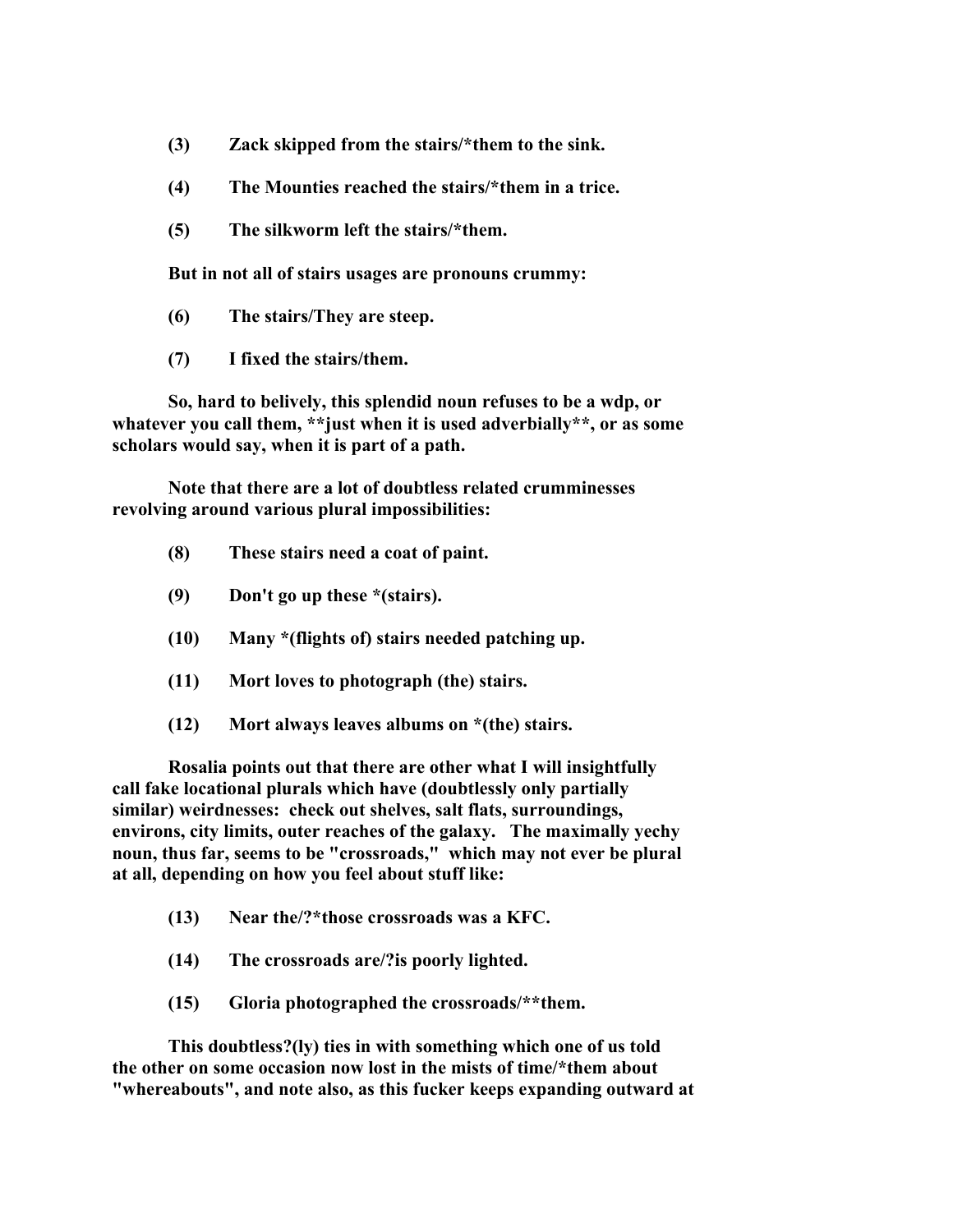**(3) Zack skipped from the stairs/*them to the sink.**

**(4) The Mounties reached the stairs/*them in a trice.**

**(5) The silkworm left the stairs/*them.**

**But in not all of stairs usages are pronouns crummy:**

**(6) The stairs/They are steep.**

**(7) I fixed the stairs/them.**

**So, hard to belively, this splendid noun refuses to be a wdp, or whatever you call them, **just when it is used adverbially**, or as some scholars would say, when it is part of a path.**

**Note that there are a lot of doubtless related crumminesses revolving around various plural impossibilities:**

**(8) These stairs need a coat of paint.**

**(9) Don't go up these *(stairs).**

**(10) Many *(flights of) stairs needed patching up.**

**(11) Mort loves to photograph (the) stairs.**

**(12) Mort always leaves albums on *(the) stairs.**

**Rosalia points out that there are other what I will insightfully call fake locational plurals which have (doubtlessly only partially similar) weirdnesses: check out shelves, salt flats, surroundings, environs, city limits, outer reaches of the galaxy. The maximally yechy noun, thus far, seems to be "crossroads," which may not ever be plural at all, depending on how you feel about stuff like:**

**(13) Near the/?*those crossroads was a KFC.**

**(14) The crossroads are/?is poorly lighted.**

**(15) Gloria photographed the crossroads/**them.**

**This doubtless?(ly) ties in with something which one of us told the other on some occasion now lost in the mists of time/*them about "whereabouts", and note also, as this fucker keeps expanding outward at**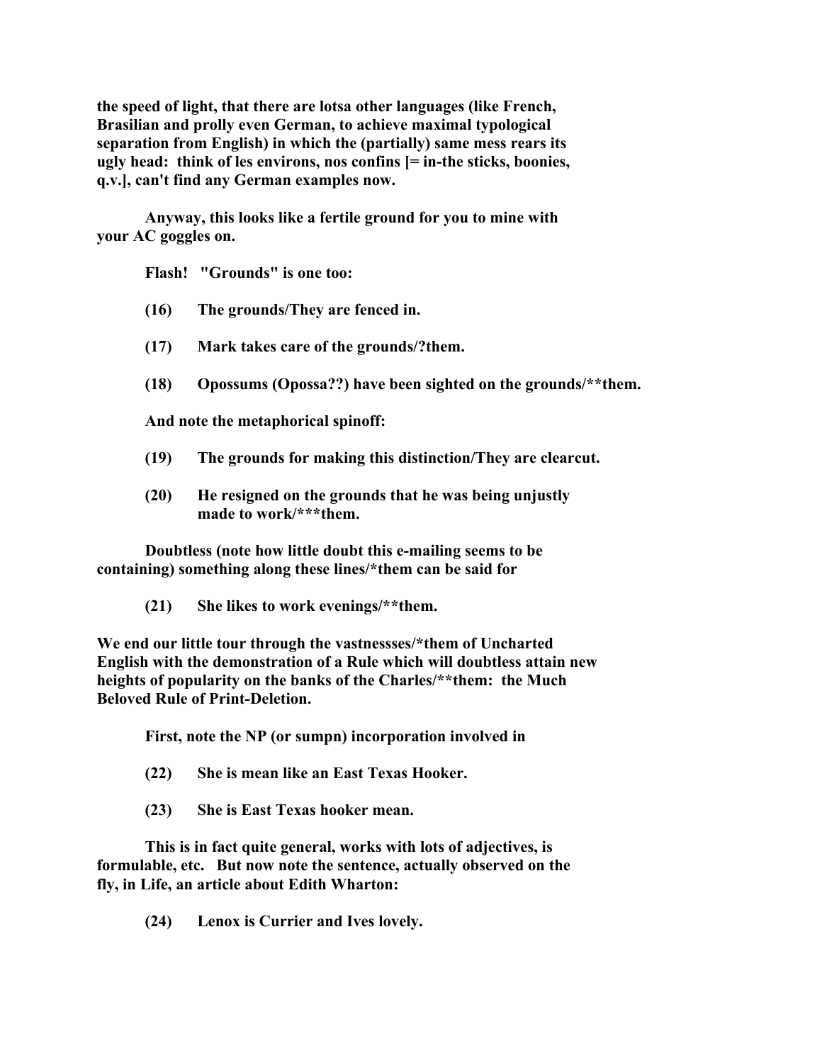**the speed of light, that there are lotsa other languages (like French, Brasilian and prolly even German, to achieve maximal typological separation from English) in which the (partially) same mess rears its ugly head: think of les environs, nos confins [= in-the sticks, boonies, q.v.], can't find any German examples now.**

**Anyway, this looks like a fertile ground for you to mine with your AC goggles on.**

**Flash! "Grounds" is one too:**

**(16) The grounds/They are fenced in.**

**(17) Mark takes care of the grounds/?them.**

**(18) Opossums (Opossa??) have been sighted on the grounds/**them.**

**And note the metaphorical spinoff:**

**(19) The grounds for making this distinction/They are clearcut.**

**(20) He resigned on the grounds that he was being unjustly made to work/***them.**

**Doubtless (note how little doubt this e-mailing seems to be containing) something along these lines/*them can be said for**

**(21) She likes to work evenings/**them.**

**We end our little tour through the vastnessses/*them of Uncharted English with the demonstration of a Rule which will doubtless attain new heights of popularity on the banks of the Charles/**them: the Much Beloved Rule of Print-Deletion.**

**First, note the NP (or sumpn) incorporation involved in**

**(22) She is mean like an East Texas Hooker.**

**(23) She is East Texas hooker mean.**

**This is in fact quite general, works with lots of adjectives, is formulable, etc. But now note the sentence, actually observed on the fly, in Life, an article about Edith Wharton:**

**(24) Lenox is Currier and Ives lovely.**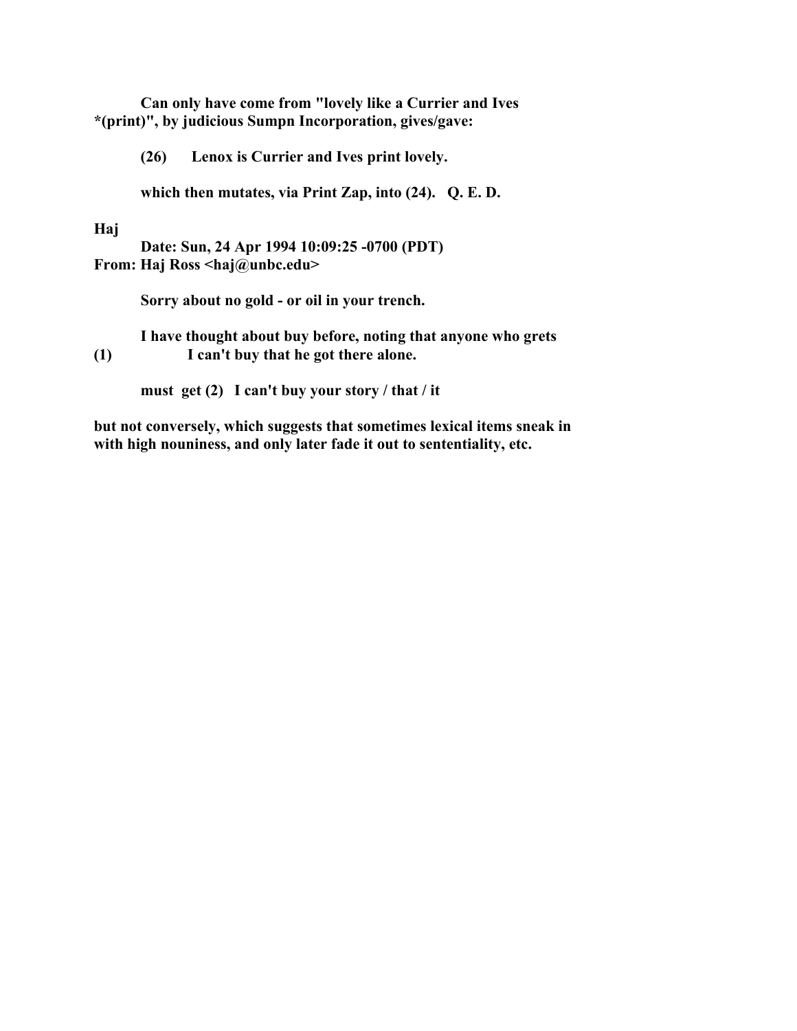**Can only have come from "lovely like a Currier and Ives *(print)", by judicious Sumpn Incorporation, gives/gave:**

**(26) Lenox is Currier and Ives print lovely.**

**which then mutates, via Print Zap, into (24). Q. E. D.**

**Haj**

**Date: Sun, 24 Apr 1994 10:09:25 -0700 (PDT)**
**From: Haj Ross <haj@unbc.edu>**

**Sorry about no gold - or oil in your trench.**

**I have thought about buy before, noting that anyone who grets**
**(1) I can't buy that he got there alone.**

**must get (2) I can't buy your story / that / it**

**but not conversely, which suggests that sometimes lexical items sneak in with high nouniness, and only later fade it out to sententiality, etc.**